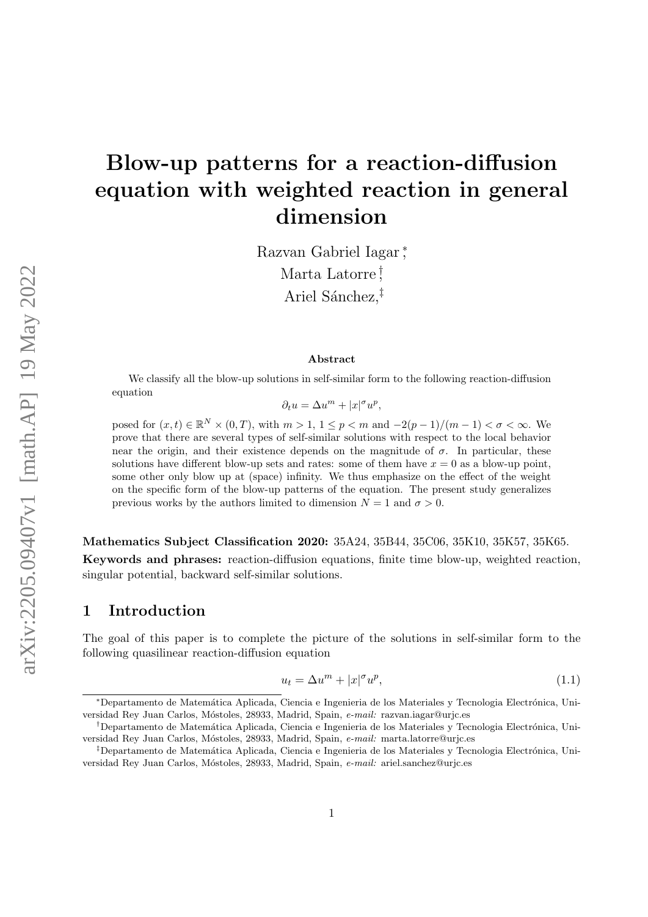# Blow-up patterns for a reaction-diffusion equation with weighted reaction in general dimension

Razvan Gabriel Iagar [*], Marta Latorre [†], Ariel Sánchez [‡]

### Abstract

We classify all the blow-up solutions in self-similar form to the following reaction-diffusion equation

$$\partial_t u = \Delta u^m + |x|^\sigma u^p,$$

posed for $(x,t) \in \mathbb{R}^N \times (0,T)$, with $m > 1$, $1 \leq p < m$ and $-2(p-1)/(m-1) < \sigma < \infty$. We prove that there are several types of self-similar solutions with respect to the local behavior near the origin, and their existence depends on the magnitude of $\sigma$. In particular, these solutions have different blow-up sets and rates: some of them have $x = 0$ as a blow-up point, some other only blow up at (space) infinity. We thus emphasize on the effect of the weight on the specific form of the blow-up patterns of the equation. The present study generalizes previous works by the authors limited to dimension $N = 1$ and $\sigma > 0$.

**Mathematics Subject Classification 2020:** 35A24, 35B44, 35C06, 35K10, 35K57, 35K65.

**Keywords and phrases:** reaction-diffusion equations, finite time blow-up, weighted reaction, singular potential, backward self-similar solutions.

## 1 Introduction

The goal of this paper is to complete the picture of the solutions in self-similar form to the following quasilinear reaction-diffusion equation

$$u_t = \Delta u^m + |x|^\sigma u^p, \tag{1.1}$$

[*] Departamento de Matemática Aplicada, Ciencia e Ingenieria de los Materiales y Tecnologia Electrónica, Universidad Rey Juan Carlos, Móstoles, 28933, Madrid, Spain, *e-mail:* razvan.iagar@urjc.es

[†] Departamento de Matemática Aplicada, Ciencia e Ingenieria de los Materiales y Tecnologia Electrónica, Universidad Rey Juan Carlos, Móstoles, 28933, Madrid, Spain, *e-mail:* marta.latorre@urjc.es

[‡] Departamento de Matemática Aplicada, Ciencia e Ingenieria de los Materiales y Tecnologia Electrónica, Universidad Rey Juan Carlos, Móstoles, 28933, Madrid, Spain, *e-mail:* ariel.sanchez@urjc.es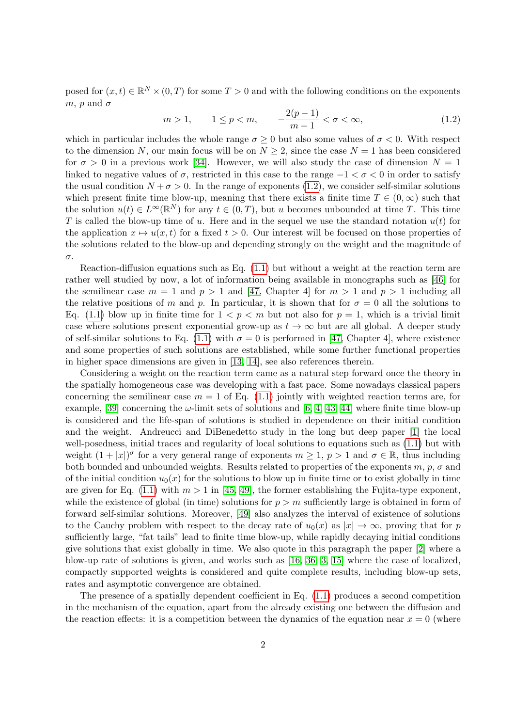posed for $(x,t) \in \mathbb{R}^N \times (0,T)$ for some $T>0$ and with the following conditions on the exponents $m$, $p$ and $\sigma$

$$m>1, \qquad 1 \leq p < m, \qquad -\frac{2(p-1)}{m-1} < \sigma < \infty, \tag{1.2}$$

which in particular includes the whole range $\sigma \geq 0$ but also some values of $\sigma < 0$. With respect to the dimension $N$, our main focus will be on $N \geq 2$, since the case $N=1$ has been considered for $\sigma > 0$ in a previous work [34]. However, we will also study the case of dimension $N=1$ linked to negative values of $\sigma$, restricted in this case to the range $-1 < \sigma < 0$ in order to satisfy the usual condition $N + \sigma > 0$. In the range of exponents (1.2), we consider self-similar solutions which present finite time blow-up, meaning that there exists a finite time $T \in (0,\infty)$ such that the solution $u(t) \in L^{\infty}(\mathbb{R}^N)$ for any $t \in (0,T)$, but $u$ becomes unbounded at time $T$. This time $T$ is called the blow-up time of $u$. Here and in the sequel we use the standard notation $u(t)$ for the application $x \mapsto u(x,t)$ for a fixed $t>0$. Our interest will be focused on those properties of the solutions related to the blow-up and depending strongly on the weight and the magnitude of $\sigma$.

Reaction-diffusion equations such as Eq. (1.1) but without a weight at the reaction term are rather well studied by now, a lot of information being available in monographs such as [46] for the semilinear case $m=1$ and $p>1$ and [47, Chapter 4] for $m>1$ and $p>1$ including all the relative positions of $m$ and $p$. In particular, it is shown that for $\sigma = 0$ all the solutions to Eq. (1.1) blow up in finite time for $1 < p < m$ but not also for $p=1$, which is a trivial limit case where solutions present exponential grow-up as $t \to \infty$ but are all global. A deeper study of self-similar solutions to Eq. (1.1) with $\sigma = 0$ is performed in [47, Chapter 4], where existence and some properties of such solutions are established, while some further functional properties in higher space dimensions are given in [13, 14], see also references therein.

Considering a weight on the reaction term came as a natural step forward once the theory in the spatially homogeneous case was developing with a fast pace. Some nowadays classical papers concerning the semilinear case $m=1$ of Eq. (1.1) jointly with weighted reaction terms are, for example, [39] concerning the $\omega$-limit sets of solutions and [6, 4, 43, 44] where finite time blow-up is considered and the life-span of solutions is studied in dependence on their initial condition and the weight. Andreucci and DiBenedetto study in the long but deep paper [1] the local well-posedness, initial traces and regularity of local solutions to equations such as (1.1) but with weight $(1+|x|)^{\sigma}$ for a very general range of exponents $m \geq 1$, $p>1$ and $\sigma \in \mathbb{R}$, thus including both bounded and unbounded weights. Results related to properties of the exponents $m$, $p$, $\sigma$ and of the initial condition $u_0(x)$ for the solutions to blow up in finite time or to exist globally in time are given for Eq. (1.1) with $m>1$ in [45, 49], the former establishing the Fujita-type exponent, while the existence of global (in time) solutions for $p>m$ sufficiently large is obtained in form of forward self-similar solutions. Moreover, [49] also analyzes the interval of existence of solutions to the Cauchy problem with respect to the decay rate of $u_0(x)$ as $|x| \to \infty$, proving that for $p$ sufficiently large, "fat tails" lead to finite time blow-up, while rapidly decaying initial conditions give solutions that exist globally in time. We also quote in this paragraph the paper [2] where a blow-up rate of solutions is given, and works such as [16, 36, 3, 15] where the case of localized, compactly supported weights is considered and quite complete results, including blow-up sets, rates and asymptotic convergence are obtained.

The presence of a spatially dependent coefficient in Eq. (1.1) produces a second competition in the mechanism of the equation, apart from the already existing one between the diffusion and the reaction effects: it is a competition between the dynamics of the equation near $x=0$ (where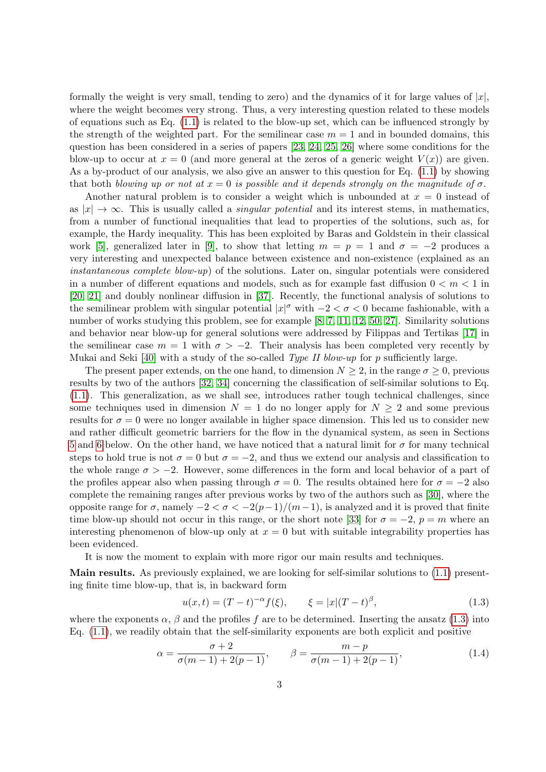formally the weight is very small, tending to zero) and the dynamics of it for large values of $|x|$, where the weight becomes very strong. Thus, a very interesting question related to these models of equations such as Eq. (1.1) is related to the blow-up set, which can be influenced strongly by the strength of the weighted part. For the semilinear case $m = 1$ and in bounded domains, this question has been considered in a series of papers [23, 24, 25, 26] where some conditions for the blow-up to occur at $x = 0$ (and more general at the zeros of a generic weight $V(x)$) are given. As a by-product of our analysis, we also give an answer to this question for Eq. (1.1) by showing that both *blowing up or not at* $x = 0$ *is possible and it depends strongly on the magnitude of* $\sigma$.

Another natural problem is to consider a weight which is unbounded at $x = 0$ instead of as $|x| \to \infty$. This is usually called a *singular potential* and its interest stems, in mathematics, from a number of functional inequalities that lead to properties of the solutions, such as, for example, the Hardy inequality. This has been exploited by Baras and Goldstein in their classical work [5], generalized later in [9], to show that letting $m = p = 1$ and $\sigma = -2$ produces a very interesting and unexpected balance between existence and non-existence (explained as an *instantaneous complete blow-up*) of the solutions. Later on, singular potentials were considered in a number of different equations and models, such as for example fast diffusion $0 < m < 1$ in [20, 21] and doubly nonlinear diffusion in [37]. Recently, the functional analysis of solutions to the semilinear problem with singular potential $|x|^\sigma$ with $-2 < \sigma < 0$ became fashionable, with a number of works studying this problem, see for example [8, 7, 11, 12, 50, 27]. Similarity solutions and behavior near blow-up for general solutions were addressed by Filippas and Tertikas [17] in the semilinear case $m = 1$ with $\sigma > -2$. Their analysis has been completed very recently by Mukai and Seki [40] with a study of the so-called *Type II blow-up* for $p$ sufficiently large.

The present paper extends, on the one hand, to dimension $N \geq 2$, in the range $\sigma \geq 0$, previous results by two of the authors [32, 34] concerning the classification of self-similar solutions to Eq. (1.1). This generalization, as we shall see, introduces rather tough technical challenges, since some techniques used in dimension $N = 1$ do no longer apply for $N \geq 2$ and some previous results for $\sigma = 0$ were no longer available in higher space dimension. This led us to consider new and rather difficult geometric barriers for the flow in the dynamical system, as seen in Sections 5 and 6 below. On the other hand, we have noticed that a natural limit for $\sigma$ for many technical steps to hold true is not $\sigma = 0$ but $\sigma = -2$, and thus we extend our analysis and classification to the whole range $\sigma > -2$. However, some differences in the form and local behavior of a part of the profiles appear also when passing through $\sigma = 0$. The results obtained here for $\sigma = -2$ also complete the remaining ranges after previous works by two of the authors such as [30], where the opposite range for $\sigma$, namely $-2 < \sigma < -2(p-1)/(m-1)$, is analyzed and it is proved that finite time blow-up should not occur in this range, or the short note [33] for $\sigma = -2$, $p = m$ where an interesting phenomenon of blow-up only at $x = 0$ but with suitable integrability properties has been evidenced.

It is now the moment to explain with more rigor our main results and techniques.

**Main results.** As previously explained, we are looking for self-similar solutions to (1.1) presenting finite time blow-up, that is, in backward form

$$u(x,t) = (T-t)^{-\alpha} f(\xi), \qquad \xi = |x|(T-t)^{\beta}, \tag{1.3}$$

where the exponents $\alpha$, $\beta$ and the profiles $f$ are to be determined. Inserting the ansatz (1.3) into Eq. (1.1), we readily obtain that the self-similarity exponents are both explicit and positive

$$\alpha = \frac{\sigma+2}{\sigma(m-1)+2(p-1)}, \qquad \beta = \frac{m-p}{\sigma(m-1)+2(p-1)}, \tag{1.4}$$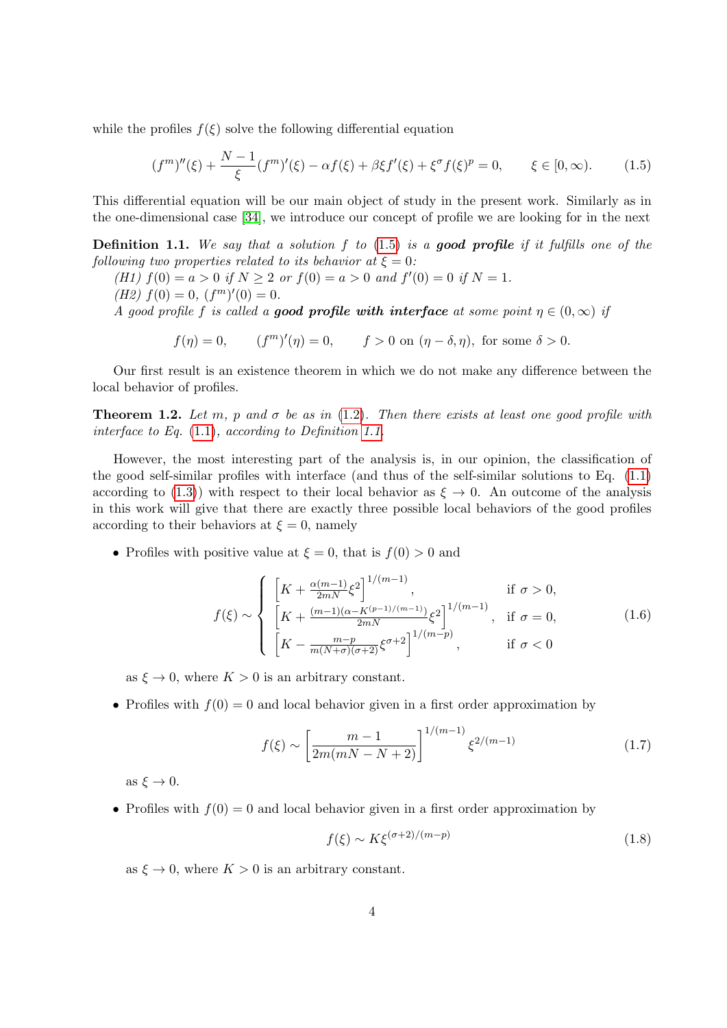while the profiles $f(\xi)$ solve the following differential equation

$$(f^m)''(\xi) + \frac{N-1}{\xi}(f^m)'(\xi) - \alpha f(\xi) + \beta\xi f'(\xi) + \xi^\sigma f(\xi)^p = 0, \qquad \xi \in [0,\infty). \tag{1.5}$$

This differential equation will be our main object of study in the present work. Similarly as in the one-dimensional case [34], we introduce our concept of profile we are looking for in the next

**Definition 1.1.** *We say that a solution $f$ to (1.5) is a* ***good profile*** *if it fulfills one of the following two properties related to its behavior at $\xi = 0$:*

*(H1) $f(0) = a > 0$ if $N \geq 2$ or $f(0) = a > 0$ and $f'(0) = 0$ if $N = 1$.*

*(H2) $f(0) = 0$, $(f^m)'(0) = 0$.*

*A good profile $f$ is called a* ***good profile with interface*** *at some point $\eta \in (0,\infty)$ if*

$$f(\eta) = 0, \qquad (f^m)'(\eta) = 0, \qquad f > 0 \text{ on } (\eta - \delta, \eta), \text{ for some } \delta > 0.$$

Our first result is an existence theorem in which we do not make any difference between the local behavior of profiles.

**Theorem 1.2.** *Let $m$, $p$ and $\sigma$ be as in (1.2). Then there exists at least one good profile with interface to Eq. (1.1), according to Definition 1.1.*

However, the most interesting part of the analysis is, in our opinion, the classification of the good self-similar profiles with interface (and thus of the self-similar solutions to Eq. (1.1) according to (1.3)) with respect to their local behavior as $\xi \to 0$. An outcome of the analysis in this work will give that there are exactly three possible local behaviors of the good profiles according to their behaviors at $\xi = 0$, namely

- Profiles with positive value at $\xi = 0$, that is $f(0) > 0$ and

$$f(\xi) \sim \begin{cases} \left[K + \frac{\alpha(m-1)}{2mN}\xi^2\right]^{1/(m-1)}, & \text{if } \sigma > 0, \\ \left[K + \frac{(m-1)(\alpha - K^{(p-1)/(m-1)})}{2mN}\xi^2\right]^{1/(m-1)}, & \text{if } \sigma = 0, \\ \left[K - \frac{m-p}{m(N+\sigma)(\sigma+2)}\xi^{\sigma+2}\right]^{1/(m-p)}, & \text{if } \sigma < 0 \end{cases} \tag{1.6}$$

  as $\xi \to 0$, where $K > 0$ is an arbitrary constant.

- Profiles with $f(0) = 0$ and local behavior given in a first order approximation by

$$f(\xi) \sim \left[\frac{m-1}{2m(mN-N+2)}\right]^{1/(m-1)} \xi^{2/(m-1)} \tag{1.7}$$

  as $\xi \to 0$.

- Profiles with $f(0) = 0$ and local behavior given in a first order approximation by

$$f(\xi) \sim K\xi^{(\sigma+2)/(m-p)} \tag{1.8}$$

  as $\xi \to 0$, where $K > 0$ is an arbitrary constant.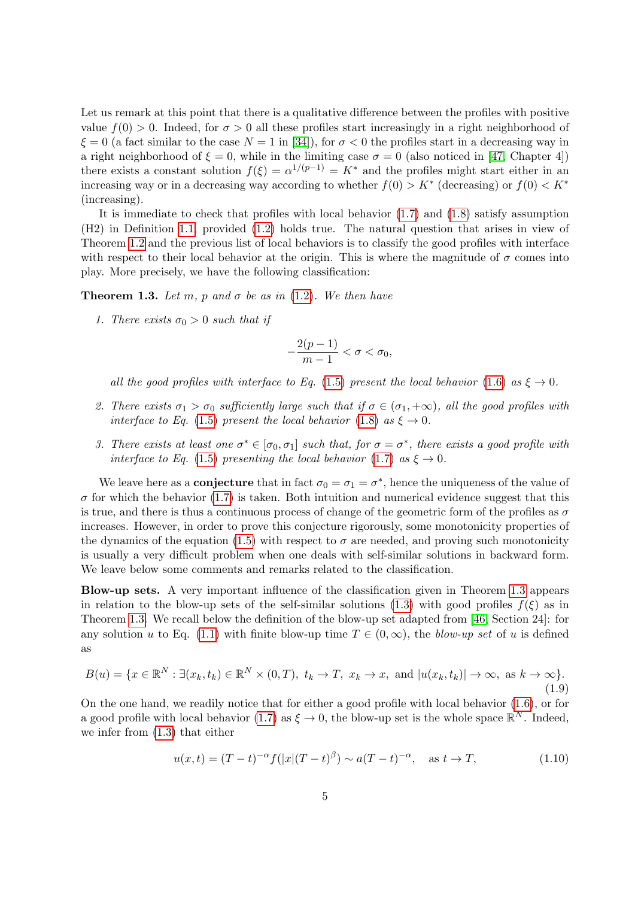Let us remark at this point that there is a qualitative difference between the profiles with positive value $f(0) > 0$. Indeed, for $\sigma > 0$ all these profiles start increasingly in a right neighborhood of $\xi = 0$ (a fact similar to the case $N = 1$ in [34]), for $\sigma < 0$ the profiles start in a decreasing way in a right neighborhood of $\xi = 0$, while in the limiting case $\sigma = 0$ (also noticed in [47, Chapter 4]) there exists a constant solution $f(\xi) = \alpha^{1/(p-1)} = K^*$ and the profiles might start either in an increasing way or in a decreasing way according to whether $f(0) > K^*$ (decreasing) or $f(0) < K^*$ (increasing).

It is immediate to check that profiles with local behavior (1.7) and (1.8) satisfy assumption (H2) in Definition 1.1, provided (1.2) holds true. The natural question that arises in view of Theorem 1.2 and the previous list of local behaviors is to classify the good profiles with interface with respect to their local behavior at the origin. This is where the magnitude of $\sigma$ comes into play. More precisely, we have the following classification:

**Theorem 1.3.** *Let $m$, $p$ and $\sigma$ be as in (1.2). We then have*

1. *There exists $\sigma_0 > 0$ such that if*

$$-\frac{2(p-1)}{m-1} < \sigma < \sigma_0,$$

*all the good profiles with interface to Eq. (1.5) present the local behavior (1.6) as $\xi \to 0$.*

2. *There exists $\sigma_1 > \sigma_0$ sufficiently large such that if $\sigma \in (\sigma_1, +\infty)$, all the good profiles with interface to Eq. (1.5) present the local behavior (1.8) as $\xi \to 0$.*

3. *There exists at least one $\sigma^* \in [\sigma_0, \sigma_1]$ such that, for $\sigma = \sigma^*$, there exists a good profile with interface to Eq. (1.5) presenting the local behavior (1.7) as $\xi \to 0$.*

We leave here as a **conjecture** that in fact $\sigma_0 = \sigma_1 = \sigma^*$, hence the uniqueness of the value of $\sigma$ for which the behavior (1.7) is taken. Both intuition and numerical evidence suggest that this is true, and there is thus a continuous process of change of the geometric form of the profiles as $\sigma$ increases. However, in order to prove this conjecture rigorously, some monotonicity properties of the dynamics of the equation (1.5) with respect to $\sigma$ are needed, and proving such monotonicity is usually a very difficult problem when one deals with self-similar solutions in backward form. We leave below some comments and remarks related to the classification.

**Blow-up sets.** A very important influence of the classification given in Theorem 1.3 appears in relation to the blow-up sets of the self-similar solutions (1.3) with good profiles $f(\xi)$ as in Theorem 1.3. We recall below the definition of the blow-up set adapted from [46, Section 24]: for any solution $u$ to Eq. (1.1) with finite blow-up time $T \in (0, \infty)$, the *blow-up set* of $u$ is defined as

$$B(u) = \{x \in \mathbb{R}^N : \exists (x_k, t_k) \in \mathbb{R}^N \times (0, T),\ t_k \to T,\ x_k \to x,\ \text{and } |u(x_k, t_k)| \to \infty,\ \text{as } k \to \infty\}. \tag{1.9}$$

On the one hand, we readily notice that for either a good profile with local behavior (1.6), or for a good profile with local behavior (1.7) as $\xi \to 0$, the blow-up set is the whole space $\mathbb{R}^N$. Indeed, we infer from (1.3) that either

$$u(x,t) = (T-t)^{-\alpha} f(|x|(T-t)^{\beta}) \sim a(T-t)^{-\alpha}, \quad \text{as } t \to T, \tag{1.10}$$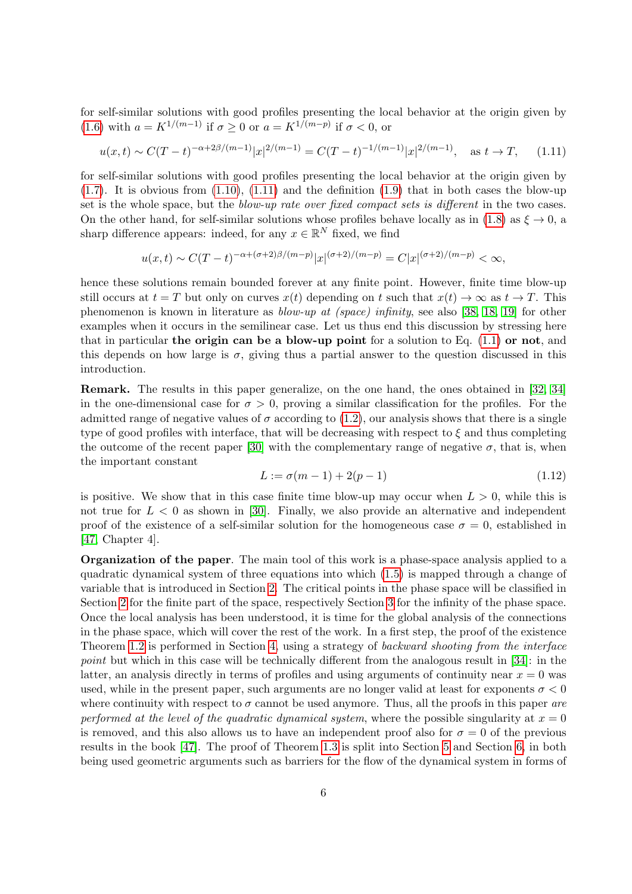for self-similar solutions with good profiles presenting the local behavior at the origin given by (1.6) with $a = K^{1/(m-1)}$ if $\sigma \geq 0$ or $a = K^{1/(m-p)}$ if $\sigma < 0$, or

$$u(x,t) \sim C(T-t)^{-\alpha+2\beta/(m-1)}|x|^{2/(m-1)} = C(T-t)^{-1/(m-1)}|x|^{2/(m-1)}, \quad \text{as } t \to T, \tag{1.11}$$

for self-similar solutions with good profiles presenting the local behavior at the origin given by (1.7). It is obvious from (1.10), (1.11) and the definition (1.9) that in both cases the blow-up set is the whole space, but the *blow-up rate over fixed compact sets is different* in the two cases. On the other hand, for self-similar solutions whose profiles behave locally as in (1.8) as $\xi \to 0$, a sharp difference appears: indeed, for any $x \in \mathbb{R}^N$ fixed, we find

$$u(x,t) \sim C(T-t)^{-\alpha+(\sigma+2)\beta/(m-p)}|x|^{(\sigma+2)/(m-p)} = C|x|^{(\sigma+2)/(m-p)} < \infty,$$

hence these solutions remain bounded forever at any finite point. However, finite time blow-up still occurs at $t = T$ but only on curves $x(t)$ depending on $t$ such that $x(t) \to \infty$ as $t \to T$. This phenomenon is known in literature as *blow-up at (space) infinity*, see also [38, 18, 19] for other examples when it occurs in the semilinear case. Let us thus end this discussion by stressing here that in particular **the origin can be a blow-up point** for a solution to Eq. (1.1) **or not**, and this depends on how large is $\sigma$, giving thus a partial answer to the question discussed in this introduction.

**Remark.** The results in this paper generalize, on the one hand, the ones obtained in [32, 34] in the one-dimensional case for $\sigma > 0$, proving a similar classification for the profiles. For the admitted range of negative values of $\sigma$ according to (1.2), our analysis shows that there is a single type of good profiles with interface, that will be decreasing with respect to $\xi$ and thus completing the outcome of the recent paper [30] with the complementary range of negative $\sigma$, that is, when the important constant

$$L := \sigma(m-1) + 2(p-1) \tag{1.12}$$

is positive. We show that in this case finite time blow-up may occur when $L > 0$, while this is not true for $L < 0$ as shown in [30]. Finally, we also provide an alternative and independent proof of the existence of a self-similar solution for the homogeneous case $\sigma = 0$, established in [47, Chapter 4].

**Organization of the paper**. The main tool of this work is a phase-space analysis applied to a quadratic dynamical system of three equations into which (1.5) is mapped through a change of variable that is introduced in Section 2. The critical points in the phase space will be classified in Section 2 for the finite part of the space, respectively Section 3 for the infinity of the phase space. Once the local analysis has been understood, it is time for the global analysis of the connections in the phase space, which will cover the rest of the work. In a first step, the proof of the existence Theorem 1.2 is performed in Section 4, using a strategy of *backward shooting from the interface point* but which in this case will be technically different from the analogous result in [34]: in the latter, an analysis directly in terms of profiles and using arguments of continuity near $x = 0$ was used, while in the present paper, such arguments are no longer valid at least for exponents $\sigma < 0$ where continuity with respect to $\sigma$ cannot be used anymore. Thus, all the proofs in this paper *are performed at the level of the quadratic dynamical system*, where the possible singularity at $x = 0$ is removed, and this also allows us to have an independent proof also for $\sigma = 0$ of the previous results in the book [47]. The proof of Theorem 1.3 is split into Section 5 and Section 6, in both being used geometric arguments such as barriers for the flow of the dynamical system in forms of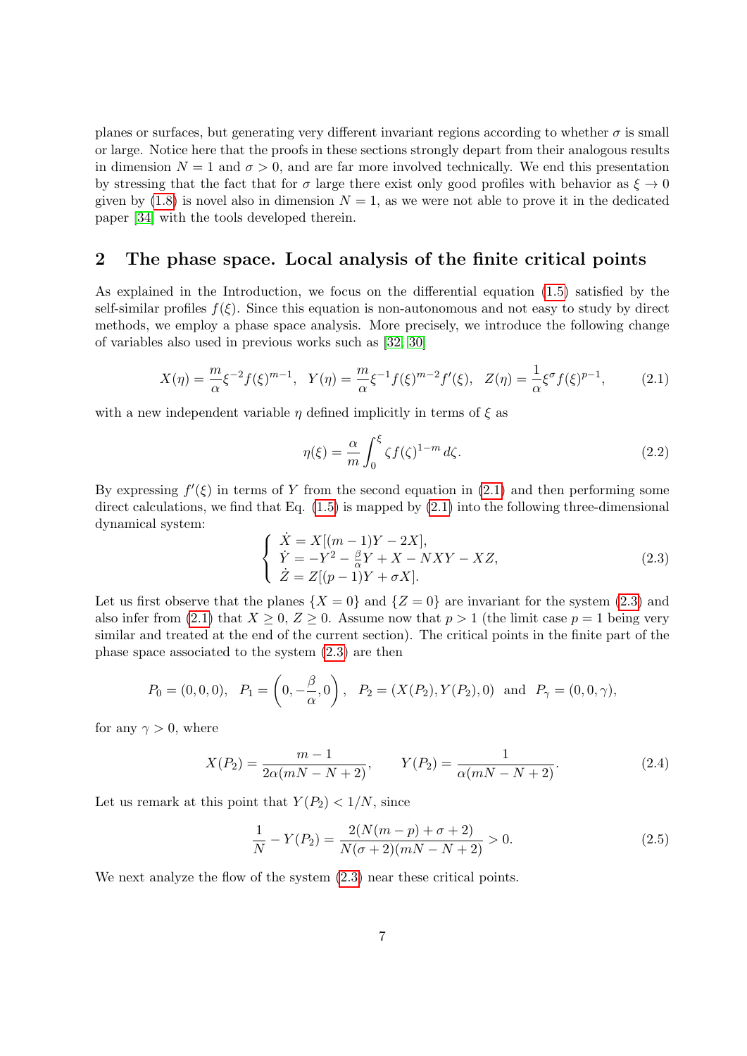planes or surfaces, but generating very different invariant regions according to whether $\sigma$ is small or large. Notice here that the proofs in these sections strongly depart from their analogous results in dimension $N = 1$ and $\sigma > 0$, and are far more involved technically. We end this presentation by stressing that the fact that for $\sigma$ large there exist only good profiles with behavior as $\xi \to 0$ given by (1.8) is novel also in dimension $N = 1$, as we were not able to prove it in the dedicated paper [34] with the tools developed therein.

## 2 The phase space. Local analysis of the finite critical points

As explained in the Introduction, we focus on the differential equation (1.5) satisfied by the self-similar profiles $f(\xi)$. Since this equation is non-autonomous and not easy to study by direct methods, we employ a phase space analysis. More precisely, we introduce the following change of variables also used in previous works such as [32, 30]

$$X(\eta) = \frac{m}{\alpha}\xi^{-2}f(\xi)^{m-1}, \quad Y(\eta) = \frac{m}{\alpha}\xi^{-1}f(\xi)^{m-2}f'(\xi), \quad Z(\eta) = \frac{1}{\alpha}\xi^{\sigma}f(\xi)^{p-1}, \tag{2.1}$$

with a new independent variable $\eta$ defined implicitly in terms of $\xi$ as

$$\eta(\xi) = \frac{\alpha}{m}\int_0^{\xi}\zeta f(\zeta)^{1-m}\,d\zeta. \tag{2.2}$$

By expressing $f'(\xi)$ in terms of $Y$ from the second equation in (2.1) and then performing some direct calculations, we find that Eq. (1.5) is mapped by (2.1) into the following three-dimensional dynamical system:

$$\left\{\begin{array}{l} \dot{X} = X[(m-1)Y - 2X], \\ \dot{Y} = -Y^2 - \frac{\beta}{\alpha}Y + X - NXY - XZ, \\ \dot{Z} = Z[(p-1)Y + \sigma X]. \end{array}\right. \tag{2.3}$$

Let us first observe that the planes $\{X = 0\}$ and $\{Z = 0\}$ are invariant for the system (2.3) and also infer from (2.1) that $X \geq 0$, $Z \geq 0$. Assume now that $p > 1$ (the limit case $p = 1$ being very similar and treated at the end of the current section). The critical points in the finite part of the phase space associated to the system (2.3) are then

$$P_0 = (0,0,0), \quad P_1 = \left(0, -\frac{\beta}{\alpha}, 0\right), \quad P_2 = (X(P_2), Y(P_2), 0) \;\text{ and }\; P_\gamma = (0,0,\gamma),$$

for any $\gamma > 0$, where

$$X(P_2) = \frac{m-1}{2\alpha(mN-N+2)}, \qquad Y(P_2) = \frac{1}{\alpha(mN-N+2)}. \tag{2.4}$$

Let us remark at this point that $Y(P_2) < 1/N$, since

$$\frac{1}{N} - Y(P_2) = \frac{2(N(m-p)+\sigma+2)}{N(\sigma+2)(mN-N+2)} > 0. \tag{2.5}$$

We next analyze the flow of the system (2.3) near these critical points.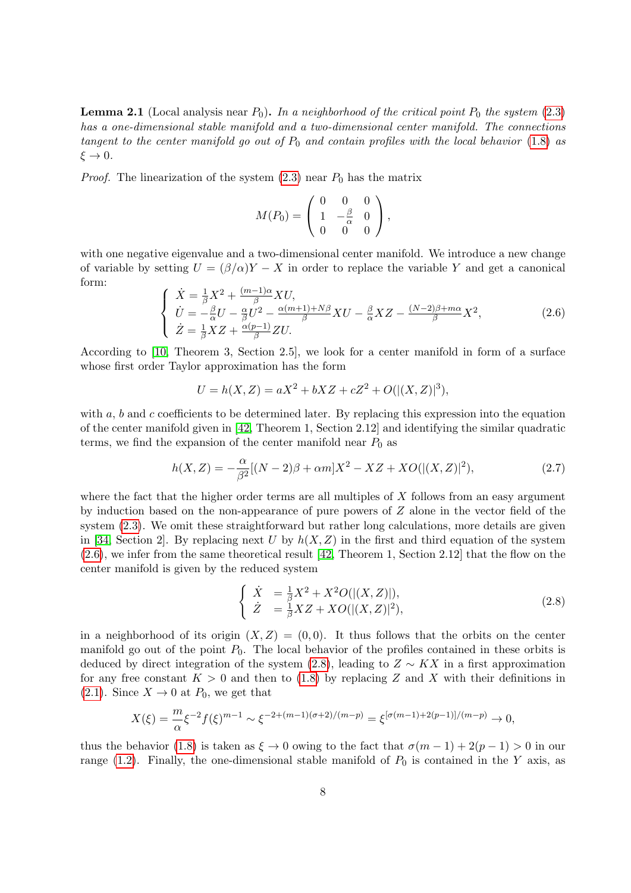**Lemma 2.1** (Local analysis near $P_0$)**.** *In a neighborhood of the critical point $P_0$ the system (2.3) has a one-dimensional stable manifold and a two-dimensional center manifold. The connections tangent to the center manifold go out of $P_0$ and contain profiles with the local behavior (1.8) as $\xi \to 0$.*

*Proof.* The linearization of the system (2.3) near $P_0$ has the matrix

$$M(P_0) = \begin{pmatrix} 0 & 0 & 0 \\ 1 & -\frac{\beta}{\alpha} & 0 \\ 0 & 0 & 0 \end{pmatrix},$$

with one negative eigenvalue and a two-dimensional center manifold. We introduce a new change of variable by setting $U = (\beta/\alpha)Y - X$ in order to replace the variable $Y$ and get a canonical form:

$$\begin{cases} \dot{X} = \frac{1}{\beta}X^2 + \frac{(m-1)\alpha}{\beta}XU, \\ \dot{U} = -\frac{\beta}{\alpha}U - \frac{\alpha}{\beta}U^2 - \frac{\alpha(m+1)+N\beta}{\beta}XU - \frac{\beta}{\alpha}XZ - \frac{(N-2)\beta+m\alpha}{\beta}X^2, \\ \dot{Z} = \frac{1}{\beta}XZ + \frac{\alpha(p-1)}{\beta}ZU. \end{cases} \tag{2.6}$$

According to [10, Theorem 3, Section 2.5], we look for a center manifold in form of a surface whose first order Taylor approximation has the form

$$U = h(X,Z) = aX^2 + bXZ + cZ^2 + O(|(X,Z)|^3),$$

with $a$, $b$ and $c$ coefficients to be determined later. By replacing this expression into the equation of the center manifold given in [42, Theorem 1, Section 2.12] and identifying the similar quadratic terms, we find the expansion of the center manifold near $P_0$ as

$$h(X,Z) = -\frac{\alpha}{\beta^2}[(N-2)\beta + \alpha m]X^2 - XZ + XO(|(X,Z)|^2), \tag{2.7}$$

where the fact that the higher order terms are all multiples of $X$ follows from an easy argument by induction based on the non-appearance of pure powers of $Z$ alone in the vector field of the system (2.3). We omit these straightforward but rather long calculations, more details are given in [34, Section 2]. By replacing next $U$ by $h(X,Z)$ in the first and third equation of the system (2.6), we infer from the same theoretical result [42, Theorem 1, Section 2.12] that the flow on the center manifold is given by the reduced system

$$\begin{cases} \dot{X} &= \frac{1}{\beta}X^2 + X^2O(|(X,Z)|), \\ \dot{Z} &= \frac{1}{\beta}XZ + XO(|(X,Z)|^2), \end{cases} \tag{2.8}$$

in a neighborhood of its origin $(X,Z) = (0,0)$. It thus follows that the orbits on the center manifold go out of the point $P_0$. The local behavior of the profiles contained in these orbits is deduced by direct integration of the system (2.8), leading to $Z \sim KX$ in a first approximation for any free constant $K > 0$ and then to (1.8) by replacing $Z$ and $X$ with their definitions in (2.1). Since $X \to 0$ at $P_0$, we get that

$$X(\xi) = \frac{m}{\alpha}\xi^{-2}f(\xi)^{m-1} \sim \xi^{-2+(m-1)(\sigma+2)/(m-p)} = \xi^{[\sigma(m-1)+2(p-1)]/(m-p)} \to 0,$$

thus the behavior (1.8) is taken as $\xi \to 0$ owing to the fact that $\sigma(m-1) + 2(p-1) > 0$ in our range (1.2). Finally, the one-dimensional stable manifold of $P_0$ is contained in the $Y$ axis, as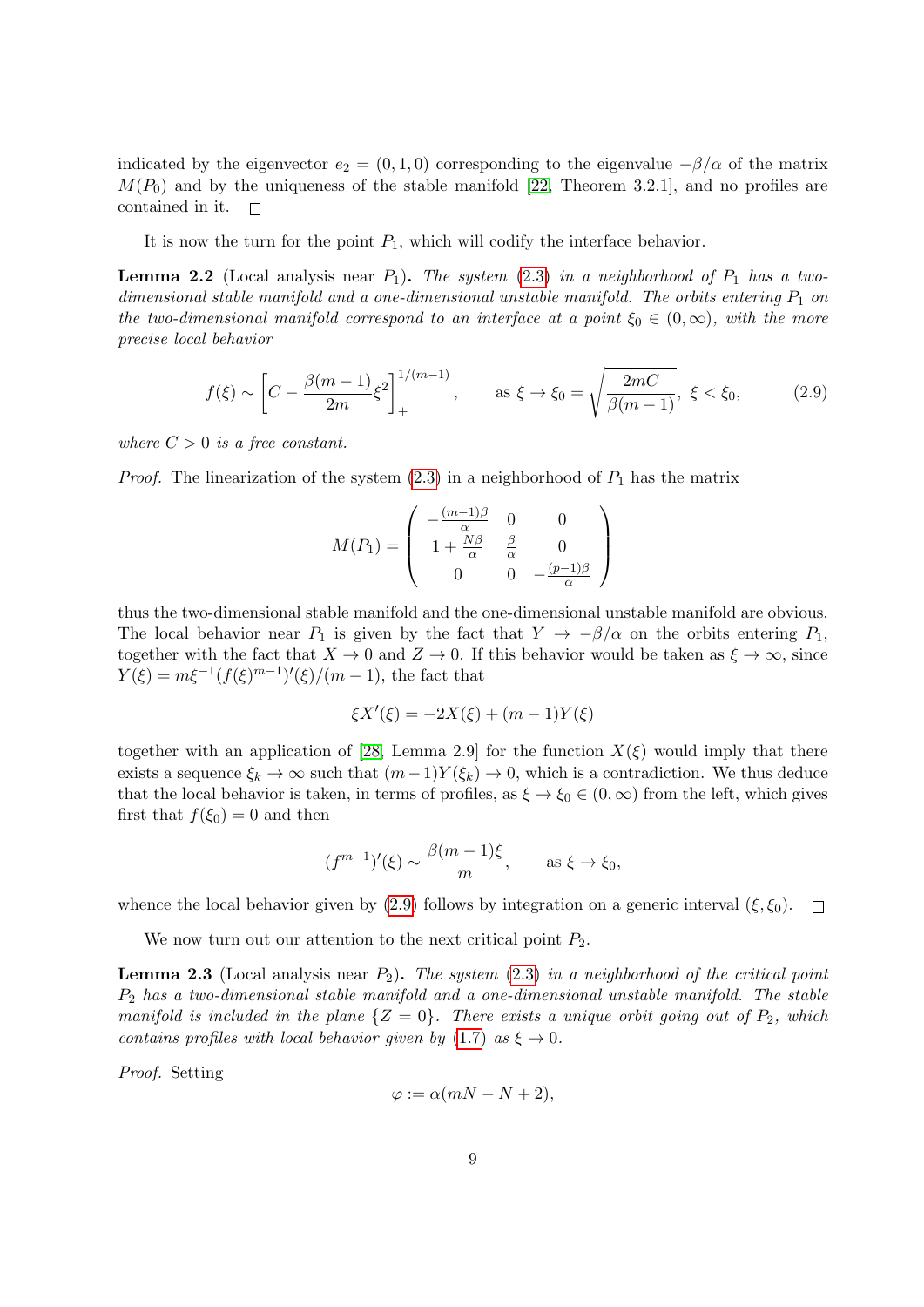indicated by the eigenvector $e_2 = (0, 1, 0)$ corresponding to the eigenvalue $-\beta/\alpha$ of the matrix $M(P_0)$ and by the uniqueness of the stable manifold [22, Theorem 3.2.1], and no profiles are contained in it. $\square$

It is now the turn for the point $P_1$, which will codify the interface behavior.

**Lemma 2.2** (Local analysis near $P_1$)**.** *The system (2.3) in a neighborhood of $P_1$ has a two-dimensional stable manifold and a one-dimensional unstable manifold. The orbits entering $P_1$ on the two-dimensional manifold correspond to an interface at a point $\xi_0 \in (0, \infty)$, with the more precise local behavior*

$$f(\xi) \sim \left[C - \frac{\beta(m-1)}{2m}\xi^2\right]_+^{1/(m-1)}, \qquad \text{as } \xi \to \xi_0 = \sqrt{\frac{2mC}{\beta(m-1)}},\ \xi < \xi_0, \tag{2.9}$$

*where $C > 0$ is a free constant.*

*Proof.* The linearization of the system (2.3) in a neighborhood of $P_1$ has the matrix

$$M(P_1) = \begin{pmatrix} -\frac{(m-1)\beta}{\alpha} & 0 & 0 \\ 1 + \frac{N\beta}{\alpha} & \frac{\beta}{\alpha} & 0 \\ 0 & 0 & -\frac{(p-1)\beta}{\alpha} \end{pmatrix}$$

thus the two-dimensional stable manifold and the one-dimensional unstable manifold are obvious. The local behavior near $P_1$ is given by the fact that $Y \to -\beta/\alpha$ on the orbits entering $P_1$, together with the fact that $X \to 0$ and $Z \to 0$. If this behavior would be taken as $\xi \to \infty$, since $Y(\xi) = m\xi^{-1}(f(\xi)^{m-1})'(\xi)/(m-1)$, the fact that

$$\xi X'(\xi) = -2X(\xi) + (m-1)Y(\xi)$$

together with an application of [28, Lemma 2.9] for the function $X(\xi)$ would imply that there exists a sequence $\xi_k \to \infty$ such that $(m-1)Y(\xi_k) \to 0$, which is a contradiction. We thus deduce that the local behavior is taken, in terms of profiles, as $\xi \to \xi_0 \in (0, \infty)$ from the left, which gives first that $f(\xi_0) = 0$ and then

$$(f^{m-1})'(\xi) \sim \frac{\beta(m-1)\xi}{m}, \qquad \text{as } \xi \to \xi_0,$$

whence the local behavior given by (2.9) follows by integration on a generic interval $(\xi, \xi_0)$. $\square$

We now turn out our attention to the next critical point $P_2$.

**Lemma 2.3** (Local analysis near $P_2$)**.** *The system (2.3) in a neighborhood of the critical point $P_2$ has a two-dimensional stable manifold and a one-dimensional unstable manifold. The stable manifold is included in the plane $\{Z = 0\}$. There exists a unique orbit going out of $P_2$, which contains profiles with local behavior given by (1.7) as $\xi \to 0$.*

*Proof.* Setting

$$\varphi := \alpha(mN - N + 2),$$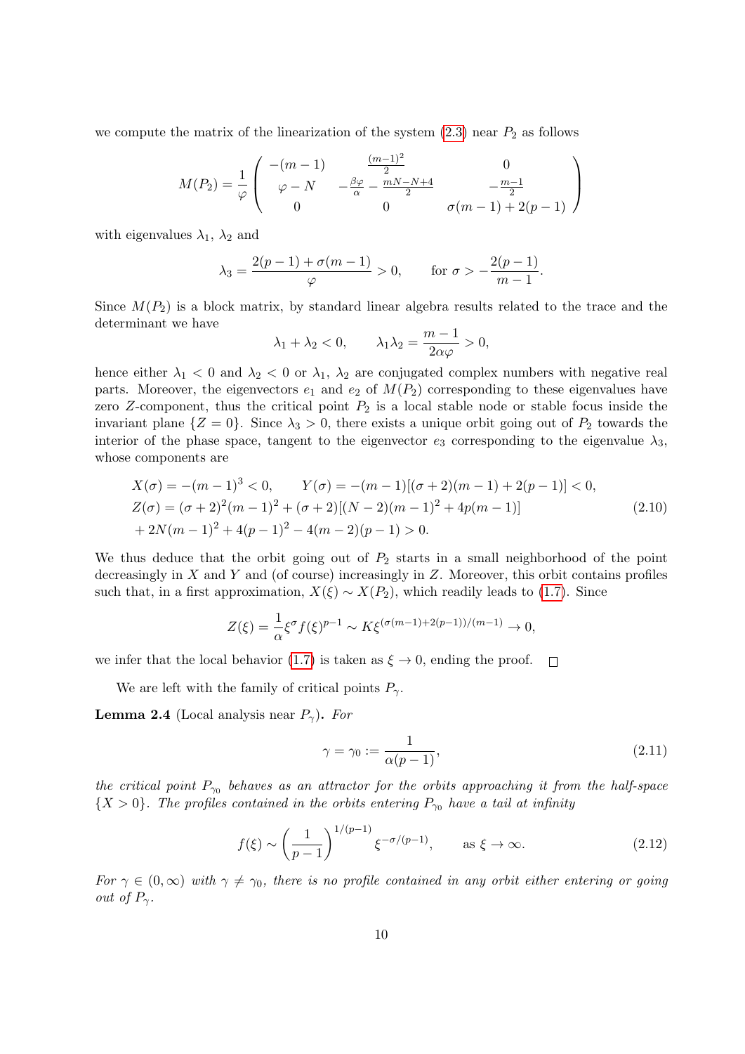we compute the matrix of the linearization of the system (2.3) near $P_2$ as follows

$$M(P_2) = \frac{1}{\varphi}\begin{pmatrix} -(m-1) & \frac{(m-1)^2}{2} & 0 \\ \varphi - N & -\frac{\beta\varphi}{\alpha} - \frac{mN-N+4}{2} & -\frac{m-1}{2} \\ 0 & 0 & \sigma(m-1)+2(p-1) \end{pmatrix}$$

with eigenvalues $\lambda_1$, $\lambda_2$ and

$$\lambda_3 = \frac{2(p-1)+\sigma(m-1)}{\varphi} > 0, \qquad \text{for } \sigma > -\frac{2(p-1)}{m-1}.$$

Since $M(P_2)$ is a block matrix, by standard linear algebra results related to the trace and the determinant we have

$$\lambda_1 + \lambda_2 < 0, \qquad \lambda_1\lambda_2 = \frac{m-1}{2\alpha\varphi} > 0,$$

hence either $\lambda_1 < 0$ and $\lambda_2 < 0$ or $\lambda_1$, $\lambda_2$ are conjugated complex numbers with negative real parts. Moreover, the eigenvectors $e_1$ and $e_2$ of $M(P_2)$ corresponding to these eigenvalues have zero $Z$-component, thus the critical point $P_2$ is a local stable node or stable focus inside the invariant plane $\{Z = 0\}$. Since $\lambda_3 > 0$, there exists a unique orbit going out of $P_2$ towards the interior of the phase space, tangent to the eigenvector $e_3$ corresponding to the eigenvalue $\lambda_3$, whose components are

$$\begin{aligned} &X(\sigma) = -(m-1)^3 < 0, \qquad Y(\sigma) = -(m-1)[(\sigma+2)(m-1)+2(p-1)] < 0, \\ &Z(\sigma) = (\sigma+2)^2(m-1)^2 + (\sigma+2)[(N-2)(m-1)^2 + 4p(m-1)] \\ &+ 2N(m-1)^2 + 4(p-1)^2 - 4(m-2)(p-1) > 0. \end{aligned} \tag{2.10}$$

We thus deduce that the orbit going out of $P_2$ starts in a small neighborhood of the point decreasingly in $X$ and $Y$ and (of course) increasingly in $Z$. Moreover, this orbit contains profiles such that, in a first approximation, $X(\xi) \sim X(P_2)$, which readily leads to (1.7). Since

$$Z(\xi) = \frac{1}{\alpha}\xi^{\sigma}f(\xi)^{p-1} \sim K\xi^{(\sigma(m-1)+2(p-1))/(m-1)} \to 0,$$

we infer that the local behavior (1.7) is taken as $\xi \to 0$, ending the proof. □

We are left with the family of critical points $P_\gamma$.

**Lemma 2.4** (Local analysis near $P_\gamma$). *For*

$$\gamma = \gamma_0 := \frac{1}{\alpha(p-1)}, \tag{2.11}$$

*the critical point $P_{\gamma_0}$ behaves as an attractor for the orbits approaching it from the half-space $\{X > 0\}$. The profiles contained in the orbits entering $P_{\gamma_0}$ have a tail at infinity*

$$f(\xi) \sim \left(\frac{1}{p-1}\right)^{1/(p-1)} \xi^{-\sigma/(p-1)}, \qquad \text{as } \xi \to \infty. \tag{2.12}$$

*For $\gamma \in (0,\infty)$ with $\gamma \neq \gamma_0$, there is no profile contained in any orbit either entering or going out of $P_\gamma$.*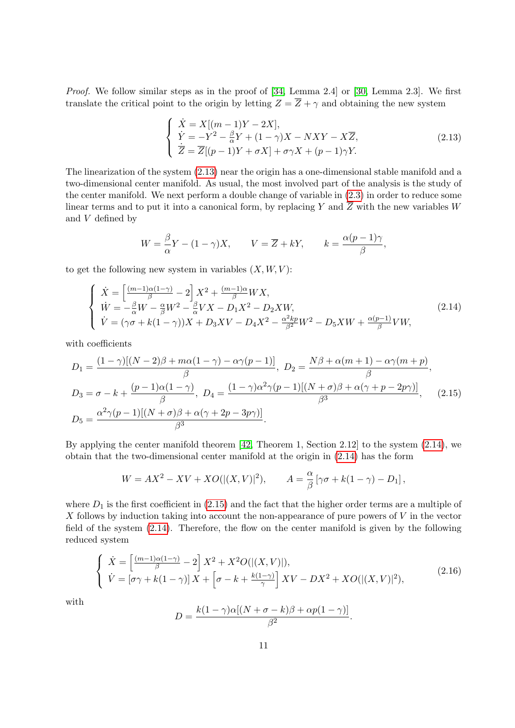*Proof.* We follow similar steps as in the proof of [34, Lemma 2.4] or [30, Lemma 2.3]. We first translate the critical point to the origin by letting $Z = \overline{Z} + \gamma$ and obtaining the new system

$$\left\{ \begin{array}{l} \dot{X} = X[(m-1)Y - 2X], \\ \dot{Y} = -Y^2 - \frac{\beta}{\alpha}Y + (1-\gamma)X - NXY - X\overline{Z}, \\ \dot{\overline{Z}} = \overline{Z}[(p-1)Y + \sigma X] + \sigma\gamma X + (p-1)\gamma Y. \end{array} \right. \tag{2.13}$$

The linearization of the system (2.13) near the origin has a one-dimensional stable manifold and a two-dimensional center manifold. As usual, the most involved part of the analysis is the study of the center manifold. We next perform a double change of variable in (2.3) in order to reduce some linear terms and to put it into a canonical form, by replacing $Y$ and $\overline{Z}$ with the new variables $W$ and $V$ defined by

$$W = \frac{\beta}{\alpha}Y - (1-\gamma)X, \qquad V = \overline{Z} + kY, \qquad k = \frac{\alpha(p-1)\gamma}{\beta},$$

to get the following new system in variables $(X, W, V)$:

$$\left\{ \begin{array}{l} \dot{X} = \left[\frac{(m-1)\alpha(1-\gamma)}{\beta} - 2\right]X^2 + \frac{(m-1)\alpha}{\beta}WX, \\ \dot{W} = -\frac{\beta}{\alpha}W - \frac{\alpha}{\beta}W^2 - \frac{\beta}{\alpha}VX - D_1X^2 - D_2XW, \\ \dot{V} = (\gamma\sigma + k(1-\gamma))X + D_3XV - D_4X^2 - \frac{\alpha^2 kp}{\beta^2}W^2 - D_5XW + \frac{\alpha(p-1)}{\beta}VW, \end{array} \right. \tag{2.14}$$

with coefficients

$$\begin{aligned} D_1 &= \frac{(1-\gamma)[(N-2)\beta + m\alpha(1-\gamma) - \alpha\gamma(p-1)]}{\beta}, \ D_2 = \frac{N\beta + \alpha(m+1) - \alpha\gamma(m+p)}{\beta}, \\ D_3 &= \sigma - k + \frac{(p-1)\alpha(1-\gamma)}{\beta}, \ D_4 = \frac{(1-\gamma)\alpha^2\gamma(p-1)[(N+\sigma)\beta + \alpha(\gamma + p - 2p\gamma)]}{\beta^3}, \\ D_5 &= \frac{\alpha^2\gamma(p-1)[(N+\sigma)\beta + \alpha(\gamma + 2p - 3p\gamma)]}{\beta^3}. \end{aligned} \tag{2.15}$$

By applying the center manifold theorem [42, Theorem 1, Section 2.12] to the system (2.14), we obtain that the two-dimensional center manifold at the origin in (2.14) has the form

$$W = AX^2 - XV + XO(|(X,V)|^2), \qquad A = \frac{\alpha}{\beta}\left[\gamma\sigma + k(1-\gamma) - D_1\right],$$

where $D_1$ is the first coefficient in (2.15) and the fact that the higher order terms are a multiple of $X$ follows by induction taking into account the non-appearance of pure powers of $V$ in the vector field of the system (2.14). Therefore, the flow on the center manifold is given by the following reduced system

$$\left\{ \begin{array}{l} \dot{X} = \left[\frac{(m-1)\alpha(1-\gamma)}{\beta} - 2\right]X^2 + X^2O(|(X,V)|), \\ \dot{V} = \left[\sigma\gamma + k(1-\gamma)\right]X + \left[\sigma - k + \frac{k(1-\gamma)}{\gamma}\right]XV - DX^2 + XO(|(X,V)|^2), \end{array} \right. \tag{2.16}$$

with

$$D = \frac{k(1-\gamma)\alpha[(N+\sigma-k)\beta + \alpha p(1-\gamma)]}{\beta^2}.$$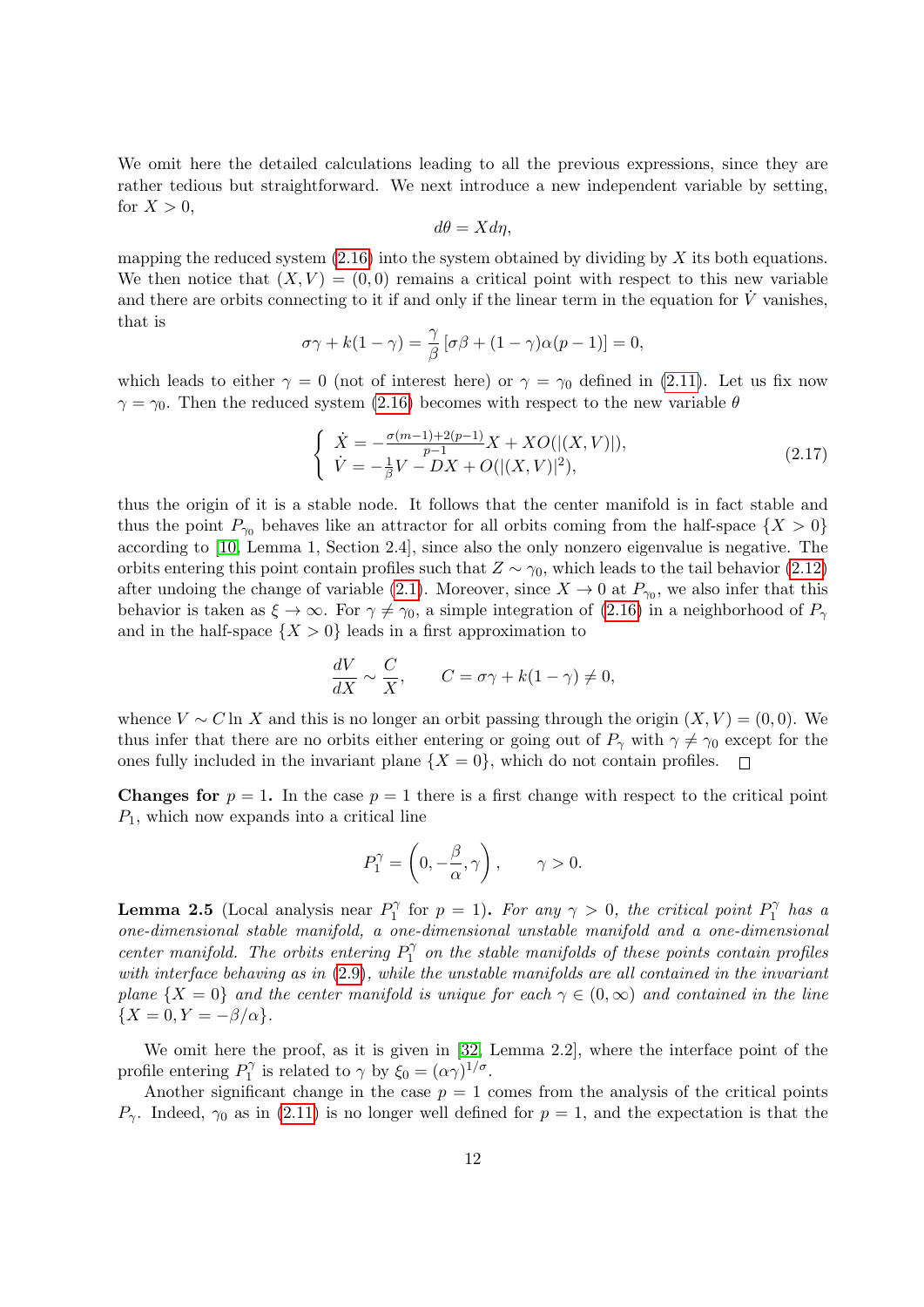We omit here the detailed calculations leading to all the previous expressions, since they are rather tedious but straightforward. We next introduce a new independent variable by setting, for $X > 0$,

$$d\theta = X d\eta,$$

mapping the reduced system (2.16) into the system obtained by dividing by $X$ its both equations. We then notice that $(X, V) = (0, 0)$ remains a critical point with respect to this new variable and there are orbits connecting to it if and only if the linear term in the equation for $\dot{V}$ vanishes, that is

$$\sigma\gamma + k(1-\gamma) = \frac{\gamma}{\beta}\left[\sigma\beta + (1-\gamma)\alpha(p-1)\right] = 0,$$

which leads to either $\gamma = 0$ (not of interest here) or $\gamma = \gamma_0$ defined in (2.11). Let us fix now $\gamma = \gamma_0$. Then the reduced system (2.16) becomes with respect to the new variable $\theta$

$$\left\{ \begin{array}{l} \dot{X} = -\frac{\sigma(m-1)+2(p-1)}{p-1}X + XO(|(X,V)|), \\ \dot{V} = -\frac{1}{\beta}V - DX + O(|(X,V)|^2), \end{array} \right. \tag{2.17}$$

thus the origin of it is a stable node. It follows that the center manifold is in fact stable and thus the point $P_{\gamma_0}$ behaves like an attractor for all orbits coming from the half-space $\{X > 0\}$ according to [10, Lemma 1, Section 2.4], since also the only nonzero eigenvalue is negative. The orbits entering this point contain profiles such that $Z \sim \gamma_0$, which leads to the tail behavior (2.12) after undoing the change of variable (2.1). Moreover, since $X \to 0$ at $P_{\gamma_0}$, we also infer that this behavior is taken as $\xi \to \infty$. For $\gamma \neq \gamma_0$, a simple integration of (2.16) in a neighborhood of $P_\gamma$ and in the half-space $\{X > 0\}$ leads in a first approximation to

$$\frac{dV}{dX} \sim \frac{C}{X}, \qquad C = \sigma\gamma + k(1-\gamma) \neq 0,$$

whence $V \sim C \ln X$ and this is no longer an orbit passing through the origin $(X, V) = (0, 0)$. We thus infer that there are no orbits either entering or going out of $P_\gamma$ with $\gamma \neq \gamma_0$ except for the ones fully included in the invariant plane $\{X = 0\}$, which do not contain profiles. $\square$

**Changes for $p = 1$.** In the case $p = 1$ there is a first change with respect to the critical point $P_1$, which now expands into a critical line

$$P_1^\gamma = \left(0, -\frac{\beta}{\alpha}, \gamma\right), \qquad \gamma > 0.$$

**Lemma 2.5** (Local analysis near $P_1^\gamma$ for $p = 1$)**.** *For any $\gamma > 0$, the critical point $P_1^\gamma$ has a one-dimensional stable manifold, a one-dimensional unstable manifold and a one-dimensional center manifold. The orbits entering $P_1^\gamma$ on the stable manifolds of these points contain profiles with interface behaving as in (2.9), while the unstable manifolds are all contained in the invariant plane $\{X = 0\}$ and the center manifold is unique for each $\gamma \in (0, \infty)$ and contained in the line $\{X = 0, Y = -\beta/\alpha\}$.*

We omit here the proof, as it is given in [32, Lemma 2.2], where the interface point of the profile entering $P_1^\gamma$ is related to $\gamma$ by $\xi_0 = (\alpha\gamma)^{1/\sigma}$.

Another significant change in the case $p = 1$ comes from the analysis of the critical points $P_\gamma$. Indeed, $\gamma_0$ as in (2.11) is no longer well defined for $p = 1$, and the expectation is that the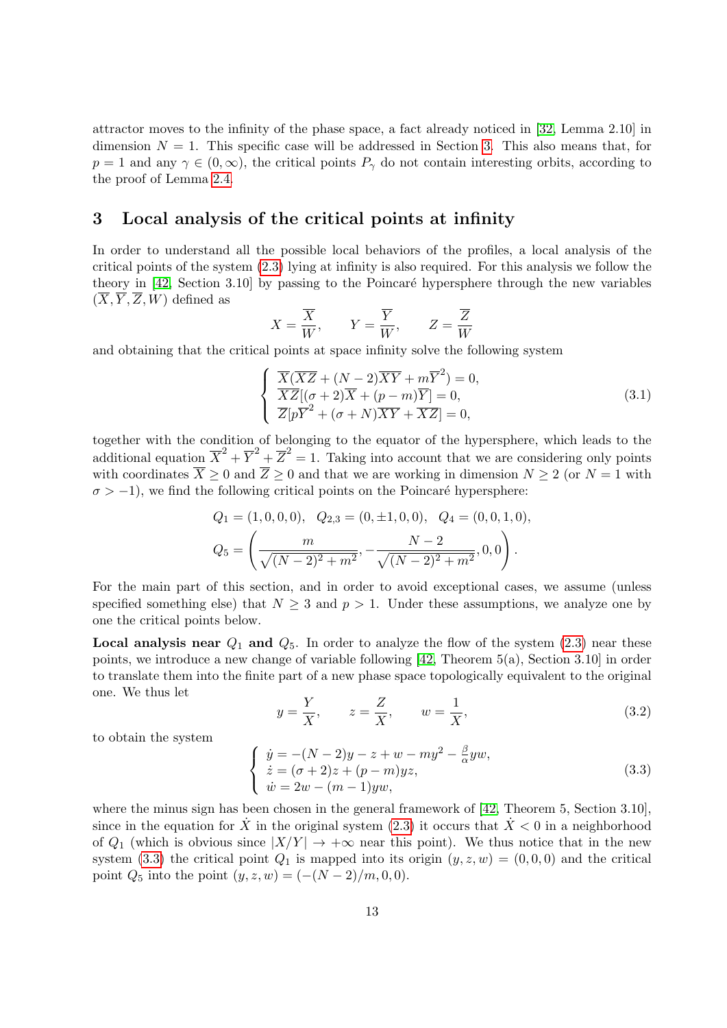attractor moves to the infinity of the phase space, a fact already noticed in [32, Lemma 2.10] in dimension $N = 1$. This specific case will be addressed in Section 3. This also means that, for $p = 1$ and any $\gamma \in (0, \infty)$, the critical points $P_\gamma$ do not contain interesting orbits, according to the proof of Lemma 2.4.

## 3 Local analysis of the critical points at infinity

In order to understand all the possible local behaviors of the profiles, a local analysis of the critical points of the system (2.3) lying at infinity is also required. For this analysis we follow the theory in [42, Section 3.10] by passing to the Poincaré hypersphere through the new variables $(\overline{X}, \overline{Y}, \overline{Z}, W)$ defined as

$$X = \frac{\overline{X}}{W}, \qquad Y = \frac{\overline{Y}}{W}, \qquad Z = \frac{\overline{Z}}{W}$$

and obtaining that the critical points at space infinity solve the following system

$$\left\{ \begin{array}{l} \overline{X}(\overline{X}\overline{Z} + (N-2)\overline{X}\overline{Y} + m\overline{Y}^2) = 0, \\ \overline{X}\overline{Z}[(\sigma+2)\overline{X} + (p-m)\overline{Y}] = 0, \\ \overline{Z}[p\overline{Y}^2 + (\sigma+N)\overline{X}\overline{Y} + \overline{X}\overline{Z}] = 0, \end{array} \right. \tag{3.1}$$

together with the condition of belonging to the equator of the hypersphere, which leads to the additional equation $\overline{X}^2 + \overline{Y}^2 + \overline{Z}^2 = 1$. Taking into account that we are considering only points with coordinates $\overline{X} \geq 0$ and $\overline{Z} \geq 0$ and that we are working in dimension $N \geq 2$ (or $N = 1$ with $\sigma > -1$), we find the following critical points on the Poincaré hypersphere:

$$Q_1 = (1, 0, 0, 0), \quad Q_{2,3} = (0, \pm 1, 0, 0), \quad Q_4 = (0, 0, 1, 0),$$
$$Q_5 = \left( \frac{m}{\sqrt{(N-2)^2 + m^2}}, -\frac{N-2}{\sqrt{(N-2)^2 + m^2}}, 0, 0 \right).$$

For the main part of this section, and in order to avoid exceptional cases, we assume (unless specified something else) that $N \geq 3$ and $p > 1$. Under these assumptions, we analyze one by one the critical points below.

**Local analysis near $Q_1$ and $Q_5$.** In order to analyze the flow of the system (2.3) near these points, we introduce a new change of variable following [42, Theorem 5(a), Section 3.10] in order to translate them into the finite part of a new phase space topologically equivalent to the original one. We thus let

$$y = \frac{Y}{X}, \qquad z = \frac{Z}{X}, \qquad w = \frac{1}{X}, \tag{3.2}$$

to obtain the system

$$\left\{ \begin{array}{l} \dot{y} = -(N-2)y - z + w - my^2 - \frac{\beta}{\alpha}yw, \\ \dot{z} = (\sigma+2)z + (p-m)yz, \\ \dot{w} = 2w - (m-1)yw, \end{array} \right. \tag{3.3}$$

where the minus sign has been chosen in the general framework of [42, Theorem 5, Section 3.10], since in the equation for $\dot{X}$ in the original system (2.3) it occurs that $\dot{X} < 0$ in a neighborhood of $Q_1$ (which is obvious since $|X/Y| \to +\infty$ near this point). We thus notice that in the new system (3.3) the critical point $Q_1$ is mapped into its origin $(y, z, w) = (0, 0, 0)$ and the critical point $Q_5$ into the point $(y, z, w) = (-(N-2)/m, 0, 0)$.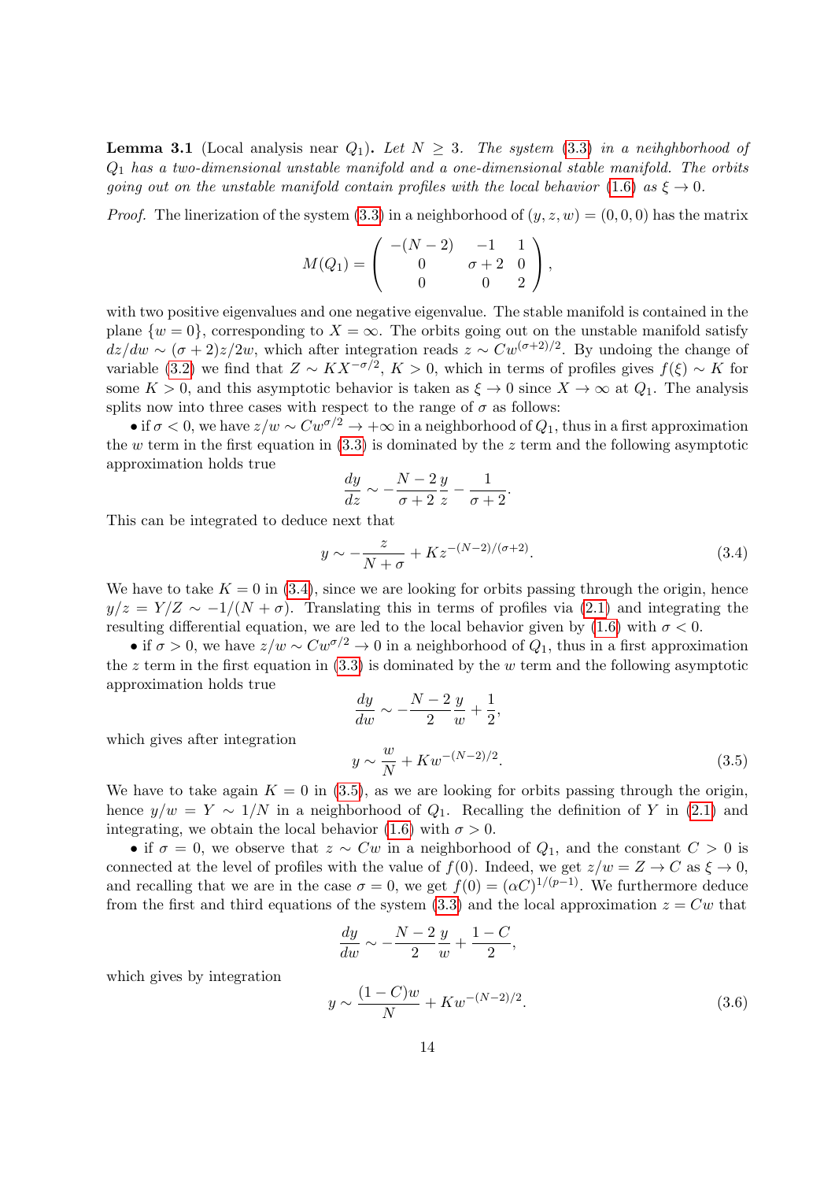**Lemma 3.1** (Local analysis near $Q_1$)**.** *Let $N \geq 3$. The system (3.3) in a neihghborhood of $Q_1$ has a two-dimensional unstable manifold and a one-dimensional stable manifold. The orbits going out on the unstable manifold contain profiles with the local behavior (1.6) as $\xi \to 0$.*

*Proof.* The linerization of the system (3.3) in a neighborhood of $(y, z, w) = (0, 0, 0)$ has the matrix

$$M(Q_1) = \begin{pmatrix} -(N-2) & -1 & 1 \\ 0 & \sigma + 2 & 0 \\ 0 & 0 & 2 \end{pmatrix},$$

with two positive eigenvalues and one negative eigenvalue. The stable manifold is contained in the plane $\{w = 0\}$, corresponding to $X = \infty$. The orbits going out on the unstable manifold satisfy $dz/dw \sim (\sigma+2)z/2w$, which after integration reads $z \sim Cw^{(\sigma+2)/2}$. By undoing the change of variable (3.2) we find that $Z \sim KX^{-\sigma/2}$, $K > 0$, which in terms of profiles gives $f(\xi) \sim K$ for some $K > 0$, and this asymptotic behavior is taken as $\xi \to 0$ since $X \to \infty$ at $Q_1$. The analysis splits now into three cases with respect to the range of $\sigma$ as follows:

• if $\sigma < 0$, we have $z/w \sim Cw^{\sigma/2} \to +\infty$ in a neighborhood of $Q_1$, thus in a first approximation the $w$ term in the first equation in (3.3) is dominated by the $z$ term and the following asymptotic approximation holds true

$$\frac{dy}{dz} \sim -\frac{N-2}{\sigma+2}\frac{y}{z} - \frac{1}{\sigma+2}.$$

This can be integrated to deduce next that

$$y \sim -\frac{z}{N+\sigma} + Kz^{-(N-2)/(\sigma+2)}. \tag{3.4}$$

We have to take $K = 0$ in (3.4), since we are looking for orbits passing through the origin, hence $y/z = Y/Z \sim -1/(N+\sigma)$. Translating this in terms of profiles via (2.1) and integrating the resulting differential equation, we are led to the local behavior given by (1.6) with $\sigma < 0$.

• if $\sigma > 0$, we have $z/w \sim Cw^{\sigma/2} \to 0$ in a neighborhood of $Q_1$, thus in a first approximation the $z$ term in the first equation in (3.3) is dominated by the $w$ term and the following asymptotic approximation holds true

$$\frac{dy}{dw} \sim -\frac{N-2}{2}\frac{y}{w} + \frac{1}{2},$$

which gives after integration

$$y \sim \frac{w}{N} + Kw^{-(N-2)/2}. \tag{3.5}$$

We have to take again $K = 0$ in (3.5), as we are looking for orbits passing through the origin, hence $y/w = Y \sim 1/N$ in a neighborhood of $Q_1$. Recalling the definition of $Y$ in (2.1) and integrating, we obtain the local behavior (1.6) with $\sigma > 0$.

• if $\sigma = 0$, we observe that $z \sim Cw$ in a neighborhood of $Q_1$, and the constant $C > 0$ is connected at the level of profiles with the value of $f(0)$. Indeed, we get $z/w = Z \to C$ as $\xi \to 0$, and recalling that we are in the case $\sigma = 0$, we get $f(0) = (\alpha C)^{1/(p-1)}$. We furthermore deduce from the first and third equations of the system (3.3) and the local approximation $z = Cw$ that

$$\frac{dy}{dw} \sim -\frac{N-2}{2}\frac{y}{w} + \frac{1-C}{2},$$

which gives by integration

$$y \sim \frac{(1-C)w}{N} + Kw^{-(N-2)/2}. \tag{3.6}$$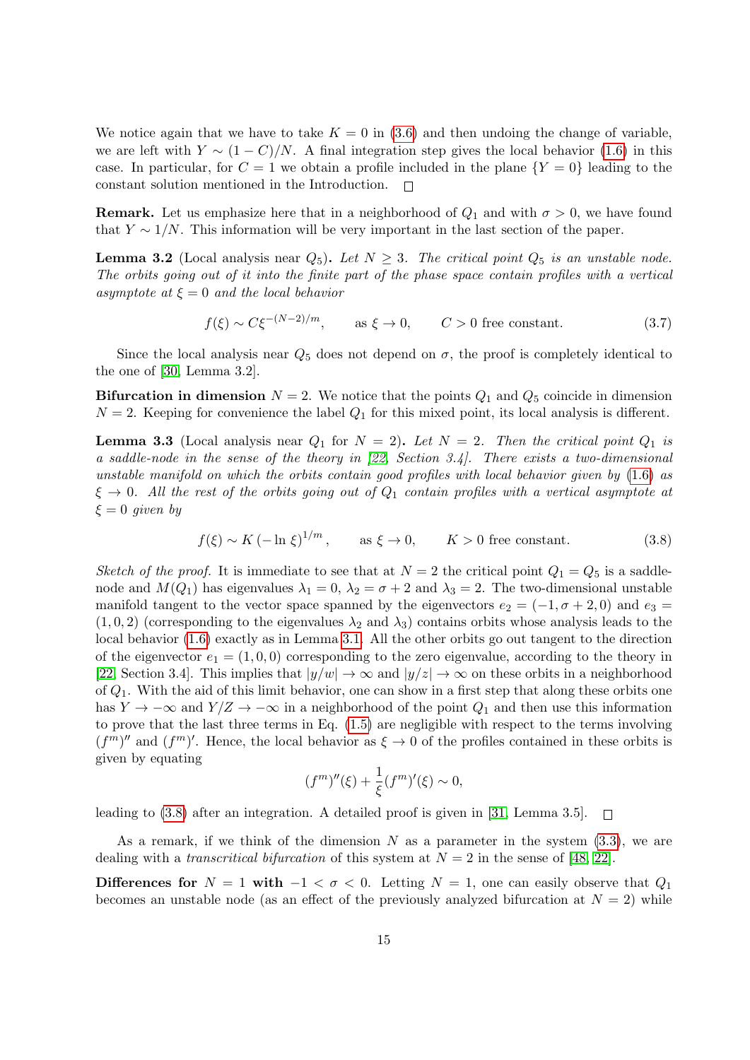We notice again that we have to take $K = 0$ in (3.6) and then undoing the change of variable, we are left with $Y \sim (1 - C)/N$. A final integration step gives the local behavior (1.6) in this case. In particular, for $C = 1$ we obtain a profile included in the plane $\{Y = 0\}$ leading to the constant solution mentioned in the Introduction. $\square$

**Remark.** Let us emphasize here that in a neighborhood of $Q_1$ and with $\sigma > 0$, we have found that $Y \sim 1/N$. This information will be very important in the last section of the paper.

**Lemma 3.2** (Local analysis near $Q_5$)**.** *Let $N \geq 3$. The critical point $Q_5$ is an unstable node. The orbits going out of it into the finite part of the phase space contain profiles with a vertical asymptote at $\xi = 0$ and the local behavior*

$$f(\xi) \sim C\xi^{-(N-2)/m}, \qquad \text{as } \xi \to 0, \qquad C > 0 \text{ free constant.} \tag{3.7}$$

Since the local analysis near $Q_5$ does not depend on $\sigma$, the proof is completely identical to the one of [30, Lemma 3.2].

**Bifurcation in dimension $N = 2$.** We notice that the points $Q_1$ and $Q_5$ coincide in dimension $N = 2$. Keeping for convenience the label $Q_1$ for this mixed point, its local analysis is different.

**Lemma 3.3** (Local analysis near $Q_1$ for $N = 2$)**.** *Let $N = 2$. Then the critical point $Q_1$ is a saddle-node in the sense of the theory in [22, Section 3.4]. There exists a two-dimensional unstable manifold on which the orbits contain good profiles with local behavior given by (1.6) as $\xi \to 0$. All the rest of the orbits going out of $Q_1$ contain profiles with a vertical asymptote at $\xi = 0$ given by*

$$f(\xi) \sim K\,(-\ln\,\xi)^{1/m}, \qquad \text{as } \xi \to 0, \qquad K > 0 \text{ free constant.} \tag{3.8}$$

*Sketch of the proof.* It is immediate to see that at $N = 2$ the critical point $Q_1 = Q_5$ is a saddle-node and $M(Q_1)$ has eigenvalues $\lambda_1 = 0$, $\lambda_2 = \sigma + 2$ and $\lambda_3 = 2$. The two-dimensional unstable manifold tangent to the vector space spanned by the eigenvectors $e_2 = (-1, \sigma + 2, 0)$ and $e_3 = (1, 0, 2)$ (corresponding to the eigenvalues $\lambda_2$ and $\lambda_3$) contains orbits whose analysis leads to the local behavior (1.6) exactly as in Lemma 3.1. All the other orbits go out tangent to the direction of the eigenvector $e_1 = (1, 0, 0)$ corresponding to the zero eigenvalue, according to the theory in [22, Section 3.4]. This implies that $|y/w| \to \infty$ and $|y/z| \to \infty$ on these orbits in a neighborhood of $Q_1$. With the aid of this limit behavior, one can show in a first step that along these orbits one has $Y \to -\infty$ and $Y/Z \to -\infty$ in a neighborhood of the point $Q_1$ and then use this information to prove that the last three terms in Eq. (1.5) are negligible with respect to the terms involving $(f^m)''$ and $(f^m)'$. Hence, the local behavior as $\xi \to 0$ of the profiles contained in these orbits is given by equating

$$(f^m)''(\xi) + \frac{1}{\xi}(f^m)'(\xi) \sim 0,$$

leading to (3.8) after an integration. A detailed proof is given in [31, Lemma 3.5]. $\square$

As a remark, if we think of the dimension $N$ as a parameter in the system (3.3), we are dealing with a *transcritical bifurcation* of this system at $N = 2$ in the sense of [48, 22].

**Differences for $N = 1$ with $-1 < \sigma < 0$.** Letting $N = 1$, one can easily observe that $Q_1$ becomes an unstable node (as an effect of the previously analyzed bifurcation at $N = 2$) while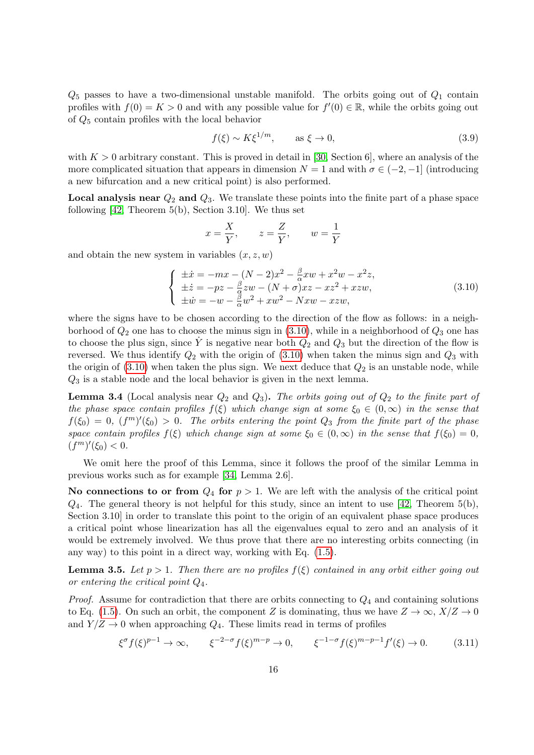$Q_5$ passes to have a two-dimensional unstable manifold. The orbits going out of $Q_1$ contain profiles with $f(0) = K > 0$ and with any possible value for $f'(0) \in \mathbb{R}$, while the orbits going out of $Q_5$ contain profiles with the local behavior

$$f(\xi) \sim K\xi^{1/m}, \qquad \text{as } \xi \to 0, \tag{3.9}$$

with $K > 0$ arbitrary constant. This is proved in detail in [30, Section 6], where an analysis of the more complicated situation that appears in dimension $N = 1$ and with $\sigma \in (-2, -1]$ (introducing a new bifurcation and a new critical point) is also performed.

**Local analysis near $Q_2$ and $Q_3$.** We translate these points into the finite part of a phase space following [42, Theorem 5(b), Section 3.10]. We thus set

$$x = \frac{X}{Y}, \qquad z = \frac{Z}{Y}, \qquad w = \frac{1}{Y}$$

and obtain the new system in variables $(x, z, w)$

$$\begin{cases} \pm\dot{x} = -mx - (N-2)x^2 - \frac{\beta}{\alpha}xw + x^2w - x^2z, \\ \pm\dot{z} = -pz - \frac{\beta}{\alpha}zw - (N+\sigma)xz - xz^2 + xzw, \\ \pm\dot{w} = -w - \frac{\beta}{\alpha}w^2 + xw^2 - Nxw - xzw, \end{cases} \tag{3.10}$$

where the signs have to be chosen according to the direction of the flow as follows: in a neighborhood of $Q_2$ one has to choose the minus sign in (3.10), while in a neighborhood of $Q_3$ one has to choose the plus sign, since $\dot{Y}$ is negative near both $Q_2$ and $Q_3$ but the direction of the flow is reversed. We thus identify $Q_2$ with the origin of (3.10) when taken the minus sign and $Q_3$ with the origin of (3.10) when taken the plus sign. We next deduce that $Q_2$ is an unstable node, while $Q_3$ is a stable node and the local behavior is given in the next lemma.

**Lemma 3.4** (Local analysis near $Q_2$ and $Q_3$)**.** *The orbits going out of $Q_2$ to the finite part of the phase space contain profiles $f(\xi)$ which change sign at some $\xi_0 \in (0, \infty)$ in the sense that $f(\xi_0) = 0$, $(f^m)'(\xi_0) > 0$. The orbits entering the point $Q_3$ from the finite part of the phase space contain profiles $f(\xi)$ which change sign at some $\xi_0 \in (0, \infty)$ in the sense that $f(\xi_0) = 0$, $(f^m)'(\xi_0) < 0$.*

We omit here the proof of this Lemma, since it follows the proof of the similar Lemma in previous works such as for example [34, Lemma 2.6].

**No connections to or from $Q_4$ for $p > 1$.** We are left with the analysis of the critical point $Q_4$. The general theory is not helpful for this study, since an intent to use [42, Theorem 5(b), Section 3.10] in order to translate this point to the origin of an equivalent phase space produces a critical point whose linearization has all the eigenvalues equal to zero and an analysis of it would be extremely involved. We thus prove that there are no interesting orbits connecting (in any way) to this point in a direct way, working with Eq. (1.5).

**Lemma 3.5.** *Let $p > 1$. Then there are no profiles $f(\xi)$ contained in any orbit either going out or entering the critical point $Q_4$.*

*Proof.* Assume for contradiction that there are orbits connecting to $Q_4$ and containing solutions to Eq. (1.5). On such an orbit, the component $Z$ is dominating, thus we have $Z \to \infty$, $X/Z \to 0$ and $Y/Z \to 0$ when approaching $Q_4$. These limits read in terms of profiles

$$\xi^{\sigma}f(\xi)^{p-1} \to \infty, \qquad \xi^{-2-\sigma}f(\xi)^{m-p} \to 0, \qquad \xi^{-1-\sigma}f(\xi)^{m-p-1}f'(\xi) \to 0. \tag{3.11}$$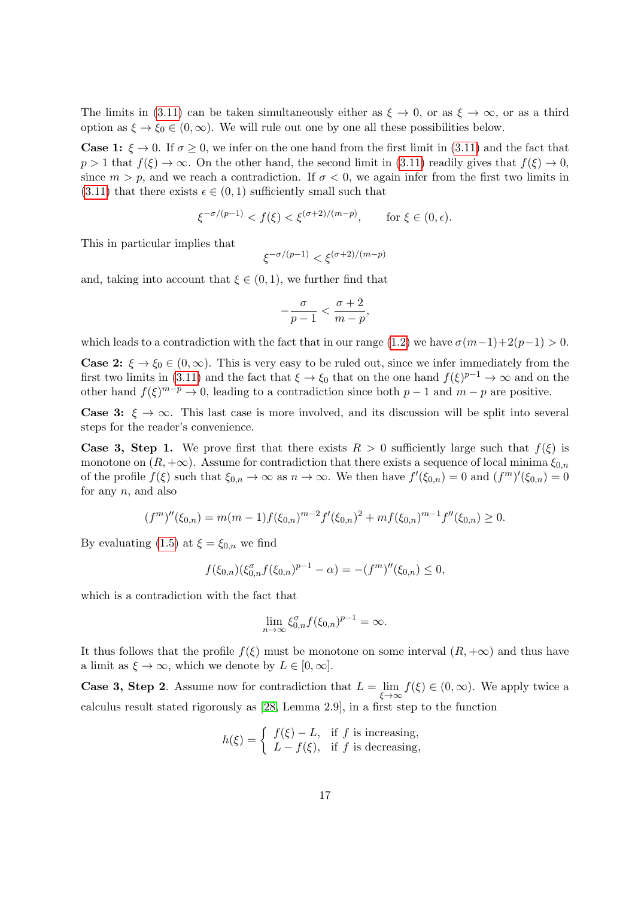The limits in (3.11) can be taken simultaneously either as $\xi \to 0$, or as $\xi \to \infty$, or as a third option as $\xi \to \xi_0 \in (0, \infty)$. We will rule out one by one all these possibilities below.

**Case 1:** $\xi \to 0$. If $\sigma \geq 0$, we infer on the one hand from the first limit in (3.11) and the fact that $p > 1$ that $f(\xi) \to \infty$. On the other hand, the second limit in (3.11) readily gives that $f(\xi) \to 0$, since $m > p$, and we reach a contradiction. If $\sigma < 0$, we again infer from the first two limits in (3.11) that there exists $\epsilon \in (0, 1)$ sufficiently small such that

$$\xi^{-\sigma/(p-1)} < f(\xi) < \xi^{(\sigma+2)/(m-p)}, \qquad \text{for } \xi \in (0, \epsilon).$$

This in particular implies that

$$\xi^{-\sigma/(p-1)} < \xi^{(\sigma+2)/(m-p)}$$

and, taking into account that $\xi \in (0, 1)$, we further find that

$$-\frac{\sigma}{p-1} < \frac{\sigma+2}{m-p},$$

which leads to a contradiction with the fact that in our range (1.2) we have $\sigma(m-1)+2(p-1) > 0$.

**Case 2:** $\xi \to \xi_0 \in (0, \infty)$. This is very easy to be ruled out, since we infer immediately from the first two limits in (3.11) and the fact that $\xi \to \xi_0$ that on the one hand $f(\xi)^{p-1} \to \infty$ and on the other hand $f(\xi)^{m-p} \to 0$, leading to a contradiction since both $p-1$ and $m-p$ are positive.

**Case 3:** $\xi \to \infty$. This last case is more involved, and its discussion will be split into several steps for the reader's convenience.

**Case 3, Step 1.** We prove first that there exists $R > 0$ sufficiently large such that $f(\xi)$ is monotone on $(R, +\infty)$. Assume for contradiction that there exists a sequence of local minima $\xi_{0,n}$ of the profile $f(\xi)$ such that $\xi_{0,n} \to \infty$ as $n \to \infty$. We then have $f'(\xi_{0,n}) = 0$ and $(f^m)'(\xi_{0,n}) = 0$ for any $n$, and also

$$(f^m)''(\xi_{0,n}) = m(m-1)f(\xi_{0,n})^{m-2}f'(\xi_{0,n})^2 + mf(\xi_{0,n})^{m-1}f''(\xi_{0,n}) \geq 0.$$

By evaluating (1.5) at $\xi = \xi_{0,n}$ we find

$$f(\xi_{0,n})(\xi_{0,n}^{\sigma}f(\xi_{0,n})^{p-1} - \alpha) = -(f^m)''(\xi_{0,n}) \leq 0,$$

which is a contradiction with the fact that

$$\lim_{n\to\infty} \xi_{0,n}^{\sigma}f(\xi_{0,n})^{p-1} = \infty.$$

It thus follows that the profile $f(\xi)$ must be monotone on some interval $(R, +\infty)$ and thus have a limit as $\xi \to \infty$, which we denote by $L \in [0, \infty]$.

**Case 3, Step 2**. Assume now for contradiction that $L = \lim\limits_{\xi\to\infty} f(\xi) \in (0, \infty)$. We apply twice a calculus result stated rigorously as [28, Lemma 2.9], in a first step to the function

$$h(\xi) = \begin{cases} f(\xi) - L, & \text{if } f \text{ is increasing,} \\ L - f(\xi), & \text{if } f \text{ is decreasing,} \end{cases}$$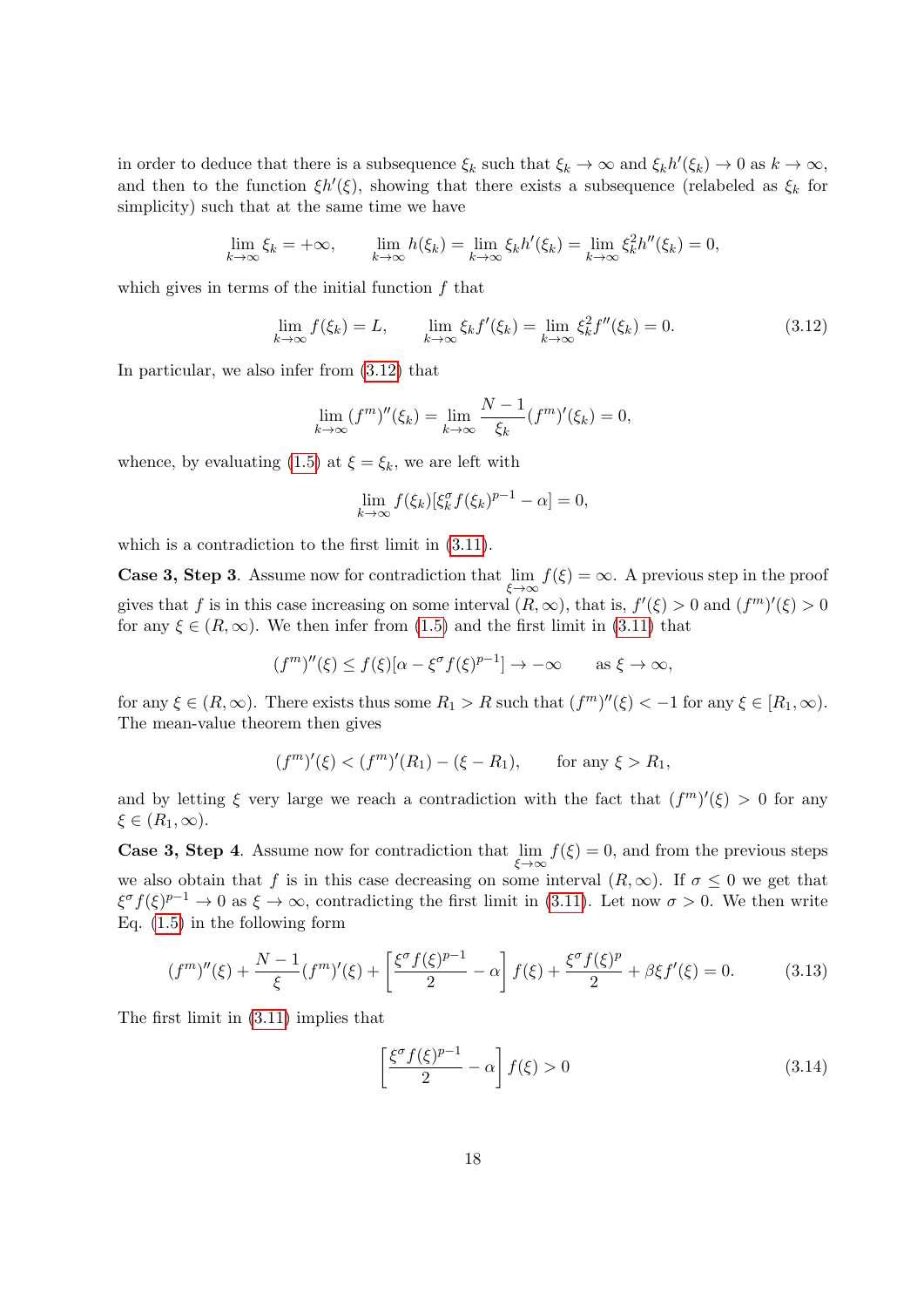in order to deduce that there is a subsequence $\xi_k$ such that $\xi_k \to \infty$ and $\xi_k h'(\xi_k) \to 0$ as $k \to \infty$, and then to the function $\xi h'(\xi)$, showing that there exists a subsequence (relabeled as $\xi_k$ for simplicity) such that at the same time we have

$$\lim_{k\to\infty} \xi_k = +\infty, \qquad \lim_{k\to\infty} h(\xi_k) = \lim_{k\to\infty} \xi_k h'(\xi_k) = \lim_{k\to\infty} \xi_k^2 h''(\xi_k) = 0,$$

which gives in terms of the initial function $f$ that

$$\lim_{k\to\infty} f(\xi_k) = L, \qquad \lim_{k\to\infty} \xi_k f'(\xi_k) = \lim_{k\to\infty} \xi_k^2 f''(\xi_k) = 0. \tag{3.12}$$

In particular, we also infer from (3.12) that

$$\lim_{k\to\infty} (f^m)''(\xi_k) = \lim_{k\to\infty} \frac{N-1}{\xi_k}(f^m)'(\xi_k) = 0,$$

whence, by evaluating (1.5) at $\xi = \xi_k$, we are left with

$$\lim_{k\to\infty} f(\xi_k)[\xi_k^\sigma f(\xi_k)^{p-1} - \alpha] = 0,$$

which is a contradiction to the first limit in (3.11).

**Case 3, Step 3**. Assume now for contradiction that $\lim\limits_{\xi\to\infty} f(\xi) = \infty$. A previous step in the proof gives that $f$ is in this case increasing on some interval $(R, \infty)$, that is, $f'(\xi) > 0$ and $(f^m)'(\xi) > 0$ for any $\xi \in (R, \infty)$. We then infer from (1.5) and the first limit in (3.11) that

$$(f^m)''(\xi) \leq f(\xi)[\alpha - \xi^\sigma f(\xi)^{p-1}] \to -\infty \qquad \text{as } \xi \to \infty,$$

for any $\xi \in (R, \infty)$. There exists thus some $R_1 > R$ such that $(f^m)''(\xi) < -1$ for any $\xi \in [R_1, \infty)$. The mean-value theorem then gives

$$(f^m)'(\xi) < (f^m)'(R_1) - (\xi - R_1), \qquad \text{for any } \xi > R_1,$$

and by letting $\xi$ very large we reach a contradiction with the fact that $(f^m)'(\xi) > 0$ for any $\xi \in (R_1, \infty)$.

**Case 3, Step 4**. Assume now for contradiction that $\lim\limits_{\xi\to\infty} f(\xi) = 0$, and from the previous steps we also obtain that $f$ is in this case decreasing on some interval $(R, \infty)$. If $\sigma \leq 0$ we get that $\xi^\sigma f(\xi)^{p-1} \to 0$ as $\xi \to \infty$, contradicting the first limit in (3.11). Let now $\sigma > 0$. We then write Eq. (1.5) in the following form

$$(f^m)''(\xi) + \frac{N-1}{\xi}(f^m)'(\xi) + \left[\frac{\xi^\sigma f(\xi)^{p-1}}{2} - \alpha\right] f(\xi) + \frac{\xi^\sigma f(\xi)^p}{2} + \beta \xi f'(\xi) = 0. \tag{3.13}$$

The first limit in (3.11) implies that

$$\left[\frac{\xi^\sigma f(\xi)^{p-1}}{2} - \alpha\right] f(\xi) > 0 \tag{3.14}$$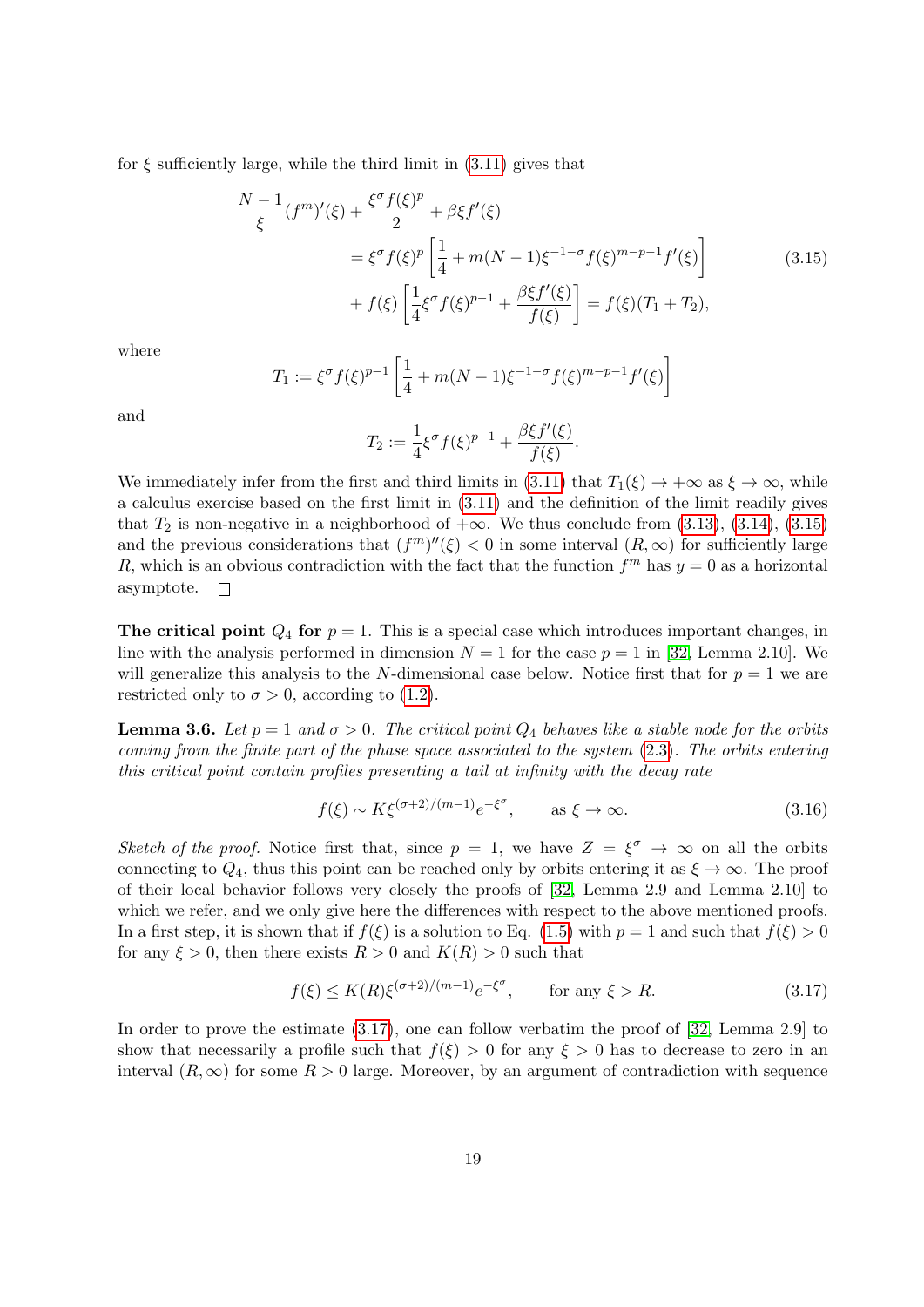for $\xi$ sufficiently large, while the third limit in (3.11) gives that

$$
\begin{aligned}
\frac{N-1}{\xi}(f^m)'(\xi) + \frac{\xi^\sigma f(\xi)^p}{2} + \beta\xi f'(\xi) \\
&= \xi^\sigma f(\xi)^p \left[\frac{1}{4} + m(N-1)\xi^{-1-\sigma} f(\xi)^{m-p-1} f'(\xi)\right] \\
&\quad + f(\xi)\left[\frac{1}{4}\xi^\sigma f(\xi)^{p-1} + \frac{\beta\xi f'(\xi)}{f(\xi)}\right] = f(\xi)(T_1 + T_2),
\end{aligned}
\tag{3.15}
$$

where

$$
T_1 := \xi^\sigma f(\xi)^{p-1}\left[\frac{1}{4} + m(N-1)\xi^{-1-\sigma} f(\xi)^{m-p-1} f'(\xi)\right]
$$

and

$$
T_2 := \frac{1}{4}\xi^\sigma f(\xi)^{p-1} + \frac{\beta\xi f'(\xi)}{f(\xi)}.
$$

We immediately infer from the first and third limits in (3.11) that $T_1(\xi) \to +\infty$ as $\xi \to \infty$, while a calculus exercise based on the first limit in (3.11) and the definition of the limit readily gives that $T_2$ is non-negative in a neighborhood of $+\infty$. We thus conclude from (3.13), (3.14), (3.15) and the previous considerations that $(f^m)''(\xi) < 0$ in some interval $(R, \infty)$ for sufficiently large $R$, which is an obvious contradiction with the fact that the function $f^m$ has $y = 0$ as a horizontal asymptote. $\square$

**The critical point $Q_4$ for $p = 1$.** This is a special case which introduces important changes, in line with the analysis performed in dimension $N = 1$ for the case $p = 1$ in [32, Lemma 2.10]. We will generalize this analysis to the $N$-dimensional case below. Notice first that for $p = 1$ we are restricted only to $\sigma > 0$, according to (1.2).

**Lemma 3.6.** *Let $p = 1$ and $\sigma > 0$. The critical point $Q_4$ behaves like a stable node for the orbits coming from the finite part of the phase space associated to the system (2.3). The orbits entering this critical point contain profiles presenting a tail at infinity with the decay rate*

$$
f(\xi) \sim K\xi^{(\sigma+2)/(m-1)} e^{-\xi^\sigma}, \qquad \text{as } \xi \to \infty. \tag{3.16}
$$

*Sketch of the proof.* Notice first that, since $p = 1$, we have $Z = \xi^\sigma \to \infty$ on all the orbits connecting to $Q_4$, thus this point can be reached only by orbits entering it as $\xi \to \infty$. The proof of their local behavior follows very closely the proofs of [32, Lemma 2.9 and Lemma 2.10] to which we refer, and we only give here the differences with respect to the above mentioned proofs. In a first step, it is shown that if $f(\xi)$ is a solution to Eq. (1.5) with $p = 1$ and such that $f(\xi) > 0$ for any $\xi > 0$, then there exists $R > 0$ and $K(R) > 0$ such that

$$
f(\xi) \le K(R)\xi^{(\sigma+2)/(m-1)} e^{-\xi^\sigma}, \qquad \text{for any } \xi > R. \tag{3.17}
$$

In order to prove the estimate (3.17), one can follow verbatim the proof of [32, Lemma 2.9] to show that necessarily a profile such that $f(\xi) > 0$ for any $\xi > 0$ has to decrease to zero in an interval $(R, \infty)$ for some $R > 0$ large. Moreover, by an argument of contradiction with sequence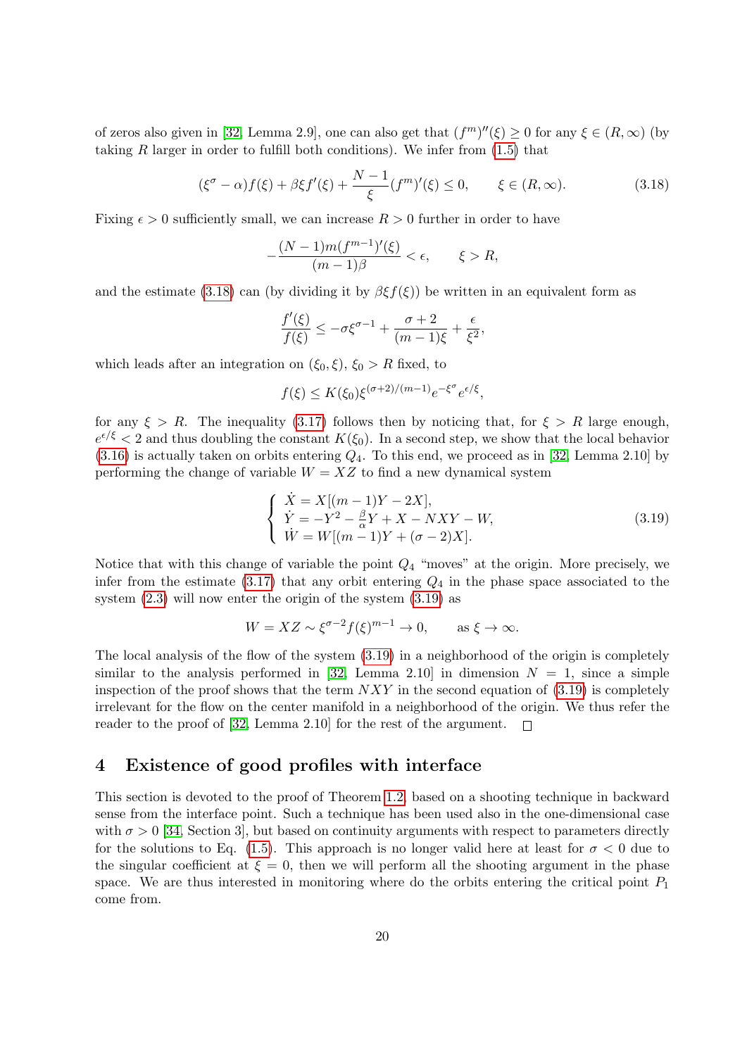of zeros also given in [32, Lemma 2.9], one can also get that $(f^m)''(\xi) \geq 0$ for any $\xi \in (R, \infty)$ (by taking $R$ larger in order to fulfill both conditions). We infer from (1.5) that

$$(\xi^\sigma - \alpha)f(\xi) + \beta\xi f'(\xi) + \frac{N-1}{\xi}(f^m)'(\xi) \leq 0, \qquad \xi \in (R, \infty). \tag{3.18}$$

Fixing $\epsilon > 0$ sufficiently small, we can increase $R > 0$ further in order to have

$$-\frac{(N-1)m(f^{m-1})'(\xi)}{(m-1)\beta} < \epsilon, \qquad \xi > R,$$

and the estimate (3.18) can (by dividing it by $\beta\xi f(\xi)$) be written in an equivalent form as

$$\frac{f'(\xi)}{f(\xi)} \leq -\sigma\xi^{\sigma-1} + \frac{\sigma+2}{(m-1)\xi} + \frac{\epsilon}{\xi^2},$$

which leads after an integration on $(\xi_0, \xi)$, $\xi_0 > R$ fixed, to

$$f(\xi) \leq K(\xi_0)\xi^{(\sigma+2)/(m-1)}e^{-\xi^\sigma}e^{\epsilon/\xi},$$

for any $\xi > R$. The inequality (3.17) follows then by noticing that, for $\xi > R$ large enough, $e^{\epsilon/\xi} < 2$ and thus doubling the constant $K(\xi_0)$. In a second step, we show that the local behavior (3.16) is actually taken on orbits entering $Q_4$. To this end, we proceed as in [32, Lemma 2.10] by performing the change of variable $W = XZ$ to find a new dynamical system

$$\begin{cases} \dot{X} = X[(m-1)Y - 2X], \\ \dot{Y} = -Y^2 - \frac{\beta}{\alpha}Y + X - NXY - W, \\ \dot{W} = W[(m-1)Y + (\sigma-2)X]. \end{cases} \tag{3.19}$$

Notice that with this change of variable the point $Q_4$ "moves" at the origin. More precisely, we infer from the estimate (3.17) that any orbit entering $Q_4$ in the phase space associated to the system (2.3) will now enter the origin of the system (3.19) as

$$W = XZ \sim \xi^{\sigma-2}f(\xi)^{m-1} \to 0, \qquad \text{as } \xi \to \infty.$$

The local analysis of the flow of the system (3.19) in a neighborhood of the origin is completely similar to the analysis performed in [32, Lemma 2.10] in dimension $N = 1$, since a simple inspection of the proof shows that the term $NXY$ in the second equation of (3.19) is completely irrelevant for the flow on the center manifold in a neighborhood of the origin. We thus refer the reader to the proof of [32, Lemma 2.10] for the rest of the argument. $\square$

## 4 Existence of good profiles with interface

This section is devoted to the proof of Theorem 1.2, based on a shooting technique in backward sense from the interface point. Such a technique has been used also in the one-dimensional case with $\sigma > 0$ [34, Section 3], but based on continuity arguments with respect to parameters directly for the solutions to Eq. (1.5). This approach is no longer valid here at least for $\sigma < 0$ due to the singular coefficient at $\xi = 0$, then we will perform all the shooting argument in the phase space. We are thus interested in monitoring where do the orbits entering the critical point $P_1$ come from.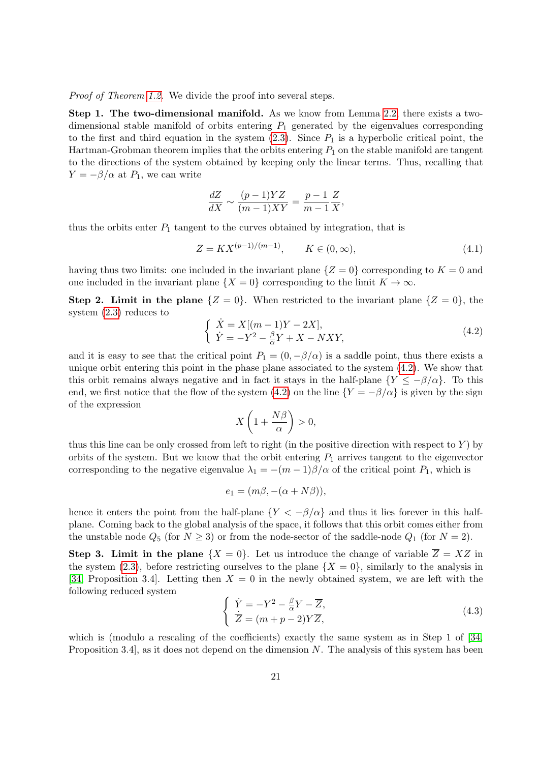*Proof of Theorem 1.2.* We divide the proof into several steps.

**Step 1. The two-dimensional manifold.** As we know from Lemma 2.2, there exists a two-dimensional stable manifold of orbits entering $P_1$ generated by the eigenvalues corresponding to the first and third equation in the system (2.3). Since $P_1$ is a hyperbolic critical point, the Hartman-Grobman theorem implies that the orbits entering $P_1$ on the stable manifold are tangent to the directions of the system obtained by keeping only the linear terms. Thus, recalling that $Y = -\beta/\alpha$ at $P_1$, we can write

$$\frac{dZ}{dX} \sim \frac{(p-1)YZ}{(m-1)XY} = \frac{p-1}{m-1}\frac{Z}{X},$$

thus the orbits enter $P_1$ tangent to the curves obtained by integration, that is

$$Z = KX^{(p-1)/(m-1)}, \qquad K \in (0,\infty), \tag{4.1}$$

having thus two limits: one included in the invariant plane $\{Z = 0\}$ corresponding to $K = 0$ and one included in the invariant plane $\{X = 0\}$ corresponding to the limit $K \to \infty$.

**Step 2. Limit in the plane $\{Z = 0\}$.** When restricted to the invariant plane $\{Z = 0\}$, the system (2.3) reduces to

$$\left\{ \begin{array}{l} \dot{X} = X[(m-1)Y - 2X], \\ \dot{Y} = -Y^2 - \frac{\beta}{\alpha}Y + X - NXY, \end{array} \right. \tag{4.2}$$

and it is easy to see that the critical point $P_1 = (0, -\beta/\alpha)$ is a saddle point, thus there exists a unique orbit entering this point in the phase plane associated to the system (4.2). We show that this orbit remains always negative and in fact it stays in the half-plane $\{Y \leq -\beta/\alpha\}$. To this end, we first notice that the flow of the system (4.2) on the line $\{Y = -\beta/\alpha\}$ is given by the sign of the expression

$$X\left(1 + \frac{N\beta}{\alpha}\right) > 0,$$

thus this line can be only crossed from left to right (in the positive direction with respect to $Y$) by orbits of the system. But we know that the orbit entering $P_1$ arrives tangent to the eigenvector corresponding to the negative eigenvalue $\lambda_1 = -(m-1)\beta/\alpha$ of the critical point $P_1$, which is

$$e_1 = (m\beta, -(\alpha + N\beta)),$$

hence it enters the point from the half-plane $\{Y < -\beta/\alpha\}$ and thus it lies forever in this half-plane. Coming back to the global analysis of the space, it follows that this orbit comes either from the unstable node $Q_5$ (for $N \geq 3$) or from the node-sector of the saddle-node $Q_1$ (for $N = 2$).

**Step 3. Limit in the plane $\{X = 0\}$.** Let us introduce the change of variable $\overline{Z} = XZ$ in the system (2.3), before restricting ourselves to the plane $\{X = 0\}$, similarly to the analysis in [34, Proposition 3.4]. Letting then $X = 0$ in the newly obtained system, we are left with the following reduced system

$$\left\{ \begin{array}{l} \dot{Y} = -Y^2 - \frac{\beta}{\alpha}Y - \overline{Z}, \\ \dot{\overline{Z}} = (m+p-2)Y\overline{Z}, \end{array} \right. \tag{4.3}$$

which is (modulo a rescaling of the coefficients) exactly the same system as in Step 1 of [34, Proposition 3.4], as it does not depend on the dimension $N$. The analysis of this system has been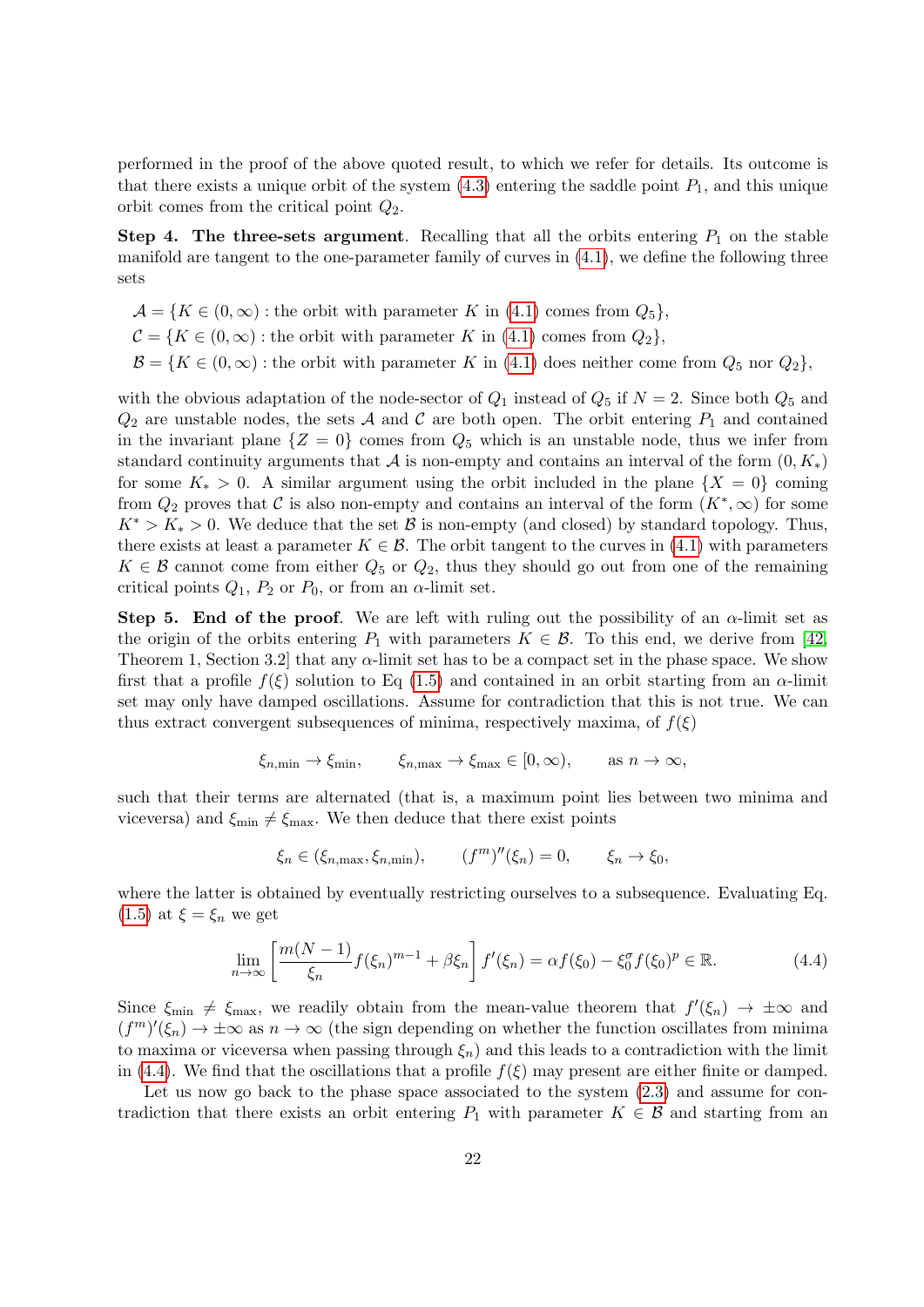performed in the proof of the above quoted result, to which we refer for details. Its outcome is that there exists a unique orbit of the system (4.3) entering the saddle point $P_1$, and this unique orbit comes from the critical point $Q_2$.

**Step 4. The three-sets argument**. Recalling that all the orbits entering $P_1$ on the stable manifold are tangent to the one-parameter family of curves in (4.1), we define the following three sets

$$\mathcal{A} = \{K \in (0,\infty) : \text{the orbit with parameter } K \text{ in (4.1) comes from } Q_5\},$$
$$\mathcal{C} = \{K \in (0,\infty) : \text{the orbit with parameter } K \text{ in (4.1) comes from } Q_2\},$$
$$\mathcal{B} = \{K \in (0,\infty) : \text{the orbit with parameter } K \text{ in (4.1) does neither come from } Q_5 \text{ nor } Q_2\},$$

with the obvious adaptation of the node-sector of $Q_1$ instead of $Q_5$ if $N = 2$. Since both $Q_5$ and $Q_2$ are unstable nodes, the sets $\mathcal{A}$ and $\mathcal{C}$ are both open. The orbit entering $P_1$ and contained in the invariant plane $\{Z = 0\}$ comes from $Q_5$ which is an unstable node, thus we infer from standard continuity arguments that $\mathcal{A}$ is non-empty and contains an interval of the form $(0, K_*)$ for some $K_* > 0$. A similar argument using the orbit included in the plane $\{X = 0\}$ coming from $Q_2$ proves that $\mathcal{C}$ is also non-empty and contains an interval of the form $(K^*, \infty)$ for some $K^* > K_* > 0$. We deduce that the set $\mathcal{B}$ is non-empty (and closed) by standard topology. Thus, there exists at least a parameter $K \in \mathcal{B}$. The orbit tangent to the curves in (4.1) with parameters $K \in \mathcal{B}$ cannot come from either $Q_5$ or $Q_2$, thus they should go out from one of the remaining critical points $Q_1$, $P_2$ or $P_0$, or from an $\alpha$-limit set.

**Step 5. End of the proof**. We are left with ruling out the possibility of an $\alpha$-limit set as the origin of the orbits entering $P_1$ with parameters $K \in \mathcal{B}$. To this end, we derive from [42, Theorem 1, Section 3.2] that any $\alpha$-limit set has to be a compact set in the phase space. We show first that a profile $f(\xi)$ solution to Eq (1.5) and contained in an orbit starting from an $\alpha$-limit set may only have damped oscillations. Assume for contradiction that this is not true. We can thus extract convergent subsequences of minima, respectively maxima, of $f(\xi)$

$$\xi_{n,\min} \to \xi_{\min}, \qquad \xi_{n,\max} \to \xi_{\max} \in [0,\infty), \qquad \text{as } n \to \infty,$$

such that their terms are alternated (that is, a maximum point lies between two minima and viceversa) and $\xi_{\min} \neq \xi_{\max}$. We then deduce that there exist points

$$\xi_n \in (\xi_{n,\max}, \xi_{n,\min}), \qquad (f^m)''(\xi_n) = 0, \qquad \xi_n \to \xi_0,$$

where the latter is obtained by eventually restricting ourselves to a subsequence. Evaluating Eq. (1.5) at $\xi = \xi_n$ we get

$$\lim_{n\to\infty} \left[\frac{m(N-1)}{\xi_n} f(\xi_n)^{m-1} + \beta\xi_n\right] f'(\xi_n) = \alpha f(\xi_0) - \xi_0^{\sigma} f(\xi_0)^p \in \mathbb{R}. \tag{4.4}$$

Since $\xi_{\min} \neq \xi_{\max}$, we readily obtain from the mean-value theorem that $f'(\xi_n) \to \pm\infty$ and $(f^m)'(\xi_n) \to \pm\infty$ as $n \to \infty$ (the sign depending on whether the function oscillates from minima to maxima or viceversa when passing through $\xi_n$) and this leads to a contradiction with the limit in (4.4). We find that the oscillations that a profile $f(\xi)$ may present are either finite or damped.

Let us now go back to the phase space associated to the system (2.3) and assume for contradiction that there exists an orbit entering $P_1$ with parameter $K \in \mathcal{B}$ and starting from an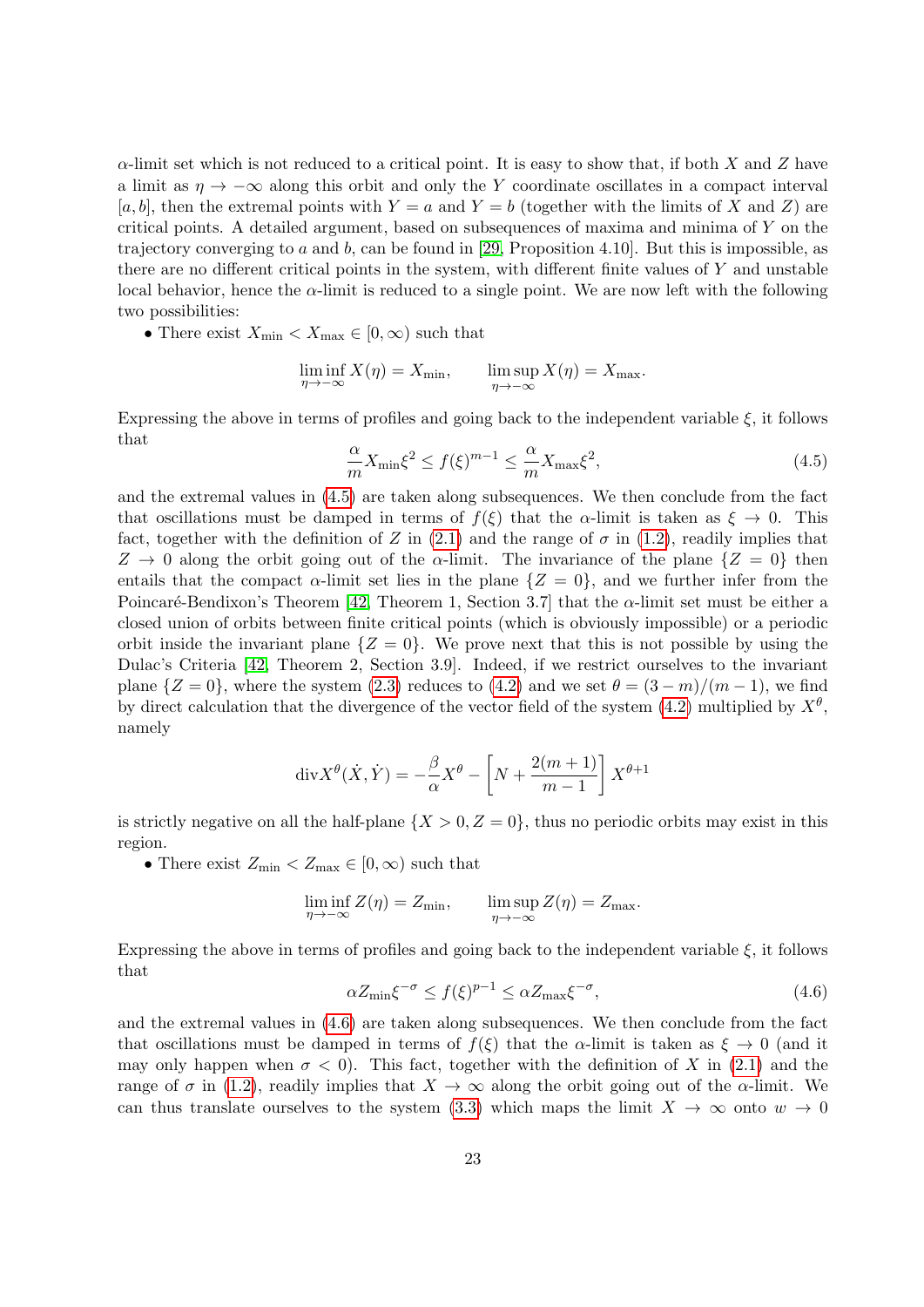$\alpha$-limit set which is not reduced to a critical point. It is easy to show that, if both $X$ and $Z$ have a limit as $\eta \to -\infty$ along this orbit and only the $Y$ coordinate oscillates in a compact interval $[a, b]$, then the extremal points with $Y = a$ and $Y = b$ (together with the limits of $X$ and $Z$) are critical points. A detailed argument, based on subsequences of maxima and minima of $Y$ on the trajectory converging to $a$ and $b$, can be found in [29, Proposition 4.10]. But this is impossible, as there are no different critical points in the system, with different finite values of $Y$ and unstable local behavior, hence the $\alpha$-limit is reduced to a single point. We are now left with the following two possibilities:

- There exist $X_{\min} < X_{\max} \in [0, \infty)$ such that

$$\liminf_{\eta \to -\infty} X(\eta) = X_{\min}, \qquad \limsup_{\eta \to -\infty} X(\eta) = X_{\max}.$$

Expressing the above in terms of profiles and going back to the independent variable $\xi$, it follows that

$$\frac{\alpha}{m} X_{\min} \xi^2 \le f(\xi)^{m-1} \le \frac{\alpha}{m} X_{\max} \xi^2, \tag{4.5}$$

and the extremal values in (4.5) are taken along subsequences. We then conclude from the fact that oscillations must be damped in terms of $f(\xi)$ that the $\alpha$-limit is taken as $\xi \to 0$. This fact, together with the definition of $Z$ in (2.1) and the range of $\sigma$ in (1.2), readily implies that $Z \to 0$ along the orbit going out of the $\alpha$-limit. The invariance of the plane $\{Z = 0\}$ then entails that the compact $\alpha$-limit set lies in the plane $\{Z = 0\}$, and we further infer from the Poincaré-Bendixon's Theorem [42, Theorem 1, Section 3.7] that the $\alpha$-limit set must be either a closed union of orbits between finite critical points (which is obviously impossible) or a periodic orbit inside the invariant plane $\{Z = 0\}$. We prove next that this is not possible by using the Dulac's Criteria [42, Theorem 2, Section 3.9]. Indeed, if we restrict ourselves to the invariant plane $\{Z = 0\}$, where the system (2.3) reduces to (4.2) and we set $\theta = (3 - m)/(m - 1)$, we find by direct calculation that the divergence of the vector field of the system (4.2) multiplied by $X^{\theta}$, namely

$$\mathrm{div} X^{\theta}(\dot{X}, \dot{Y}) = -\frac{\beta}{\alpha} X^{\theta} - \left[ N + \frac{2(m+1)}{m-1} \right] X^{\theta+1}$$

is strictly negative on all the half-plane $\{X > 0, Z = 0\}$, thus no periodic orbits may exist in this region.

- There exist $Z_{\min} < Z_{\max} \in [0, \infty)$ such that

$$\liminf_{\eta \to -\infty} Z(\eta) = Z_{\min}, \qquad \limsup_{\eta \to -\infty} Z(\eta) = Z_{\max}.$$

Expressing the above in terms of profiles and going back to the independent variable $\xi$, it follows that

$$\alpha Z_{\min} \xi^{-\sigma} \le f(\xi)^{p-1} \le \alpha Z_{\max} \xi^{-\sigma}, \tag{4.6}$$

and the extremal values in (4.6) are taken along subsequences. We then conclude from the fact that oscillations must be damped in terms of $f(\xi)$ that the $\alpha$-limit is taken as $\xi \to 0$ (and it may only happen when $\sigma < 0$). This fact, together with the definition of $X$ in (2.1) and the range of $\sigma$ in (1.2), readily implies that $X \to \infty$ along the orbit going out of the $\alpha$-limit. We can thus translate ourselves to the system (3.3) which maps the limit $X \to \infty$ onto $w \to 0$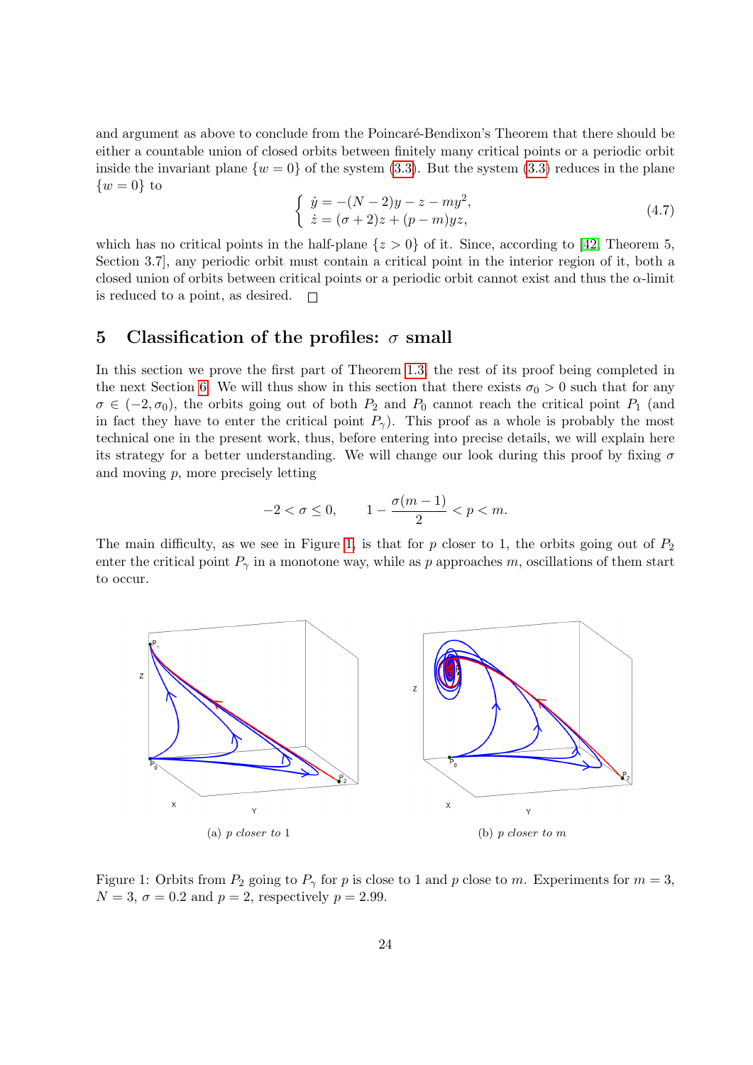and argument as above to conclude from the Poincaré-Bendixon's Theorem that there should be either a countable union of closed orbits between finitely many critical points or a periodic orbit inside the invariant plane $\{w = 0\}$ of the system (3.3). But the system (3.3) reduces in the plane $\{w = 0\}$ to

$$\begin{cases} \dot{y} = -(N-2)y - z - my^2, \\ \dot{z} = (\sigma + 2)z + (p - m)yz, \end{cases} \tag{4.7}$$

which has no critical points in the half-plane $\{z > 0\}$ of it. Since, according to [42, Theorem 5, Section 3.7], any periodic orbit must contain a critical point in the interior region of it, both a closed union of orbits between critical points or a periodic orbit cannot exist and thus the $\alpha$-limit is reduced to a point, as desired. $\square$

## 5 Classification of the profiles: $\sigma$ small

In this section we prove the first part of Theorem 1.3, the rest of its proof being completed in the next Section 6. We will thus show in this section that there exists $\sigma_0 > 0$ such that for any $\sigma \in (-2, \sigma_0)$, the orbits going out of both $P_2$ and $P_0$ cannot reach the critical point $P_1$ (and in fact they have to enter the critical point $P_\gamma$). This proof as a whole is probably the most technical one in the present work, thus, before entering into precise details, we will explain here its strategy for a better understanding. We will change our look during this proof by fixing $\sigma$ and moving $p$, more precisely letting

$$-2 < \sigma \leq 0, \qquad 1 - \frac{\sigma(m-1)}{2} < p < m.$$

The main difficulty, as we see in Figure 1, is that for $p$ closer to 1, the orbits going out of $P_2$ enter the critical point $P_\gamma$ in a monotone way, while as $p$ approaches $m$, oscillations of them start to occur.

(a) *p closer to 1*

(b) *p closer to m*

Figure 1: Orbits from $P_2$ going to $P_\gamma$ for $p$ is close to 1 and $p$ close to $m$. Experiments for $m = 3$, $N = 3$, $\sigma = 0.2$ and $p = 2$, respectively $p = 2.99$.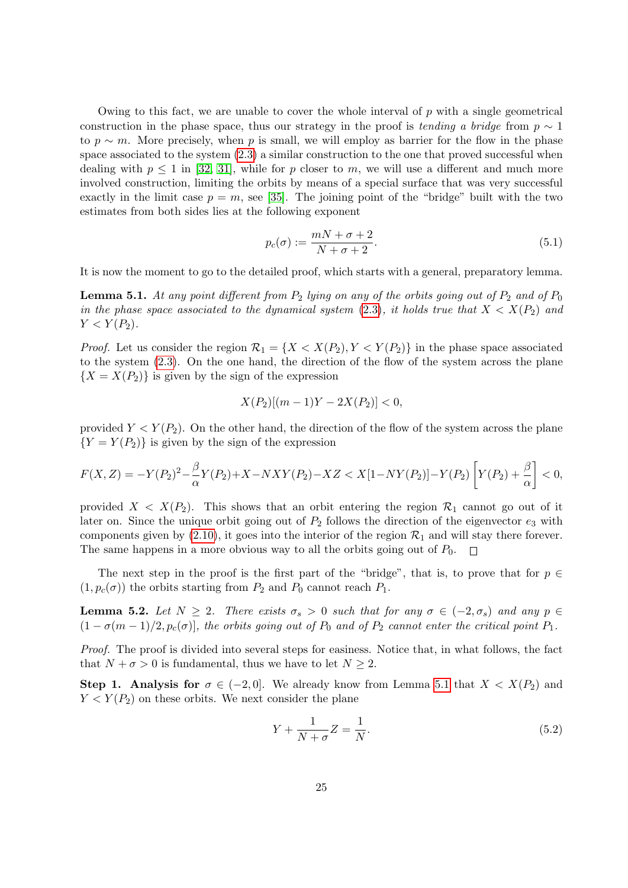Owing to this fact, we are unable to cover the whole interval of $p$ with a single geometrical construction in the phase space, thus our strategy in the proof is *tending a bridge* from $p \sim 1$ to $p \sim m$. More precisely, when $p$ is small, we will employ as barrier for the flow in the phase space associated to the system (2.3) a similar construction to the one that proved successful when dealing with $p \leq 1$ in [32, 31], while for $p$ closer to $m$, we will use a different and much more involved construction, limiting the orbits by means of a special surface that was very successful exactly in the limit case $p = m$, see [35]. The joining point of the "bridge" built with the two estimates from both sides lies at the following exponent

$$p_c(\sigma) := \frac{mN + \sigma + 2}{N + \sigma + 2}. \tag{5.1}$$

It is now the moment to go to the detailed proof, which starts with a general, preparatory lemma.

**Lemma 5.1.** *At any point different from $P_2$ lying on any of the orbits going out of $P_2$ and of $P_0$ in the phase space associated to the dynamical system (2.3), it holds true that $X < X(P_2)$ and $Y < Y(P_2)$.*

*Proof.* Let us consider the region $\mathcal{R}_1 = \{X < X(P_2), Y < Y(P_2)\}$ in the phase space associated to the system (2.3). On the one hand, the direction of the flow of the system across the plane $\{X = X(P_2)\}$ is given by the sign of the expression

$$X(P_2)[(m-1)Y - 2X(P_2)] < 0,$$

provided $Y < Y(P_2)$. On the other hand, the direction of the flow of the system across the plane $\{Y = Y(P_2)\}$ is given by the sign of the expression

$$F(X,Z) = -Y(P_2)^2 - \frac{\beta}{\alpha}Y(P_2) + X - NXY(P_2) - XZ < X[1 - NY(P_2)] - Y(P_2)\left[Y(P_2) + \frac{\beta}{\alpha}\right] < 0,$$

provided $X < X(P_2)$. This shows that an orbit entering the region $\mathcal{R}_1$ cannot go out of it later on. Since the unique orbit going out of $P_2$ follows the direction of the eigenvector $e_3$ with components given by (2.10), it goes into the interior of the region $\mathcal{R}_1$ and will stay there forever. The same happens in a more obvious way to all the orbits going out of $P_0$. $\square$

The next step in the proof is the first part of the "bridge", that is, to prove that for $p \in (1, p_c(\sigma))$ the orbits starting from $P_2$ and $P_0$ cannot reach $P_1$.

**Lemma 5.2.** *Let $N \geq 2$. There exists $\sigma_s > 0$ such that for any $\sigma \in (-2, \sigma_s)$ and any $p \in (1 - \sigma(m-1)/2, p_c(\sigma)]$, the orbits going out of $P_0$ and of $P_2$ cannot enter the critical point $P_1$.*

*Proof.* The proof is divided into several steps for easiness. Notice that, in what follows, the fact that $N + \sigma > 0$ is fundamental, thus we have to let $N \geq 2$.

**Step 1. Analysis for $\sigma \in (-2, 0]$.** We already know from Lemma 5.1 that $X < X(P_2)$ and $Y < Y(P_2)$ on these orbits. We next consider the plane

$$Y + \frac{1}{N + \sigma}Z = \frac{1}{N}. \tag{5.2}$$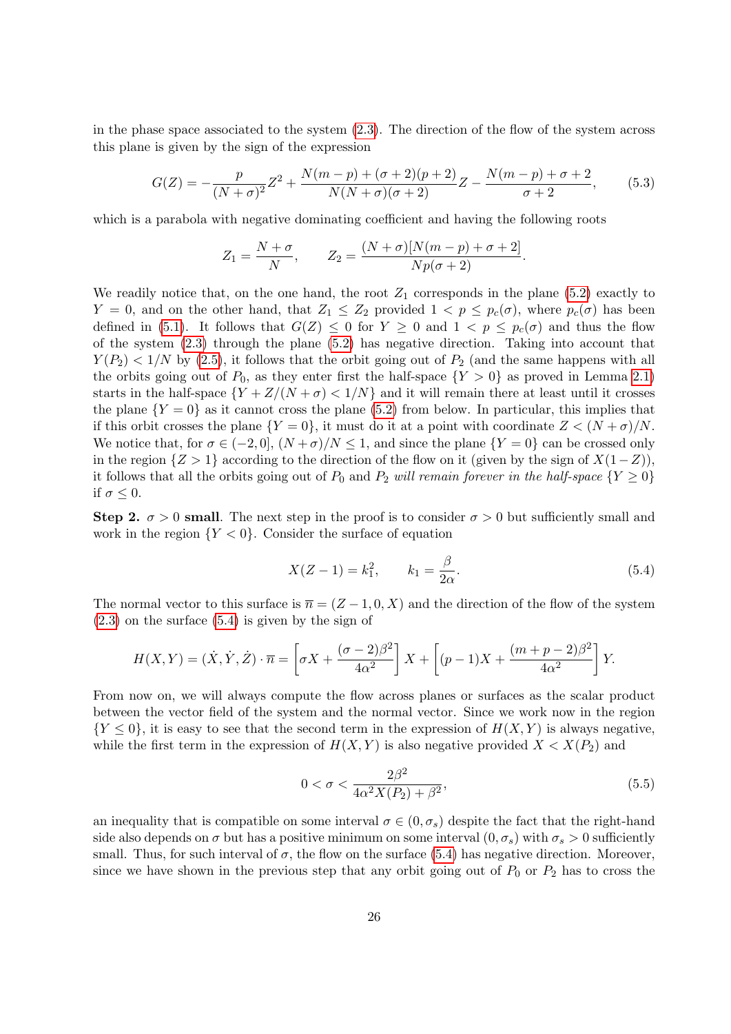in the phase space associated to the system (2.3). The direction of the flow of the system across this plane is given by the sign of the expression

$$G(Z) = -\frac{p}{(N+\sigma)^2}Z^2 + \frac{N(m-p)+(\sigma+2)(p+2)}{N(N+\sigma)(\sigma+2)}Z - \frac{N(m-p)+\sigma+2}{\sigma+2}, \tag{5.3}$$

which is a parabola with negative dominating coefficient and having the following roots

$$Z_1 = \frac{N+\sigma}{N}, \qquad Z_2 = \frac{(N+\sigma)[N(m-p)+\sigma+2]}{Np(\sigma+2)}.$$

We readily notice that, on the one hand, the root $Z_1$ corresponds in the plane (5.2) exactly to $Y=0$, and on the other hand, that $Z_1 \leq Z_2$ provided $1 < p \leq p_c(\sigma)$, where $p_c(\sigma)$ has been defined in (5.1). It follows that $G(Z) \leq 0$ for $Y \geq 0$ and $1 < p \leq p_c(\sigma)$ and thus the flow of the system (2.3) through the plane (5.2) has negative direction. Taking into account that $Y(P_2) < 1/N$ by (2.5), it follows that the orbit going out of $P_2$ (and the same happens with all the orbits going out of $P_0$, as they enter first the half-space $\{Y > 0\}$ as proved in Lemma 2.1) starts in the half-space $\{Y + Z/(N+\sigma) < 1/N\}$ and it will remain there at least until it crosses the plane $\{Y = 0\}$ as it cannot cross the plane (5.2) from below. In particular, this implies that if this orbit crosses the plane $\{Y = 0\}$, it must do it at a point with coordinate $Z < (N+\sigma)/N$. We notice that, for $\sigma \in (-2, 0]$, $(N+\sigma)/N \leq 1$, and since the plane $\{Y = 0\}$ can be crossed only in the region $\{Z > 1\}$ according to the direction of the flow on it (given by the sign of $X(1-Z)$), it follows that all the orbits going out of $P_0$ and $P_2$ *will remain forever in the half-space* $\{Y \geq 0\}$ if $\sigma \leq 0$.

**Step 2. $\sigma > 0$ small**. The next step in the proof is to consider $\sigma > 0$ but sufficiently small and work in the region $\{Y < 0\}$. Consider the surface of equation

$$X(Z-1) = k_1^2, \qquad k_1 = \frac{\beta}{2\alpha}. \tag{5.4}$$

The normal vector to this surface is $\overline{n} = (Z-1, 0, X)$ and the direction of the flow of the system (2.3) on the surface (5.4) is given by the sign of

$$H(X,Y) = (\dot{X}, \dot{Y}, \dot{Z}) \cdot \overline{n} = \left[\sigma X + \frac{(\sigma-2)\beta^2}{4\alpha^2}\right] X + \left[(p-1)X + \frac{(m+p-2)\beta^2}{4\alpha^2}\right] Y.$$

From now on, we will always compute the flow across planes or surfaces as the scalar product between the vector field of the system and the normal vector. Since we work now in the region $\{Y \leq 0\}$, it is easy to see that the second term in the expression of $H(X,Y)$ is always negative, while the first term in the expression of $H(X,Y)$ is also negative provided $X < X(P_2)$ and

$$0 < \sigma < \frac{2\beta^2}{4\alpha^2 X(P_2) + \beta^2}, \tag{5.5}$$

an inequality that is compatible on some interval $\sigma \in (0, \sigma_s)$ despite the fact that the right-hand side also depends on $\sigma$ but has a positive minimum on some interval $(0, \sigma_s)$ with $\sigma_s > 0$ sufficiently small. Thus, for such interval of $\sigma$, the flow on the surface (5.4) has negative direction. Moreover, since we have shown in the previous step that any orbit going out of $P_0$ or $P_2$ has to cross the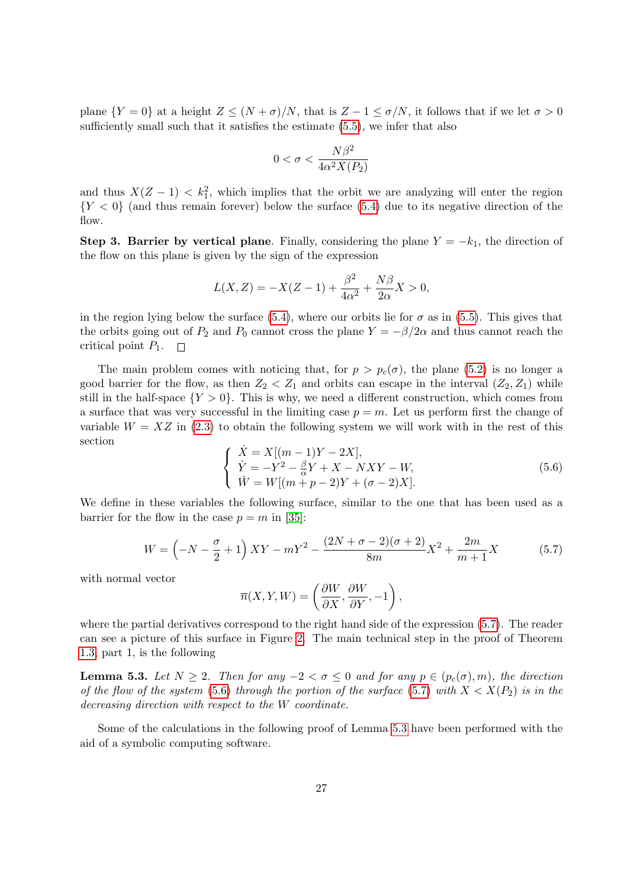plane $\{Y=0\}$ at a height $Z \leq (N+\sigma)/N$, that is $Z-1 \leq \sigma/N$, it follows that if we let $\sigma > 0$ sufficiently small such that it satisfies the estimate (5.5), we infer that also

$$0 < \sigma < \frac{N\beta^2}{4\alpha^2 X(P_2)}$$

and thus $X(Z-1) < k_1^2$, which implies that the orbit we are analyzing will enter the region $\{Y < 0\}$ (and thus remain forever) below the surface (5.4) due to its negative direction of the flow.

**Step 3. Barrier by vertical plane**. Finally, considering the plane $Y = -k_1$, the direction of the flow on this plane is given by the sign of the expression

$$L(X,Z) = -X(Z-1) + \frac{\beta^2}{4\alpha^2} + \frac{N\beta}{2\alpha}X > 0,$$

in the region lying below the surface (5.4), where our orbits lie for $\sigma$ as in (5.5). This gives that the orbits going out of $P_2$ and $P_0$ cannot cross the plane $Y = -\beta/2\alpha$ and thus cannot reach the critical point $P_1$. □

The main problem comes with noticing that, for $p > p_c(\sigma)$, the plane (5.2) is no longer a good barrier for the flow, as then $Z_2 < Z_1$ and orbits can escape in the interval $(Z_2, Z_1)$ while still in the half-space $\{Y > 0\}$. This is why, we need a different construction, which comes from a surface that was very successful in the limiting case $p = m$. Let us perform first the change of variable $W = XZ$ in (2.3) to obtain the following system we will work with in the rest of this section

$$\left\{ \begin{array}{l} \dot{X} = X[(m-1)Y - 2X], \\ \dot{Y} = -Y^2 - \frac{\beta}{\alpha}Y + X - NXY - W, \\ \dot{W} = W[(m+p-2)Y + (\sigma-2)X]. \end{array} \right. \tag{5.6}$$

We define in these variables the following surface, similar to the one that has been used as a barrier for the flow in the case $p = m$ in [35]:

$$W = \left(-N - \frac{\sigma}{2} + 1\right)XY - mY^2 - \frac{(2N+\sigma-2)(\sigma+2)}{8m}X^2 + \frac{2m}{m+1}X \tag{5.7}$$

with normal vector

$$\overline{n}(X,Y,W) = \left(\frac{\partial W}{\partial X}, \frac{\partial W}{\partial Y}, -1\right),$$

where the partial derivatives correspond to the right hand side of the expression (5.7). The reader can see a picture of this surface in Figure 2. The main technical step in the proof of Theorem 1.3, part 1, is the following

**Lemma 5.3.** *Let $N \geq 2$. Then for any $-2 < \sigma \leq 0$ and for any $p \in (p_c(\sigma), m)$, the direction of the flow of the system (5.6) through the portion of the surface (5.7) with $X < X(P_2)$ is in the decreasing direction with respect to the $W$ coordinate.*

Some of the calculations in the following proof of Lemma 5.3 have been performed with the aid of a symbolic computing software.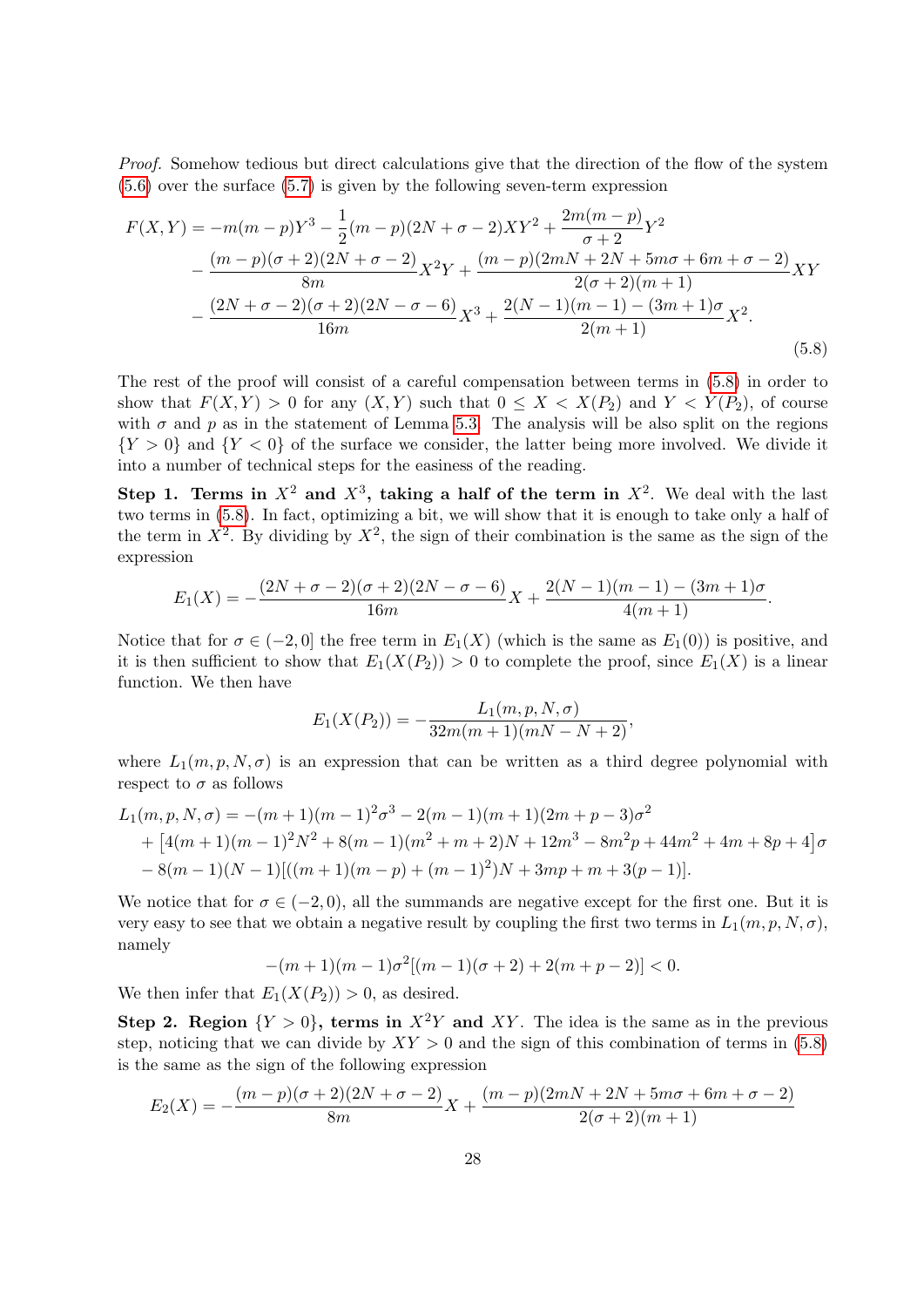*Proof.* Somehow tedious but direct calculations give that the direction of the flow of the system (5.6) over the surface (5.7) is given by the following seven-term expression

$$
\begin{aligned}
F(X,Y) &= -m(m-p)Y^3 - \frac{1}{2}(m-p)(2N+\sigma-2)XY^2 + \frac{2m(m-p)}{\sigma+2}Y^2 \\
&- \frac{(m-p)(\sigma+2)(2N+\sigma-2)}{8m}X^2Y + \frac{(m-p)(2mN+2N+5m\sigma+6m+\sigma-2)}{2(\sigma+2)(m+1)}XY \\
&- \frac{(2N+\sigma-2)(\sigma+2)(2N-\sigma-6)}{16m}X^3 + \frac{2(N-1)(m-1)-(3m+1)\sigma}{2(m+1)}X^2.
\end{aligned}
\tag{5.8}
$$

The rest of the proof will consist of a careful compensation between terms in (5.8) in order to show that $F(X,Y) > 0$ for any $(X,Y)$ such that $0 \leq X < X(P_2)$ and $Y < Y(P_2)$, of course with $\sigma$ and $p$ as in the statement of Lemma 5.3. The analysis will be also split on the regions $\{Y > 0\}$ and $\{Y < 0\}$ of the surface we consider, the latter being more involved. We divide it into a number of technical steps for the easiness of the reading.

**Step 1. Terms in $X^2$ and $X^3$, taking a half of the term in $X^2$.** We deal with the last two terms in (5.8). In fact, optimizing a bit, we will show that it is enough to take only a half of the term in $X^2$. By dividing by $X^2$, the sign of their combination is the same as the sign of the expression

$$
E_1(X) = -\frac{(2N+\sigma-2)(\sigma+2)(2N-\sigma-6)}{16m}X + \frac{2(N-1)(m-1)-(3m+1)\sigma}{4(m+1)}.
$$

Notice that for $\sigma \in (-2, 0]$ the free term in $E_1(X)$ (which is the same as $E_1(0)$) is positive, and it is then sufficient to show that $E_1(X(P_2)) > 0$ to complete the proof, since $E_1(X)$ is a linear function. We then have

$$
E_1(X(P_2)) = -\frac{L_1(m,p,N,\sigma)}{32m(m+1)(mN-N+2)},
$$

where $L_1(m,p,N,\sigma)$ is an expression that can be written as a third degree polynomial with respect to $\sigma$ as follows

$$
\begin{aligned}
L_1(m,p,N,\sigma) &= -(m+1)(m-1)^2\sigma^3 - 2(m-1)(m+1)(2m+p-3)\sigma^2 \\
&+ \left[4(m+1)(m-1)^2N^2 + 8(m-1)(m^2+m+2)N + 12m^3 - 8m^2p + 44m^2 + 4m + 8p + 4\right]\sigma \\
&- 8(m-1)(N-1)[((m+1)(m-p)+(m-1)^2)N + 3mp + m + 3(p-1)].
\end{aligned}
$$

We notice that for $\sigma \in (-2, 0)$, all the summands are negative except for the first one. But it is very easy to see that we obtain a negative result by coupling the first two terms in $L_1(m,p,N,\sigma)$, namely

$$
-(m+1)(m-1)\sigma^2[(m-1)(\sigma+2) + 2(m+p-2)] < 0.
$$

We then infer that $E_1(X(P_2)) > 0$, as desired.

**Step 2. Region $\{Y > 0\}$, terms in $X^2Y$ and $XY$.** The idea is the same as in the previous step, noticing that we can divide by $XY > 0$ and the sign of this combination of terms in (5.8) is the same as the sign of the following expression

$$
E_2(X) = -\frac{(m-p)(\sigma+2)(2N+\sigma-2)}{8m}X + \frac{(m-p)(2mN+2N+5m\sigma+6m+\sigma-2)}{2(\sigma+2)(m+1)}
$$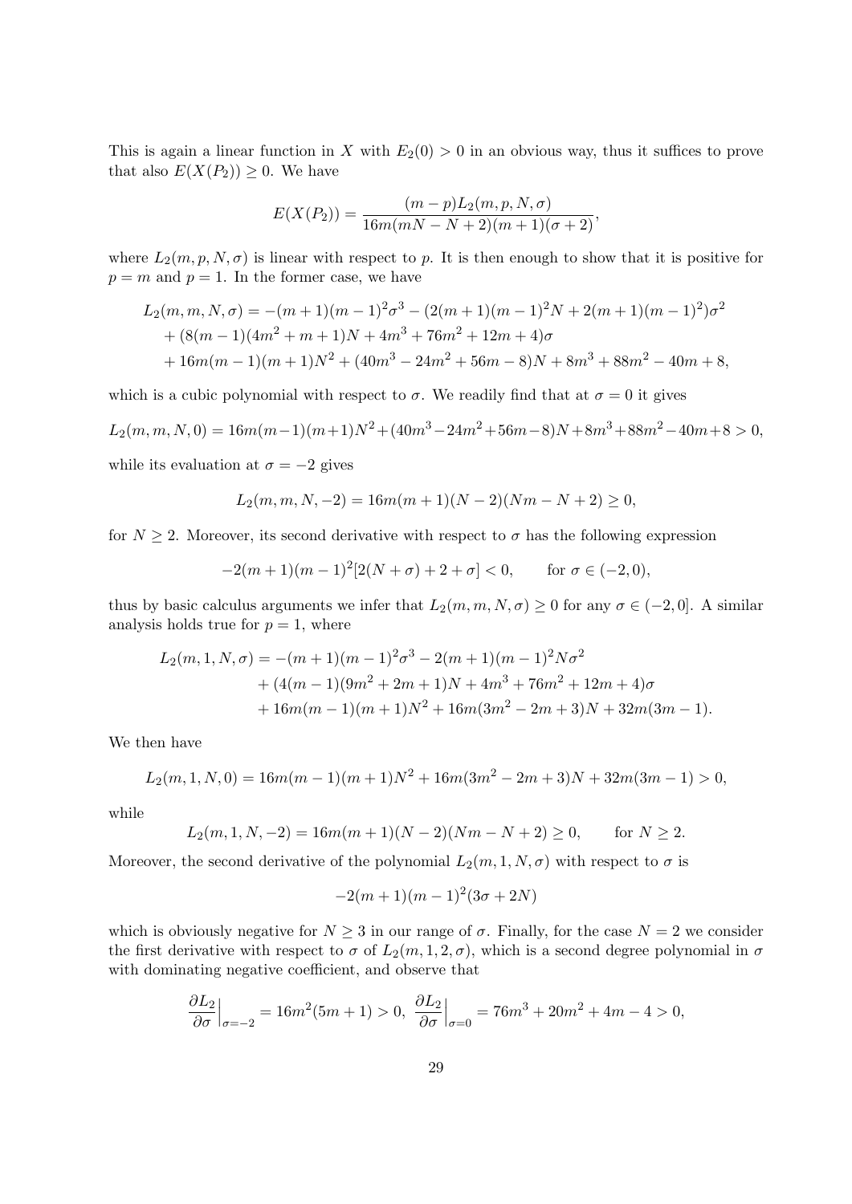This is again a linear function in $X$ with $E_2(0) > 0$ in an obvious way, thus it suffices to prove that also $E(X(P_2)) \geq 0$. We have

$$E(X(P_2)) = \frac{(m-p)L_2(m,p,N,\sigma)}{16m(mN-N+2)(m+1)(\sigma+2)},$$

where $L_2(m,p,N,\sigma)$ is linear with respect to $p$. It is then enough to show that it is positive for $p = m$ and $p = 1$. In the former case, we have

$$\begin{aligned}
L_2(m,m,N,\sigma) &= -(m+1)(m-1)^2\sigma^3 - (2(m+1)(m-1)^2N + 2(m+1)(m-1)^2)\sigma^2 \\
&+ (8(m-1)(4m^2+m+1)N + 4m^3 + 76m^2 + 12m + 4)\sigma \\
&+ 16m(m-1)(m+1)N^2 + (40m^3 - 24m^2 + 56m - 8)N + 8m^3 + 88m^2 - 40m + 8,
\end{aligned}$$

which is a cubic polynomial with respect to $\sigma$. We readily find that at $\sigma = 0$ it gives

$$L_2(m,m,N,0) = 16m(m-1)(m+1)N^2 + (40m^3 - 24m^2 + 56m - 8)N + 8m^3 + 88m^2 - 40m + 8 > 0,$$

while its evaluation at $\sigma = -2$ gives

$$L_2(m,m,N,-2) = 16m(m+1)(N-2)(Nm-N+2) \geq 0,$$

for $N \geq 2$. Moreover, its second derivative with respect to $\sigma$ has the following expression

$$-2(m+1)(m-1)^2[2(N+\sigma)+2+\sigma] < 0, \qquad \text{for } \sigma \in (-2,0),$$

thus by basic calculus arguments we infer that $L_2(m,m,N,\sigma) \geq 0$ for any $\sigma \in (-2,0]$. A similar analysis holds true for $p = 1$, where

$$\begin{aligned}
L_2(m,1,N,\sigma) &= -(m+1)(m-1)^2\sigma^3 - 2(m+1)(m-1)^2N\sigma^2 \\
&+ (4(m-1)(9m^2+2m+1)N + 4m^3 + 76m^2 + 12m + 4)\sigma \\
&+ 16m(m-1)(m+1)N^2 + 16m(3m^2 - 2m + 3)N + 32m(3m-1).
\end{aligned}$$

We then have

$$L_2(m,1,N,0) = 16m(m-1)(m+1)N^2 + 16m(3m^2 - 2m + 3)N + 32m(3m-1) > 0,$$

while

$$L_2(m,1,N,-2) = 16m(m+1)(N-2)(Nm-N+2) \geq 0, \qquad \text{for } N \geq 2.$$

Moreover, the second derivative of the polynomial $L_2(m,1,N,\sigma)$ with respect to $\sigma$ is

$$-2(m+1)(m-1)^2(3\sigma + 2N)$$

which is obviously negative for $N \geq 3$ in our range of $\sigma$. Finally, for the case $N = 2$ we consider the first derivative with respect to $\sigma$ of $L_2(m,1,2,\sigma)$, which is a second degree polynomial in $\sigma$ with dominating negative coefficient, and observe that

$$\frac{\partial L_2}{\partial \sigma}\Big|_{\sigma=-2} = 16m^2(5m+1) > 0, \ \frac{\partial L_2}{\partial \sigma}\Big|_{\sigma=0} = 76m^3 + 20m^2 + 4m - 4 > 0,$$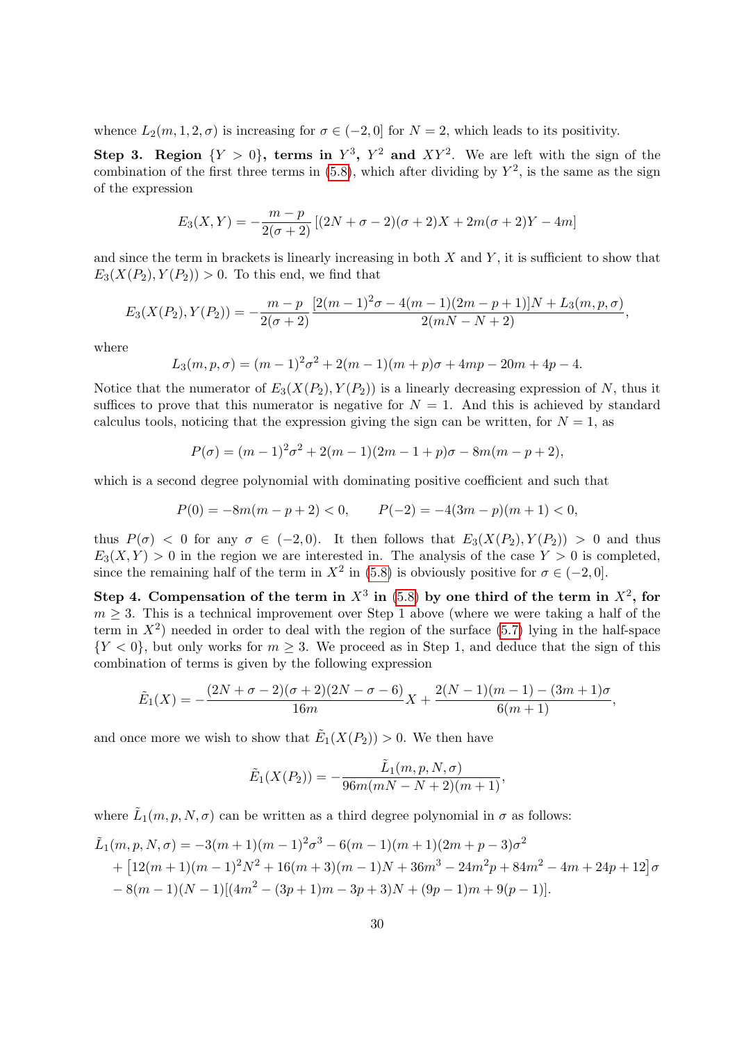whence $L_2(m,1,2,\sigma)$ is increasing for $\sigma\in(-2,0]$ for $N=2$, which leads to its positivity.

**Step 3. Region $\{Y>0\}$, terms in $Y^3$, $Y^2$ and $XY^2$.** We are left with the sign of the combination of the first three terms in (5.8), which after dividing by $Y^2$, is the same as the sign of the expression

$$E_3(X,Y)=-\frac{m-p}{2(\sigma+2)}\left[(2N+\sigma-2)(\sigma+2)X+2m(\sigma+2)Y-4m\right]$$

and since the term in brackets is linearly increasing in both $X$ and $Y$, it is sufficient to show that $E_3(X(P_2),Y(P_2))>0$. To this end, we find that

$$E_3(X(P_2),Y(P_2))=-\frac{m-p}{2(\sigma+2)}\frac{[2(m-1)^2\sigma-4(m-1)(2m-p+1)]N+L_3(m,p,\sigma)}{2(mN-N+2)},$$

where

$$L_3(m,p,\sigma)=(m-1)^2\sigma^2+2(m-1)(m+p)\sigma+4mp-20m+4p-4.$$

Notice that the numerator of $E_3(X(P_2),Y(P_2))$ is a linearly decreasing expression of $N$, thus it suffices to prove that this numerator is negative for $N=1$. And this is achieved by standard calculus tools, noticing that the expression giving the sign can be written, for $N=1$, as

$$P(\sigma)=(m-1)^2\sigma^2+2(m-1)(2m-1+p)\sigma-8m(m-p+2),$$

which is a second degree polynomial with dominating positive coefficient and such that

$$P(0)=-8m(m-p+2)<0,\qquad P(-2)=-4(3m-p)(m+1)<0,$$

thus $P(\sigma)<0$ for any $\sigma\in(-2,0)$. It then follows that $E_3(X(P_2),Y(P_2))>0$ and thus $E_3(X,Y)>0$ in the region we are interested in. The analysis of the case $Y>0$ is completed, since the remaining half of the term in $X^2$ in (5.8) is obviously positive for $\sigma\in(-2,0]$.

**Step 4. Compensation of the term in $X^3$ in (5.8) by one third of the term in $X^2$, for $m\geq 3$.** This is a technical improvement over Step 1 above (where we were taking a half of the term in $X^2$) needed in order to deal with the region of the surface (5.7) lying in the half-space $\{Y<0\}$, but only works for $m\geq 3$. We proceed as in Step 1, and deduce that the sign of this combination of terms is given by the following expression

$$\tilde{E}_1(X)=-\frac{(2N+\sigma-2)(\sigma+2)(2N-\sigma-6)}{16m}X+\frac{2(N-1)(m-1)-(3m+1)\sigma}{6(m+1)},$$

and once more we wish to show that $\tilde{E}_1(X(P_2))>0$. We then have

$$\tilde{E}_1(X(P_2))=-\frac{\tilde{L}_1(m,p,N,\sigma)}{96m(mN-N+2)(m+1)},$$

where $\tilde{L}_1(m,p,N,\sigma)$ can be written as a third degree polynomial in $\sigma$ as follows:

$$\begin{aligned}
\tilde{L}_1(m,p,N,\sigma)&=-3(m+1)(m-1)^2\sigma^3-6(m-1)(m+1)(2m+p-3)\sigma^2\\
&+\left[12(m+1)(m-1)^2N^2+16(m+3)(m-1)N+36m^3-24m^2p+84m^2-4m+24p+12\right]\sigma\\
&-8(m-1)(N-1)[(4m^2-(3p+1)m-3p+3)N+(9p-1)m+9(p-1)].
\end{aligned}$$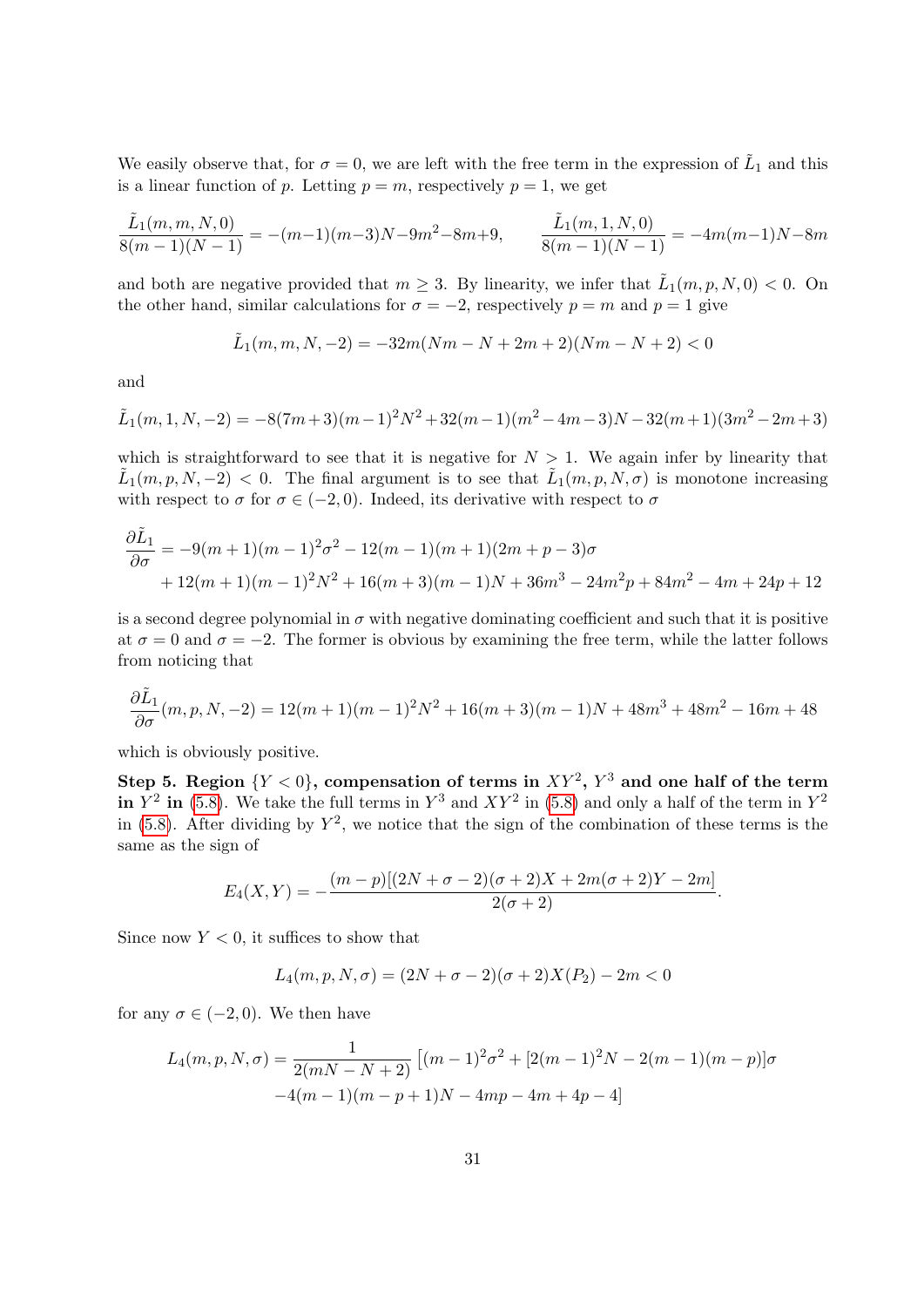We easily observe that, for $\sigma = 0$, we are left with the free term in the expression of $\tilde{L}_1$ and this is a linear function of $p$. Letting $p = m$, respectively $p = 1$, we get

$$\frac{\tilde{L}_1(m,m,N,0)}{8(m-1)(N-1)} = -(m-1)(m-3)N - 9m^2 - 8m + 9, \qquad \frac{\tilde{L}_1(m,1,N,0)}{8(m-1)(N-1)} = -4m(m-1)N - 8m$$

and both are negative provided that $m \geq 3$. By linearity, we infer that $\tilde{L}_1(m,p,N,0) < 0$. On the other hand, similar calculations for $\sigma = -2$, respectively $p = m$ and $p = 1$ give

$$\tilde{L}_1(m,m,N,-2) = -32m(Nm - N + 2m + 2)(Nm - N + 2) < 0$$

and

$$\tilde{L}_1(m,1,N,-2) = -8(7m+3)(m-1)^2N^2 + 32(m-1)(m^2-4m-3)N - 32(m+1)(3m^2-2m+3)$$

which is straightforward to see that it is negative for $N > 1$. We again infer by linearity that $\tilde{L}_1(m,p,N,-2) < 0$. The final argument is to see that $\tilde{L}_1(m,p,N,\sigma)$ is monotone increasing with respect to $\sigma$ for $\sigma \in (-2,0)$. Indeed, its derivative with respect to $\sigma$

$$\begin{aligned}\frac{\partial \tilde{L}_1}{\partial \sigma} &= -9(m+1)(m-1)^2\sigma^2 - 12(m-1)(m+1)(2m+p-3)\sigma \\ &\quad + 12(m+1)(m-1)^2N^2 + 16(m+3)(m-1)N + 36m^3 - 24m^2p + 84m^2 - 4m + 24p + 12\end{aligned}$$

is a second degree polynomial in $\sigma$ with negative dominating coefficient and such that it is positive at $\sigma = 0$ and $\sigma = -2$. The former is obvious by examining the free term, while the latter follows from noticing that

$$\frac{\partial \tilde{L}_1}{\partial \sigma}(m,p,N,-2) = 12(m+1)(m-1)^2N^2 + 16(m+3)(m-1)N + 48m^3 + 48m^2 - 16m + 48$$

which is obviously positive.

**Step 5. Region $\{Y < 0\}$, compensation of terms in $XY^2$, $Y^3$ and one half of the term in $Y^2$ in (5.8).** We take the full terms in $Y^3$ and $XY^2$ in (5.8) and only a half of the term in $Y^2$ in (5.8). After dividing by $Y^2$, we notice that the sign of the combination of these terms is the same as the sign of

$$E_4(X,Y) = -\frac{(m-p)[(2N+\sigma-2)(\sigma+2)X + 2m(\sigma+2)Y - 2m]}{2(\sigma+2)}.$$

Since now $Y < 0$, it suffices to show that

$$L_4(m,p,N,\sigma) = (2N+\sigma-2)(\sigma+2)X(P_2) - 2m < 0$$

for any $\sigma \in (-2,0)$. We then have

$$\begin{aligned}L_4(m,p,N,\sigma) = &\frac{1}{2(mN-N+2)}\left[(m-1)^2\sigma^2 + [2(m-1)^2N - 2(m-1)(m-p)]\sigma \right. \\ &\left. -4(m-1)(m-p+1)N - 4mp - 4m + 4p - 4\right]\end{aligned}$$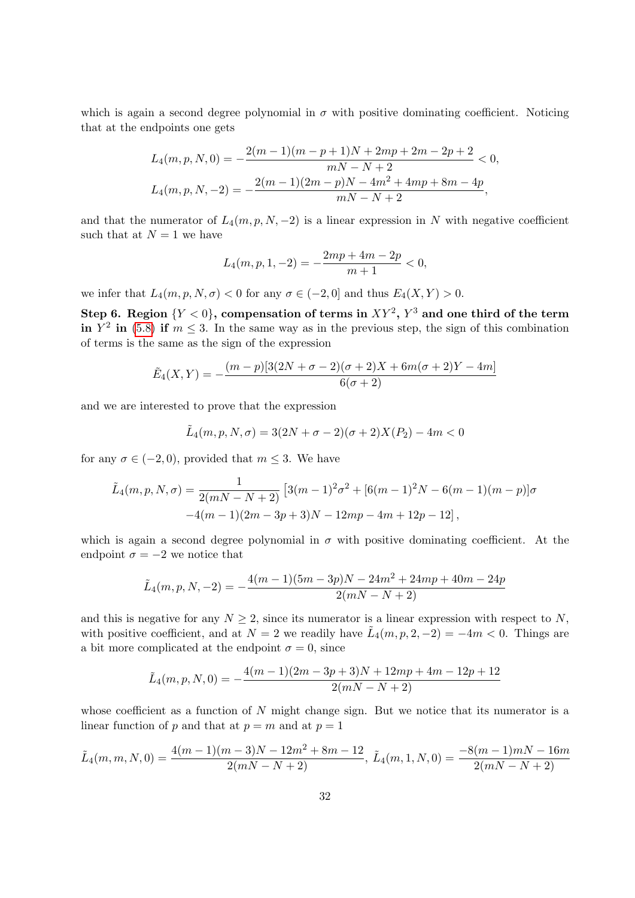which is again a second degree polynomial in $\sigma$ with positive dominating coefficient. Noticing that at the endpoints one gets

$$L_4(m,p,N,0) = -\frac{2(m-1)(m-p+1)N + 2mp + 2m - 2p + 2}{mN - N + 2} < 0,$$

$$L_4(m,p,N,-2) = -\frac{2(m-1)(2m-p)N - 4m^2 + 4mp + 8m - 4p}{mN - N + 2},$$

and that the numerator of $L_4(m,p,N,-2)$ is a linear expression in $N$ with negative coefficient such that at $N=1$ we have

$$L_4(m,p,1,-2) = -\frac{2mp + 4m - 2p}{m+1} < 0,$$

we infer that $L_4(m,p,N,\sigma) < 0$ for any $\sigma \in (-2,0]$ and thus $E_4(X,Y) > 0$.

**Step 6. Region $\{Y<0\}$, compensation of terms in $XY^2$, $Y^3$ and one third of the term in $Y^2$ in (5.8) if $m \leq 3$.** In the same way as in the previous step, the sign of this combination of terms is the same as the sign of the expression

$$\tilde{E}_4(X,Y) = -\frac{(m-p)[3(2N+\sigma-2)(\sigma+2)X + 6m(\sigma+2)Y - 4m]}{6(\sigma+2)}$$

and we are interested to prove that the expression

$$\tilde{L}_4(m,p,N,\sigma) = 3(2N+\sigma-2)(\sigma+2)X(P_2) - 4m < 0$$

for any $\sigma \in (-2,0)$, provided that $m \leq 3$. We have

$$\tilde{L}_4(m,p,N,\sigma) = \frac{1}{2(mN-N+2)}\left[3(m-1)^2\sigma^2 + [6(m-1)^2N - 6(m-1)(m-p)]\sigma \right.$$
$$\left. -4(m-1)(2m-3p+3)N - 12mp - 4m + 12p - 12\right],$$

which is again a second degree polynomial in $\sigma$ with positive dominating coefficient. At the endpoint $\sigma = -2$ we notice that

$$\tilde{L}_4(m,p,N,-2) = -\frac{4(m-1)(5m-3p)N - 24m^2 + 24mp + 40m - 24p}{2(mN-N+2)}$$

and this is negative for any $N \geq 2$, since its numerator is a linear expression with respect to $N$, with positive coefficient, and at $N=2$ we readily have $\tilde{L}_4(m,p,2,-2) = -4m < 0$. Things are a bit more complicated at the endpoint $\sigma = 0$, since

$$\tilde{L}_4(m,p,N,0) = -\frac{4(m-1)(2m-3p+3)N + 12mp + 4m - 12p + 12}{2(mN-N+2)}$$

whose coefficient as a function of $N$ might change sign. But we notice that its numerator is a linear function of $p$ and that at $p=m$ and at $p=1$

$$\tilde{L}_4(m,m,N,0) = \frac{4(m-1)(m-3)N - 12m^2 + 8m - 12}{2(mN-N+2)}, \ \tilde{L}_4(m,1,N,0) = \frac{-8(m-1)mN - 16m}{2(mN-N+2)}$$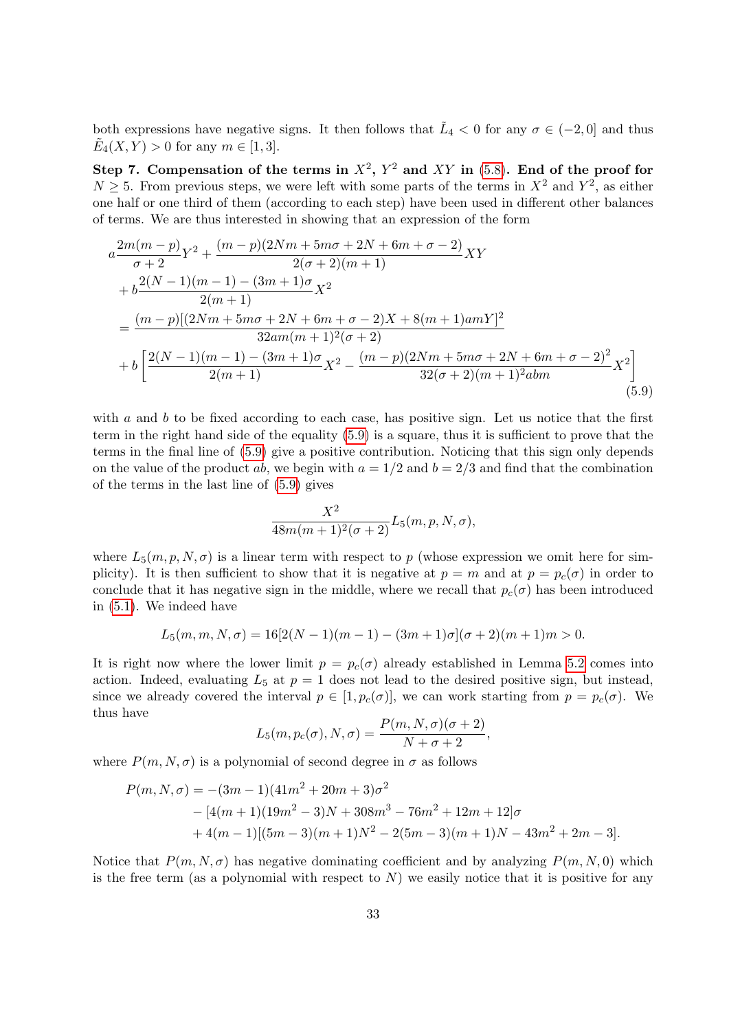both expressions have negative signs. It then follows that $\tilde{L}_4 < 0$ for any $\sigma \in (-2, 0]$ and thus $\tilde{E}_4(X, Y) > 0$ for any $m \in [1, 3]$.

**Step 7. Compensation of the terms in $X^2$, $Y^2$ and $XY$ in (5.8). End of the proof for $N \geq 5$.** From previous steps, we were left with some parts of the terms in $X^2$ and $Y^2$, as either one half or one third of them (according to each step) have been used in different other balances of terms. We are thus interested in showing that an expression of the form

$$
\begin{aligned}
a&\frac{2m(m-p)}{\sigma+2}Y^2 + \frac{(m-p)(2Nm+5m\sigma+2N+6m+\sigma-2)}{2(\sigma+2)(m+1)}XY \\
&+ b\frac{2(N-1)(m-1)-(3m+1)\sigma}{2(m+1)}X^2 \\
&= \frac{(m-p)[(2Nm+5m\sigma+2N+6m+\sigma-2)X+8(m+1)amY]^2}{32am(m+1)^2(\sigma+2)} \\
&+ b\left[\frac{2(N-1)(m-1)-(3m+1)\sigma}{2(m+1)}X^2 - \frac{(m-p)(2Nm+5m\sigma+2N+6m+\sigma-2)^2}{32(\sigma+2)(m+1)^2abm}X^2\right]
\end{aligned}
\tag{5.9}
$$

with $a$ and $b$ to be fixed according to each case, has positive sign. Let us notice that the first term in the right hand side of the equality (5.9) is a square, thus it is sufficient to prove that the terms in the final line of (5.9) give a positive contribution. Noticing that this sign only depends on the value of the product $ab$, we begin with $a = 1/2$ and $b = 2/3$ and find that the combination of the terms in the last line of (5.9) gives

$$
\frac{X^2}{48m(m+1)^2(\sigma+2)}L_5(m, p, N, \sigma),
$$

where $L_5(m, p, N, \sigma)$ is a linear term with respect to $p$ (whose expression we omit here for simplicity). It is then sufficient to show that it is negative at $p = m$ and at $p = p_c(\sigma)$ in order to conclude that it has negative sign in the middle, where we recall that $p_c(\sigma)$ has been introduced in (5.1). We indeed have

$$
L_5(m, m, N, \sigma) = 16[2(N-1)(m-1)-(3m+1)\sigma](\sigma+2)(m+1)m > 0.
$$

It is right now where the lower limit $p = p_c(\sigma)$ already established in Lemma 5.2 comes into action. Indeed, evaluating $L_5$ at $p = 1$ does not lead to the desired positive sign, but instead, since we already covered the interval $p \in [1, p_c(\sigma)]$, we can work starting from $p = p_c(\sigma)$. We thus have

$$
L_5(m, p_c(\sigma), N, \sigma) = \frac{P(m, N, \sigma)(\sigma+2)}{N+\sigma+2},
$$

where $P(m, N, \sigma)$ is a polynomial of second degree in $\sigma$ as follows

$$
\begin{aligned}
P(m, N, \sigma) &= -(3m-1)(41m^2+20m+3)\sigma^2 \\
&- [4(m+1)(19m^2-3)N + 308m^3 - 76m^2 + 12m + 12]\sigma \\
&+ 4(m-1)[(5m-3)(m+1)N^2 - 2(5m-3)(m+1)N - 43m^2 + 2m - 3].
\end{aligned}
$$

Notice that $P(m, N, \sigma)$ has negative dominating coefficient and by analyzing $P(m, N, 0)$ which is the free term (as a polynomial with respect to $N$) we easily notice that it is positive for any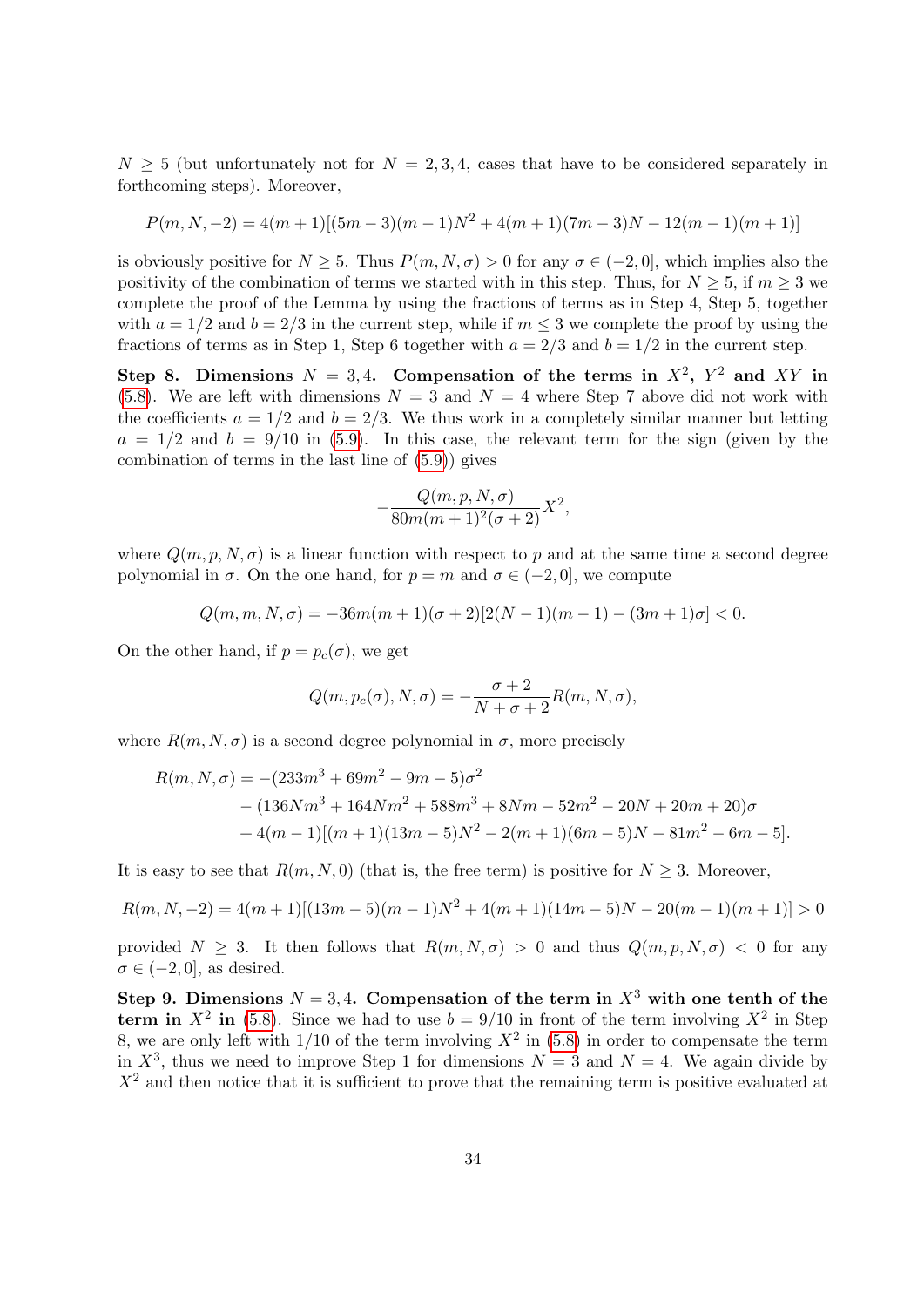$N \geq 5$ (but unfortunately not for $N = 2, 3, 4$, cases that have to be considered separately in forthcoming steps). Moreover,

$$P(m, N, -2) = 4(m+1)[(5m-3)(m-1)N^2 + 4(m+1)(7m-3)N - 12(m-1)(m+1)]$$

is obviously positive for $N \geq 5$. Thus $P(m, N, \sigma) > 0$ for any $\sigma \in (-2, 0]$, which implies also the positivity of the combination of terms we started with in this step. Thus, for $N \geq 5$, if $m \geq 3$ we complete the proof of the Lemma by using the fractions of terms as in Step 4, Step 5, together with $a = 1/2$ and $b = 2/3$ in the current step, while if $m \leq 3$ we complete the proof by using the fractions of terms as in Step 1, Step 6 together with $a = 2/3$ and $b = 1/2$ in the current step.

**Step 8. Dimensions $N = 3, 4$. Compensation of the terms in $X^2$, $Y^2$ and $XY$ in** (5.8). We are left with dimensions $N = 3$ and $N = 4$ where Step 7 above did not work with the coefficients $a = 1/2$ and $b = 2/3$. We thus work in a completely similar manner but letting $a = 1/2$ and $b = 9/10$ in (5.9). In this case, the relevant term for the sign (given by the combination of terms in the last line of (5.9)) gives

$$-\frac{Q(m, p, N, \sigma)}{80m(m+1)^2(\sigma+2)} X^2,$$

where $Q(m, p, N, \sigma)$ is a linear function with respect to $p$ and at the same time a second degree polynomial in $\sigma$. On the one hand, for $p = m$ and $\sigma \in (-2, 0]$, we compute

$$Q(m, m, N, \sigma) = -36m(m+1)(\sigma+2)[2(N-1)(m-1) - (3m+1)\sigma] < 0.$$

On the other hand, if $p = p_c(\sigma)$, we get

$$Q(m, p_c(\sigma), N, \sigma) = -\frac{\sigma+2}{N+\sigma+2} R(m, N, \sigma),$$

where $R(m, N, \sigma)$ is a second degree polynomial in $\sigma$, more precisely

$$\begin{aligned}
R(m, N, \sigma) = &-(233m^3 + 69m^2 - 9m - 5)\sigma^2 \\
&- (136Nm^3 + 164Nm^2 + 588m^3 + 8Nm - 52m^2 - 20N + 20m + 20)\sigma \\
&+ 4(m-1)[(m+1)(13m-5)N^2 - 2(m+1)(6m-5)N - 81m^2 - 6m - 5].
\end{aligned}$$

It is easy to see that $R(m, N, 0)$ (that is, the free term) is positive for $N \geq 3$. Moreover,

$$R(m, N, -2) = 4(m+1)[(13m-5)(m-1)N^2 + 4(m+1)(14m-5)N - 20(m-1)(m+1)] > 0$$

provided $N \geq 3$. It then follows that $R(m, N, \sigma) > 0$ and thus $Q(m, p, N, \sigma) < 0$ for any $\sigma \in (-2, 0]$, as desired.

**Step 9. Dimensions $N = 3, 4$. Compensation of the term in $X^3$ with one tenth of the term in $X^2$ in** (5.8). Since we had to use $b = 9/10$ in front of the term involving $X^2$ in Step 8, we are only left with $1/10$ of the term involving $X^2$ in (5.8) in order to compensate the term in $X^3$, thus we need to improve Step 1 for dimensions $N = 3$ and $N = 4$. We again divide by $X^2$ and then notice that it is sufficient to prove that the remaining term is positive evaluated at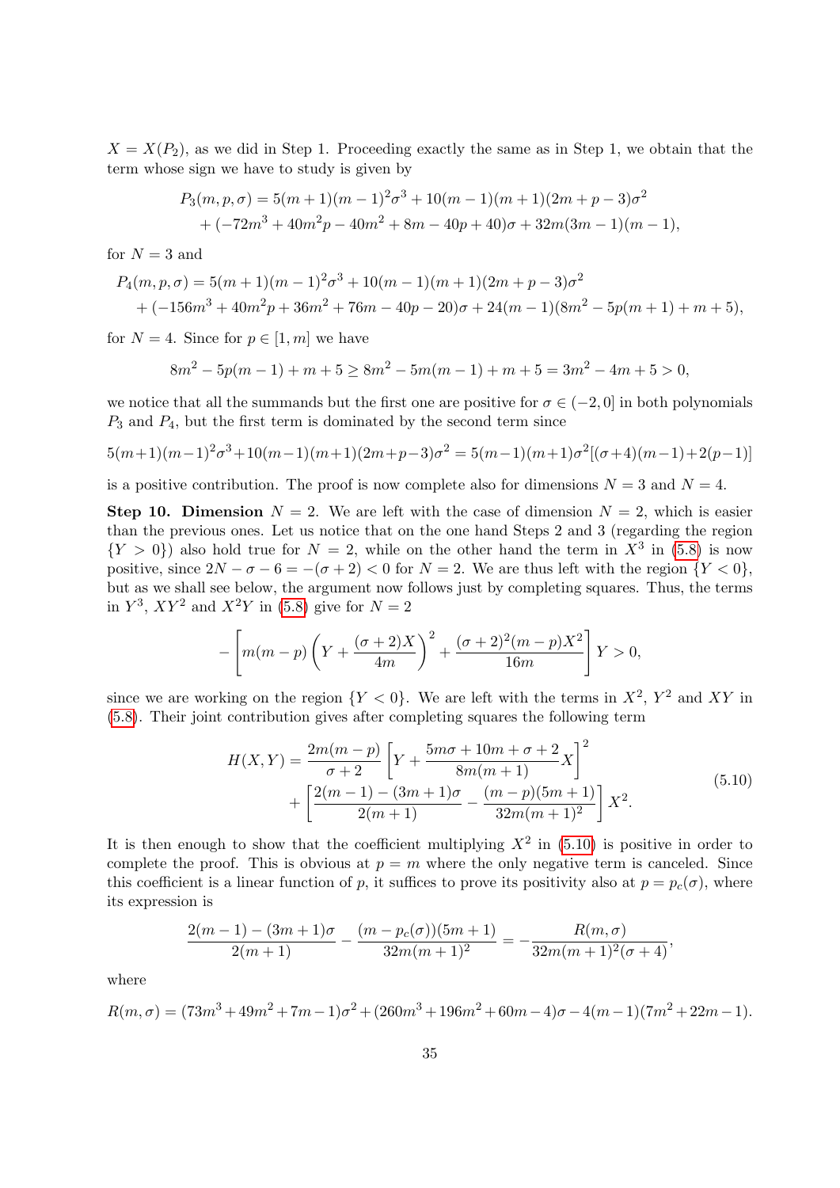$X = X(P_2)$, as we did in Step 1. Proceeding exactly the same as in Step 1, we obtain that the term whose sign we have to study is given by

$$\begin{aligned}P_3(m,p,\sigma) &= 5(m+1)(m-1)^2\sigma^3 + 10(m-1)(m+1)(2m+p-3)\sigma^2\\ &+ (-72m^3 + 40m^2p - 40m^2 + 8m - 40p + 40)\sigma + 32m(3m-1)(m-1),\end{aligned}$$

for $N = 3$ and

$$\begin{aligned}P_4(m,p,\sigma) &= 5(m+1)(m-1)^2\sigma^3 + 10(m-1)(m+1)(2m+p-3)\sigma^2\\ &+ (-156m^3 + 40m^2p + 36m^2 + 76m - 40p - 20)\sigma + 24(m-1)(8m^2 - 5p(m+1) + m + 5),\end{aligned}$$

for $N = 4$. Since for $p \in [1, m]$ we have

$$8m^2 - 5p(m-1) + m + 5 \geq 8m^2 - 5m(m-1) + m + 5 = 3m^2 - 4m + 5 > 0,$$

we notice that all the summands but the first one are positive for $\sigma \in (-2, 0]$ in both polynomials $P_3$ and $P_4$, but the first term is dominated by the second term since

$$5(m+1)(m-1)^2\sigma^3 + 10(m-1)(m+1)(2m+p-3)\sigma^2 = 5(m-1)(m+1)\sigma^2[(\sigma+4)(m-1) + 2(p-1)]$$

is a positive contribution. The proof is now complete also for dimensions $N = 3$ and $N = 4$.

**Step 10. Dimension $N = 2$.** We are left with the case of dimension $N = 2$, which is easier than the previous ones. Let us notice that on the one hand Steps 2 and 3 (regarding the region $\{Y > 0\}$) also hold true for $N = 2$, while on the other hand the term in $X^3$ in (5.8) is now positive, since $2N - \sigma - 6 = -(\sigma + 2) < 0$ for $N = 2$. We are thus left with the region $\{Y < 0\}$, but as we shall see below, the argument now follows just by completing squares. Thus, the terms in $Y^3$, $XY^2$ and $X^2Y$ in (5.8) give for $N = 2$

$$-\left[m(m-p)\left(Y + \frac{(\sigma+2)X}{4m}\right)^2 + \frac{(\sigma+2)^2(m-p)X^2}{16m}\right]Y > 0,$$

since we are working on the region $\{Y < 0\}$. We are left with the terms in $X^2$, $Y^2$ and $XY$ in (5.8). Their joint contribution gives after completing squares the following term

$$\begin{aligned}H(X,Y) &= \frac{2m(m-p)}{\sigma+2}\left[Y + \frac{5m\sigma + 10m + \sigma + 2}{8m(m+1)}X\right]^2\\ &+ \left[\frac{2(m-1) - (3m+1)\sigma}{2(m+1)} - \frac{(m-p)(5m+1)}{32m(m+1)^2}\right]X^2.\end{aligned} \tag{5.10}$$

It is then enough to show that the coefficient multiplying $X^2$ in (5.10) is positive in order to complete the proof. This is obvious at $p = m$ where the only negative term is canceled. Since this coefficient is a linear function of $p$, it suffices to prove its positivity also at $p = p_c(\sigma)$, where its expression is

$$\frac{2(m-1) - (3m+1)\sigma}{2(m+1)} - \frac{(m - p_c(\sigma))(5m+1)}{32m(m+1)^2} = -\frac{R(m,\sigma)}{32m(m+1)^2(\sigma+4)},$$

where

$$R(m,\sigma) = (73m^3 + 49m^2 + 7m - 1)\sigma^2 + (260m^3 + 196m^2 + 60m - 4)\sigma - 4(m-1)(7m^2 + 22m - 1).$$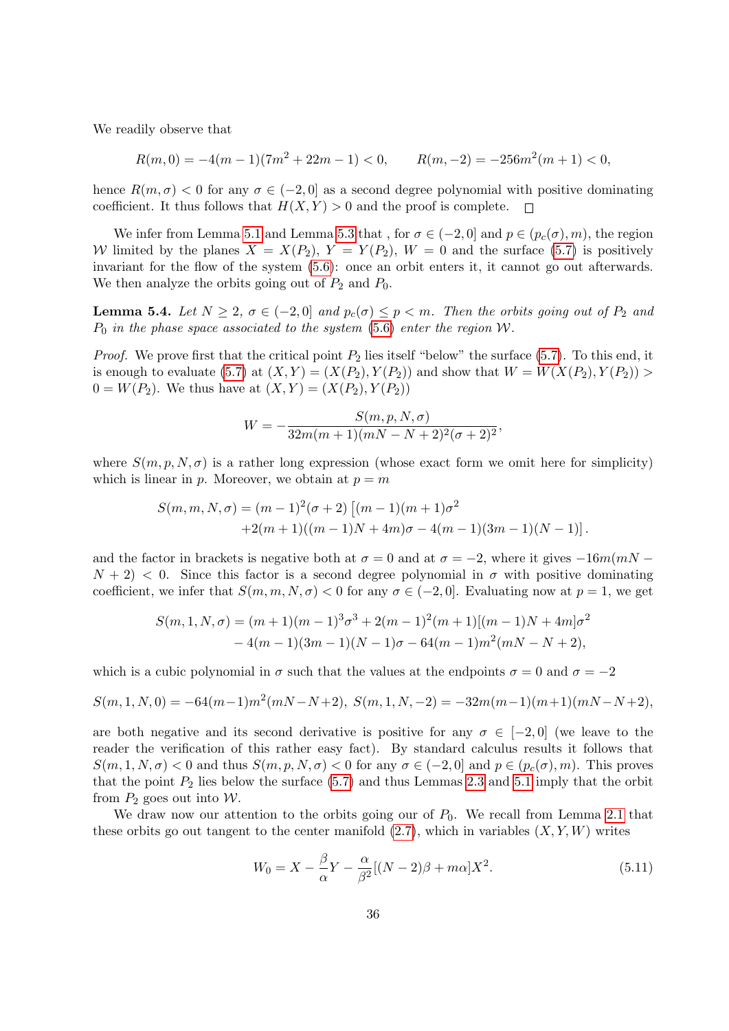We readily observe that

$$R(m,0) = -4(m-1)(7m^2+22m-1) < 0, \qquad R(m,-2) = -256m^2(m+1) < 0,$$

hence $R(m,\sigma) < 0$ for any $\sigma \in (-2,0]$ as a second degree polynomial with positive dominating coefficient. It thus follows that $H(X,Y) > 0$ and the proof is complete. $\square$

We infer from Lemma 5.1 and Lemma 5.3 that , for $\sigma \in (-2,0]$ and $p \in (p_c(\sigma), m)$, the region $\mathcal{W}$ limited by the planes $X = X(P_2)$, $Y = Y(P_2)$, $W = 0$ and the surface (5.7) is positively invariant for the flow of the system (5.6): once an orbit enters it, it cannot go out afterwards. We then analyze the orbits going out of $P_2$ and $P_0$.

**Lemma 5.4.** *Let $N \geq 2$, $\sigma \in (-2,0]$ and $p_c(\sigma) \leq p < m$. Then the orbits going out of $P_2$ and $P_0$ in the phase space associated to the system (5.6) enter the region $\mathcal{W}$.*

*Proof.* We prove first that the critical point $P_2$ lies itself "below" the surface (5.7). To this end, it is enough to evaluate (5.7) at $(X,Y) = (X(P_2), Y(P_2))$ and show that $W = W(X(P_2), Y(P_2)) > 0 = W(P_2)$. We thus have at $(X,Y) = (X(P_2), Y(P_2))$

$$W = -\frac{S(m,p,N,\sigma)}{32m(m+1)(mN-N+2)^2(\sigma+2)^2},$$

where $S(m,p,N,\sigma)$ is a rather long expression (whose exact form we omit here for simplicity) which is linear in $p$. Moreover, we obtain at $p = m$

$$\begin{aligned}S(m,m,N,\sigma) = (m-1)^2(\sigma+2)\,[&(m-1)(m+1)\sigma^2 \\ &+2(m+1)((m-1)N+4m)\sigma - 4(m-1)(3m-1)(N-1)].\end{aligned}$$

and the factor in brackets is negative both at $\sigma = 0$ and at $\sigma = -2$, where it gives $-16m(mN-N+2) < 0$. Since this factor is a second degree polynomial in $\sigma$ with positive dominating coefficient, we infer that $S(m,m,N,\sigma) < 0$ for any $\sigma \in (-2,0]$. Evaluating now at $p = 1$, we get

$$\begin{aligned}S(m,1,N,\sigma) &= (m+1)(m-1)^3\sigma^3 + 2(m-1)^2(m+1)[(m-1)N+4m]\sigma^2 \\ &\quad - 4(m-1)(3m-1)(N-1)\sigma - 64(m-1)m^2(mN-N+2),\end{aligned}$$

which is a cubic polynomial in $\sigma$ such that the values at the endpoints $\sigma = 0$ and $\sigma = -2$

$$S(m,1,N,0) = -64(m-1)m^2(mN-N+2), \ S(m,1,N,-2) = -32m(m-1)(m+1)(mN-N+2),$$

are both negative and its second derivative is positive for any $\sigma \in [-2,0]$ (we leave to the reader the verification of this rather easy fact). By standard calculus results it follows that $S(m,1,N,\sigma) < 0$ and thus $S(m,p,N,\sigma) < 0$ for any $\sigma \in (-2,0]$ and $p \in (p_c(\sigma), m)$. This proves that the point $P_2$ lies below the surface (5.7) and thus Lemmas 2.3 and 5.1 imply that the orbit from $P_2$ goes out into $\mathcal{W}$.

We draw now our attention to the orbits going our of $P_0$. We recall from Lemma 2.1 that these orbits go out tangent to the center manifold (2.7), which in variables $(X,Y,W)$ writes

$$W_0 = X - \frac{\beta}{\alpha}Y - \frac{\alpha}{\beta^2}[(N-2)\beta + m\alpha]X^2. \tag{5.11}$$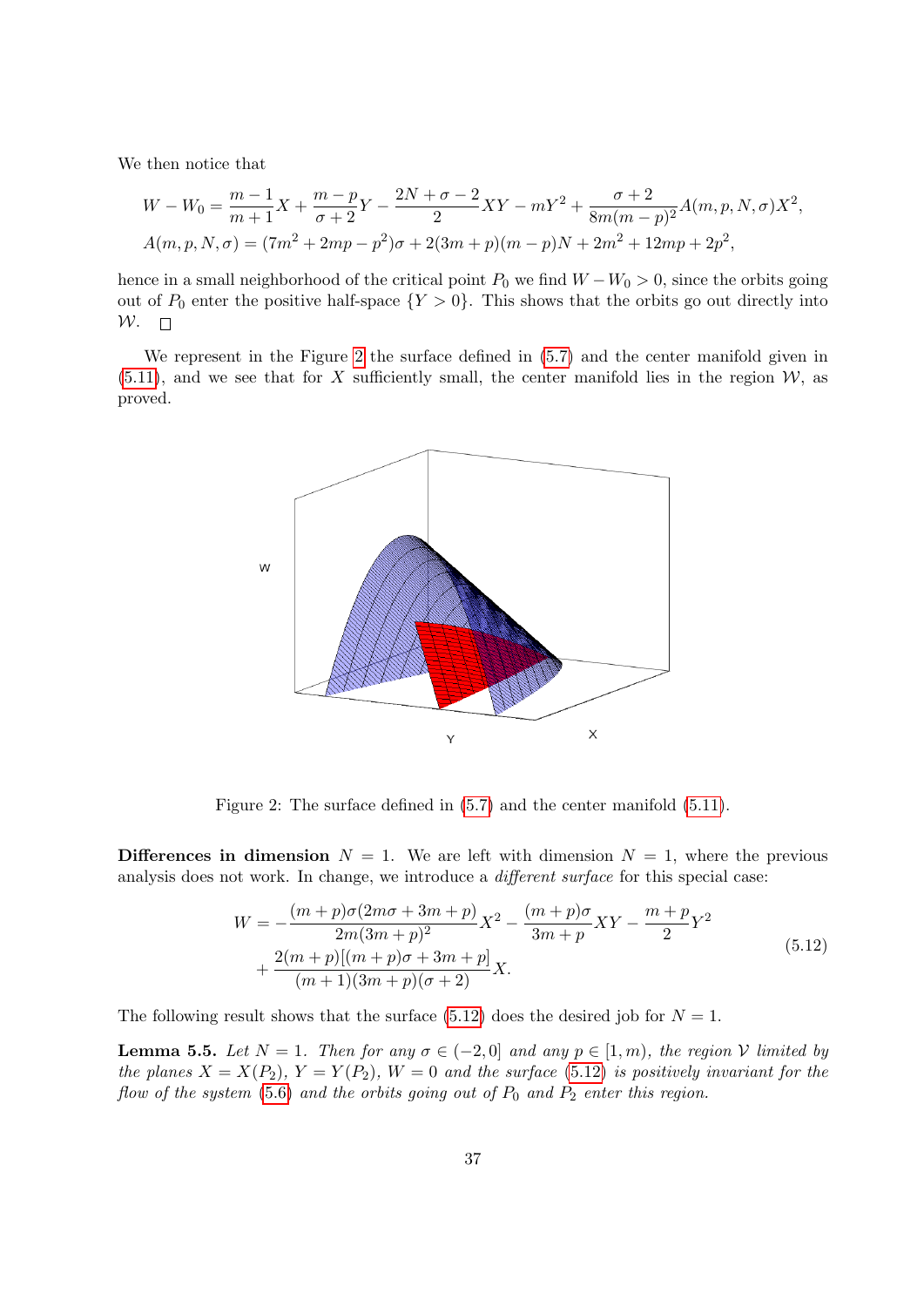We then notice that

$$W - W_0 = \frac{m-1}{m+1}X + \frac{m-p}{\sigma+2}Y - \frac{2N+\sigma-2}{2}XY - mY^2 + \frac{\sigma+2}{8m(m-p)^2}A(m,p,N,\sigma)X^2,$$

$$A(m,p,N,\sigma) = (7m^2+2mp-p^2)\sigma + 2(3m+p)(m-p)N + 2m^2 + 12mp + 2p^2,$$

hence in a small neighborhood of the critical point $P_0$ we find $W - W_0 > 0$, since the orbits going out of $P_0$ enter the positive half-space $\{Y > 0\}$. This shows that the orbits go out directly into $\mathcal{W}$. $\square$

We represent in the Figure 2 the surface defined in (5.7) and the center manifold given in (5.11), and we see that for $X$ sufficiently small, the center manifold lies in the region $\mathcal{W}$, as proved.

Figure 2: The surface defined in (5.7) and the center manifold (5.11).

**Differences in dimension** $N = 1$. We are left with dimension $N = 1$, where the previous analysis does not work. In change, we introduce a *different surface* for this special case:

$$\begin{aligned} W = &-\frac{(m+p)\sigma(2m\sigma+3m+p)}{2m(3m+p)^2}X^2 - \frac{(m+p)\sigma}{3m+p}XY - \frac{m+p}{2}Y^2 \\ &+ \frac{2(m+p)[(m+p)\sigma+3m+p]}{(m+1)(3m+p)(\sigma+2)}X. \end{aligned} \tag{5.12}$$

The following result shows that the surface (5.12) does the desired job for $N = 1$.

**Lemma 5.5.** *Let $N = 1$. Then for any $\sigma \in (-2, 0]$ and any $p \in [1, m)$, the region $\mathcal{V}$ limited by the planes $X = X(P_2)$, $Y = Y(P_2)$, $W = 0$ and the surface (5.12) is positively invariant for the flow of the system (5.6) and the orbits going out of $P_0$ and $P_2$ enter this region.*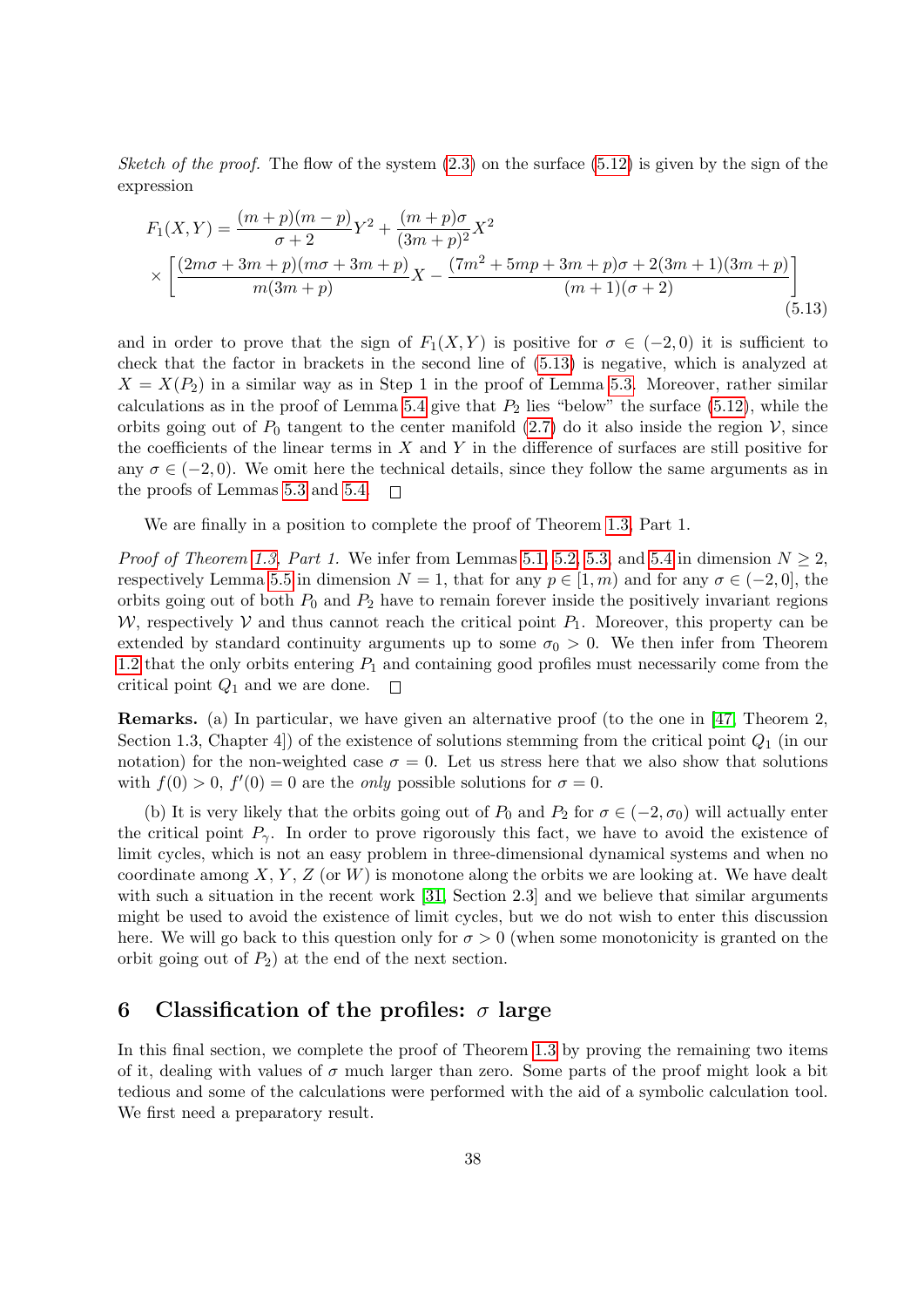*Sketch of the proof.* The flow of the system (2.3) on the surface (5.12) is given by the sign of the expression

$$F_1(X,Y) = \frac{(m+p)(m-p)}{\sigma+2}Y^2 + \frac{(m+p)\sigma}{(3m+p)^2}X^2 \times \left[\frac{(2m\sigma+3m+p)(m\sigma+3m+p)}{m(3m+p)}X - \frac{(7m^2+5mp+3m+p)\sigma+2(3m+1)(3m+p)}{(m+1)(\sigma+2)}\right] \tag{5.13}$$

and in order to prove that the sign of $F_1(X,Y)$ is positive for $\sigma \in (-2,0)$ it is sufficient to check that the factor in brackets in the second line of (5.13) is negative, which is analyzed at $X = X(P_2)$ in a similar way as in Step 1 in the proof of Lemma 5.3. Moreover, rather similar calculations as in the proof of Lemma 5.4 give that $P_2$ lies "below" the surface (5.12), while the orbits going out of $P_0$ tangent to the center manifold (2.7) do it also inside the region $\mathcal{V}$, since the coefficients of the linear terms in $X$ and $Y$ in the difference of surfaces are still positive for any $\sigma \in (-2,0)$. We omit here the technical details, since they follow the same arguments as in the proofs of Lemmas 5.3 and 5.4. $\square$

We are finally in a position to complete the proof of Theorem 1.3, Part 1.

*Proof of Theorem 1.3, Part 1.* We infer from Lemmas 5.1, 5.2, 5.3, and 5.4 in dimension $N \geq 2$, respectively Lemma 5.5 in dimension $N = 1$, that for any $p \in [1,m)$ and for any $\sigma \in (-2,0]$, the orbits going out of both $P_0$ and $P_2$ have to remain forever inside the positively invariant regions $\mathcal{W}$, respectively $\mathcal{V}$ and thus cannot reach the critical point $P_1$. Moreover, this property can be extended by standard continuity arguments up to some $\sigma_0 > 0$. We then infer from Theorem 1.2 that the only orbits entering $P_1$ and containing good profiles must necessarily come from the critical point $Q_1$ and we are done. $\square$

**Remarks.** (a) In particular, we have given an alternative proof (to the one in [47, Theorem 2, Section 1.3, Chapter 4]) of the existence of solutions stemming from the critical point $Q_1$ (in our notation) for the non-weighted case $\sigma = 0$. Let us stress here that we also show that solutions with $f(0) > 0$, $f'(0) = 0$ are the *only* possible solutions for $\sigma = 0$.

(b) It is very likely that the orbits going out of $P_0$ and $P_2$ for $\sigma \in (-2,\sigma_0)$ will actually enter the critical point $P_\gamma$. In order to prove rigorously this fact, we have to avoid the existence of limit cycles, which is not an easy problem in three-dimensional dynamical systems and when no coordinate among $X$, $Y$, $Z$ (or $W$) is monotone along the orbits we are looking at. We have dealt with such a situation in the recent work [31, Section 2.3] and we believe that similar arguments might be used to avoid the existence of limit cycles, but we do not wish to enter this discussion here. We will go back to this question only for $\sigma > 0$ (when some monotonicity is granted on the orbit going out of $P_2$) at the end of the next section.

## 6 Classification of the profiles: $\sigma$ large

In this final section, we complete the proof of Theorem 1.3 by proving the remaining two items of it, dealing with values of $\sigma$ much larger than zero. Some parts of the proof might look a bit tedious and some of the calculations were performed with the aid of a symbolic calculation tool. We first need a preparatory result.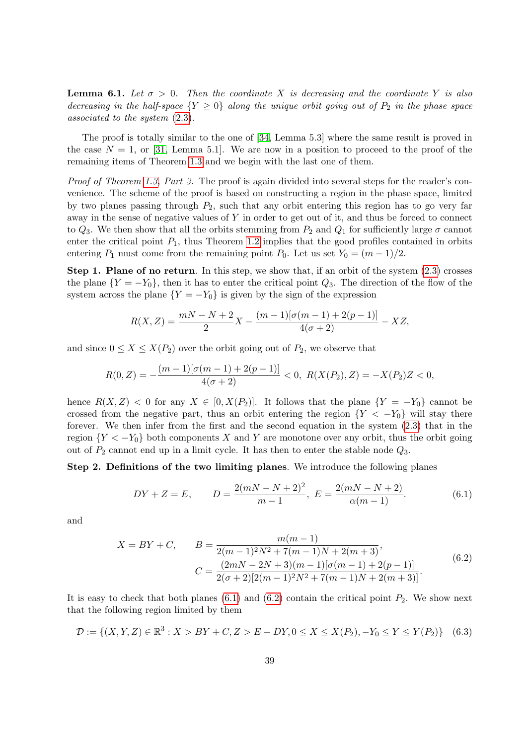**Lemma 6.1.** *Let $\sigma > 0$. Then the coordinate $X$ is decreasing and the coordinate $Y$ is also decreasing in the half-space $\{Y \geq 0\}$ along the unique orbit going out of $P_2$ in the phase space associated to the system (2.3).*

The proof is totally similar to the one of [34, Lemma 5.3] where the same result is proved in the case $N = 1$, or [31, Lemma 5.1]. We are now in a position to proceed to the proof of the remaining items of Theorem 1.3 and we begin with the last one of them.

*Proof of Theorem 1.3, Part 3.* The proof is again divided into several steps for the reader's convenience. The scheme of the proof is based on constructing a region in the phase space, limited by two planes passing through $P_2$, such that any orbit entering this region has to go very far away in the sense of negative values of $Y$ in order to get out of it, and thus be forced to connect to $Q_3$. We then show that all the orbits stemming from $P_2$ and $Q_1$ for sufficiently large $\sigma$ cannot enter the critical point $P_1$, thus Theorem 1.2 implies that the good profiles contained in orbits entering $P_1$ must come from the remaining point $P_0$. Let us set $Y_0 = (m-1)/2$.

**Step 1. Plane of no return**. In this step, we show that, if an orbit of the system (2.3) crosses the plane $\{Y = -Y_0\}$, then it has to enter the critical point $Q_3$. The direction of the flow of the system across the plane $\{Y = -Y_0\}$ is given by the sign of the expression

$$R(X,Z) = \frac{mN - N + 2}{2}X - \frac{(m-1)[\sigma(m-1) + 2(p-1)]}{4(\sigma+2)} - XZ,$$

and since $0 \leq X \leq X(P_2)$ over the orbit going out of $P_2$, we observe that

$$R(0,Z) = -\frac{(m-1)[\sigma(m-1) + 2(p-1)]}{4(\sigma+2)} < 0, \; R(X(P_2),Z) = -X(P_2)Z < 0,$$

hence $R(X,Z) < 0$ for any $X \in [0, X(P_2)]$. It follows that the plane $\{Y = -Y_0\}$ cannot be crossed from the negative part, thus an orbit entering the region $\{Y < -Y_0\}$ will stay there forever. We then infer from the first and the second equation in the system (2.3) that in the region $\{Y < -Y_0\}$ both components $X$ and $Y$ are monotone over any orbit, thus the orbit going out of $P_2$ cannot end up in a limit cycle. It has then to enter the stable node $Q_3$.

**Step 2. Definitions of the two limiting planes**. We introduce the following planes

$$DY + Z = E, \qquad D = \frac{2(mN - N + 2)^2}{m-1}, \; E = \frac{2(mN - N + 2)}{\alpha(m-1)}. \tag{6.1}$$

and

$$\begin{aligned} X = BY + C, \qquad B &= \frac{m(m-1)}{2(m-1)^2N^2 + 7(m-1)N + 2(m+3)}, \\ C &= \frac{(2mN - 2N + 3)(m-1)[\sigma(m-1) + 2(p-1)]}{2(\sigma+2)[2(m-1)^2N^2 + 7(m-1)N + 2(m+3)]}. \end{aligned} \tag{6.2}$$

It is easy to check that both planes (6.1) and (6.2) contain the critical point $P_2$. We show next that the following region limited by them

$$\mathcal{D} := \{(X,Y,Z) \in \mathbb{R}^3 : X > BY + C, Z > E - DY, 0 \leq X \leq X(P_2), -Y_0 \leq Y \leq Y(P_2)\} \tag{6.3}$$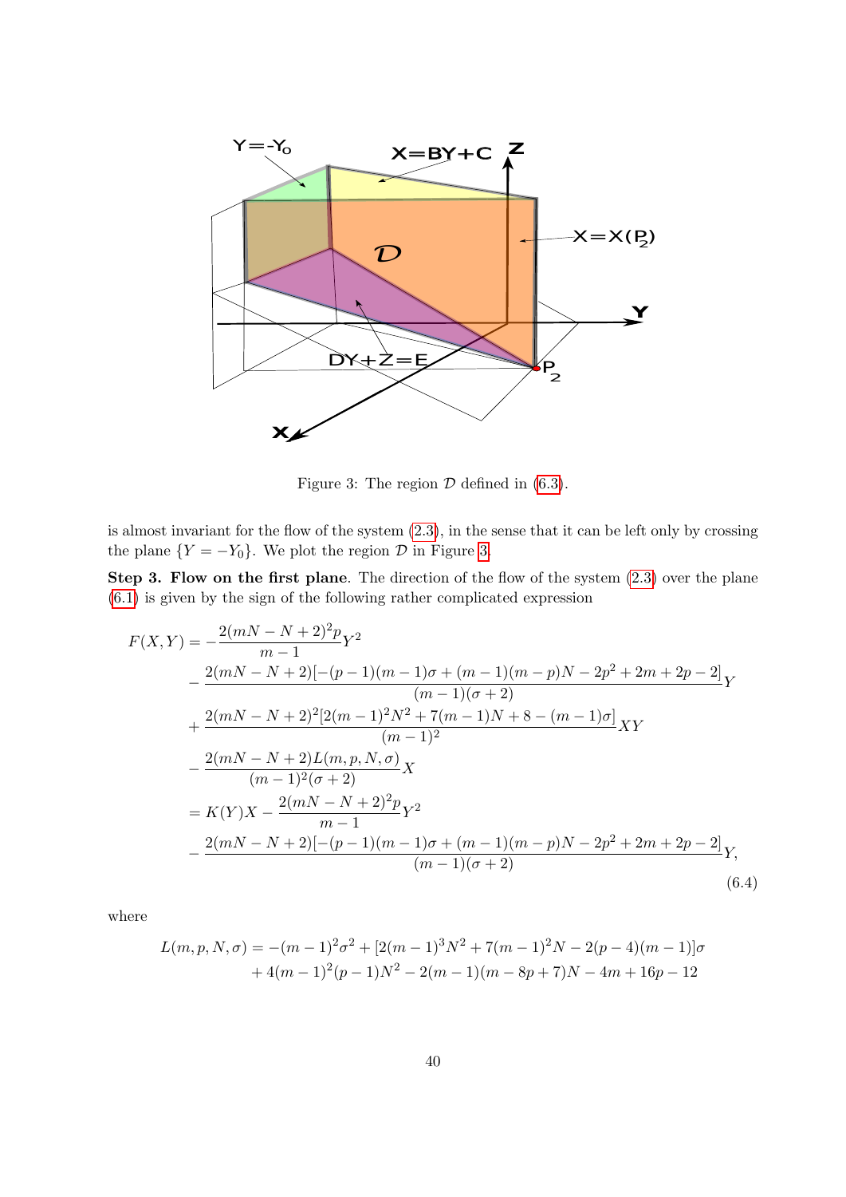Figure 3: The region $\mathcal{D}$ defined in (6.3).

is almost invariant for the flow of the system (2.3), in the sense that it can be left only by crossing the plane $\{Y=-Y_0\}$. We plot the region $\mathcal{D}$ in Figure 3.

**Step 3. Flow on the first plane**. The direction of the flow of the system (2.3) over the plane (6.1) is given by the sign of the following rather complicated expression

$$
\begin{aligned}
F(X,Y) &= -\frac{2(mN-N+2)^2p}{m-1}Y^2 \\
&\quad - \frac{2(mN-N+2)[-(p-1)(m-1)\sigma+(m-1)(m-p)N-2p^2+2m+2p-2]}{(m-1)(\sigma+2)}Y \\
&\quad + \frac{2(mN-N+2)^2[2(m-1)^2N^2+7(m-1)N+8-(m-1)\sigma]}{(m-1)^2}XY \\
&\quad - \frac{2(mN-N+2)L(m,p,N,\sigma)}{(m-1)^2(\sigma+2)}X \\
&= K(Y)X - \frac{2(mN-N+2)^2p}{m-1}Y^2 \\
&\quad - \frac{2(mN-N+2)[-(p-1)(m-1)\sigma+(m-1)(m-p)N-2p^2+2m+2p-2]}{(m-1)(\sigma+2)}Y,
\end{aligned}
\tag{6.4}
$$

where

$$
\begin{aligned}
L(m,p,N,\sigma) &= -(m-1)^2\sigma^2 + [2(m-1)^3N^2+7(m-1)^2N-2(p-4)(m-1)]\sigma \\
&\quad + 4(m-1)^2(p-1)N^2 - 2(m-1)(m-8p+7)N - 4m + 16p - 12
\end{aligned}
$$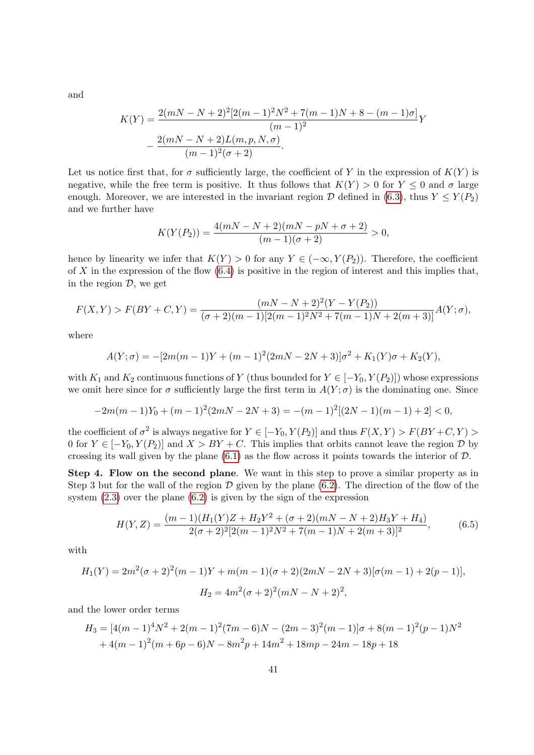and

$$
\begin{aligned}
K(Y)=&\frac{2(mN-N+2)^2[2(m-1)^2N^2+7(m-1)N+8-(m-1)\sigma]}{(m-1)^2}Y\\
&-\frac{2(mN-N+2)L(m,p,N,\sigma)}{(m-1)^2(\sigma+2)}.
\end{aligned}
$$

Let us notice first that, for $\sigma$ sufficiently large, the coefficient of $Y$ in the expression of $K(Y)$ is negative, while the free term is positive. It thus follows that $K(Y)>0$ for $Y\leq 0$ and $\sigma$ large enough. Moreover, we are interested in the invariant region $\mathcal{D}$ defined in (6.3), thus $Y\leq Y(P_2)$ and we further have

$$
K(Y(P_2))=\frac{4(mN-N+2)(mN-pN+\sigma+2)}{(m-1)(\sigma+2)}>0,
$$

hence by linearity we infer that $K(Y)>0$ for any $Y\in(-\infty,Y(P_2))$. Therefore, the coefficient of $X$ in the expression of the flow (6.4) is positive in the region of interest and this implies that, in the region $\mathcal{D}$, we get

$$
F(X,Y)>F(BY+C,Y)=\frac{(mN-N+2)^2(Y-Y(P_2))}{(\sigma+2)(m-1)[2(m-1)^2N^2+7(m-1)N+2(m+3)]}A(Y;\sigma),
$$

where

$$
A(Y;\sigma)=-[2m(m-1)Y+(m-1)^2(2mN-2N+3)]\sigma^2+K_1(Y)\sigma+K_2(Y),
$$

with $K_1$ and $K_2$ continuous functions of $Y$ (thus bounded for $Y\in[-Y_0,Y(P_2)]$) whose expressions we omit here since for $\sigma$ sufficiently large the first term in $A(Y;\sigma)$ is the dominating one. Since

$$
-2m(m-1)Y_0+(m-1)^2(2mN-2N+3)=-(m-1)^2[(2N-1)(m-1)+2]<0,
$$

the coefficient of $\sigma^2$ is always negative for $Y\in[-Y_0,Y(P_2)]$ and thus $F(X,Y)>F(BY+C,Y)>0$ for $Y\in[-Y_0,Y(P_2)]$ and $X>BY+C$. This implies that orbits cannot leave the region $\mathcal{D}$ by crossing its wall given by the plane (6.1) as the flow across it points towards the interior of $\mathcal{D}$.

**Step 4. Flow on the second plane**. We want in this step to prove a similar property as in Step 3 but for the wall of the region $\mathcal{D}$ given by the plane (6.2). The direction of the flow of the system (2.3) over the plane (6.2) is given by the sign of the expression

$$
H(Y,Z)=\frac{(m-1)(H_1(Y)Z+H_2Y^2+(\sigma+2)(mN-N+2)H_3Y+H_4)}{2(\sigma+2)^2[2(m-1)^2N^2+7(m-1)N+2(m+3)]^2}, \tag{6.5}
$$

with

$$
H_1(Y)=2m^2(\sigma+2)^2(m-1)Y+m(m-1)(\sigma+2)(2mN-2N+3)[\sigma(m-1)+2(p-1)],
$$

$$
H_2=4m^2(\sigma+2)^2(mN-N+2)^2,
$$

and the lower order terms

$$
\begin{aligned}
H_3=&[4(m-1)^4N^2+2(m-1)^2(7m-6)N-(2m-3)^2(m-1)]\sigma+8(m-1)^2(p-1)N^2\\
&+4(m-1)^2(m+6p-6)N-8m^2p+14m^2+18mp-24m-18p+18
\end{aligned}
$$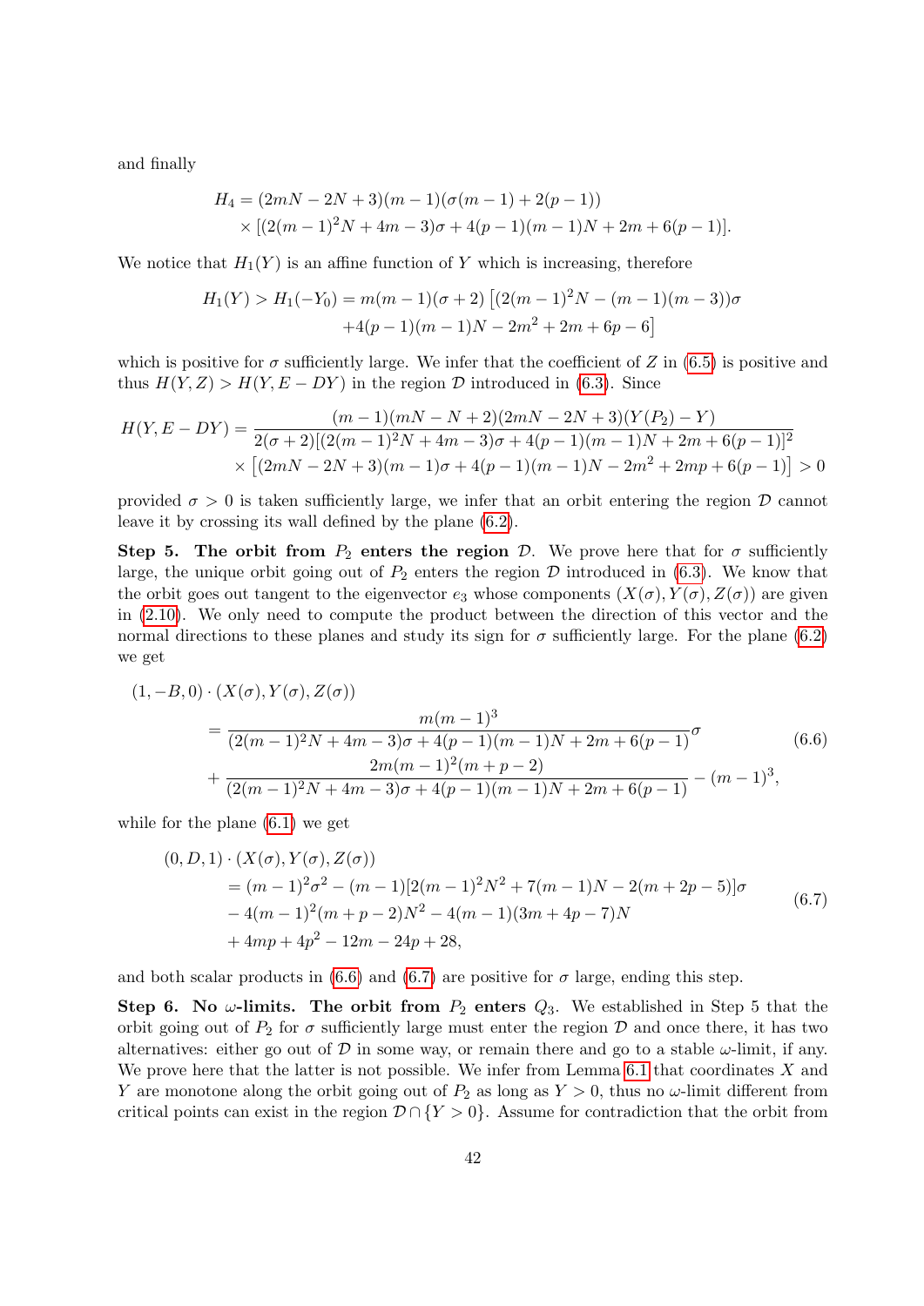and finally

$$
\begin{aligned}
H_4 &= (2mN - 2N + 3)(m-1)(\sigma(m-1) + 2(p-1)) \\
&\quad \times [(2(m-1)^2N + 4m - 3)\sigma + 4(p-1)(m-1)N + 2m + 6(p-1)].
\end{aligned}
$$

We notice that $H_1(Y)$ is an affine function of $Y$ which is increasing, therefore

$$
\begin{aligned}
H_1(Y) > H_1(-Y_0) = m(m-1)(\sigma+2) &\left[(2(m-1)^2N - (m-1)(m-3))\sigma \right. \\
&\left. + 4(p-1)(m-1)N - 2m^2 + 2m + 6p - 6\right]
\end{aligned}
$$

which is positive for $\sigma$ sufficiently large. We infer that the coefficient of $Z$ in (6.5) is positive and thus $H(Y,Z) > H(Y, E - DY)$ in the region $\mathcal{D}$ introduced in (6.3). Since

$$
\begin{aligned}
H(Y, E-DY) &= \frac{(m-1)(mN - N + 2)(2mN - 2N + 3)(Y(P_2) - Y)}{2(\sigma+2)[(2(m-1)^2N + 4m - 3)\sigma + 4(p-1)(m-1)N + 2m + 6(p-1)]^2} \\
&\quad \times \left[(2mN - 2N + 3)(m-1)\sigma + 4(p-1)(m-1)N - 2m^2 + 2mp + 6(p-1)\right] > 0
\end{aligned}
$$

provided $\sigma > 0$ is taken sufficiently large, we infer that an orbit entering the region $\mathcal{D}$ cannot leave it by crossing its wall defined by the plane (6.2).

**Step 5. The orbit from $P_2$ enters the region $\mathcal{D}$.** We prove here that for $\sigma$ sufficiently large, the unique orbit going out of $P_2$ enters the region $\mathcal{D}$ introduced in (6.3). We know that the orbit goes out tangent to the eigenvector $e_3$ whose components $(X(\sigma), Y(\sigma), Z(\sigma))$ are given in (2.10). We only need to compute the product between the direction of this vector and the normal directions to these planes and study its sign for $\sigma$ sufficiently large. For the plane (6.2) we get

$$
\begin{aligned}
(1, -B, 0) &\cdot (X(\sigma), Y(\sigma), Z(\sigma)) \\
&= \frac{m(m-1)^3}{(2(m-1)^2N + 4m - 3)\sigma + 4(p-1)(m-1)N + 2m + 6(p-1)}\sigma \\
&+ \frac{2m(m-1)^2(m+p-2)}{(2(m-1)^2N + 4m - 3)\sigma + 4(p-1)(m-1)N + 2m + 6(p-1)} - (m-1)^3,
\end{aligned}
\tag{6.6}
$$

while for the plane (6.1) we get

$$
\begin{aligned}
(0, D, 1) &\cdot (X(\sigma), Y(\sigma), Z(\sigma)) \\
&= (m-1)^2\sigma^2 - (m-1)[2(m-1)^2N^2 + 7(m-1)N - 2(m + 2p - 5)]\sigma \\
&- 4(m-1)^2(m+p-2)N^2 - 4(m-1)(3m + 4p - 7)N \\
&+ 4mp + 4p^2 - 12m - 24p + 28,
\end{aligned}
\tag{6.7}
$$

and both scalar products in (6.6) and (6.7) are positive for $\sigma$ large, ending this step.

**Step 6. No $\omega$-limits. The orbit from $P_2$ enters $Q_3$.** We established in Step 5 that the orbit going out of $P_2$ for $\sigma$ sufficiently large must enter the region $\mathcal{D}$ and once there, it has two alternatives: either go out of $\mathcal{D}$ in some way, or remain there and go to a stable $\omega$-limit, if any. We prove here that the latter is not possible. We infer from Lemma 6.1 that coordinates $X$ and $Y$ are monotone along the orbit going out of $P_2$ as long as $Y > 0$, thus no $\omega$-limit different from critical points can exist in the region $\mathcal{D} \cap \{Y > 0\}$. Assume for contradiction that the orbit from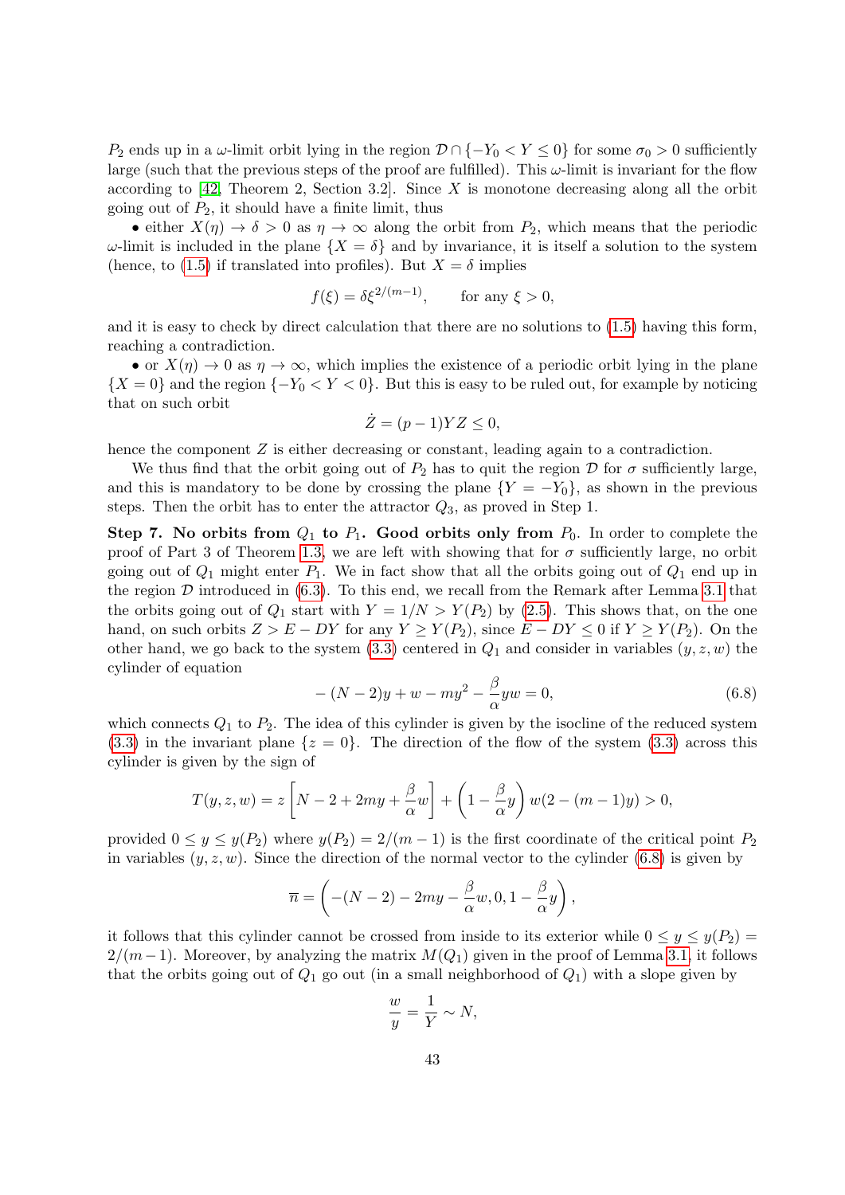$P_2$ ends up in a $\omega$-limit orbit lying in the region $\mathcal{D} \cap \{-Y_0 < Y \leq 0\}$ for some $\sigma_0 > 0$ sufficiently large (such that the previous steps of the proof are fulfilled). This $\omega$-limit is invariant for the flow according to [42, Theorem 2, Section 3.2]. Since $X$ is monotone decreasing along all the orbit going out of $P_2$, it should have a finite limit, thus

• either $X(\eta) \to \delta > 0$ as $\eta \to \infty$ along the orbit from $P_2$, which means that the periodic $\omega$-limit is included in the plane $\{X = \delta\}$ and by invariance, it is itself a solution to the system (hence, to (1.5) if translated into profiles). But $X = \delta$ implies

$$f(\xi) = \delta \xi^{2/(m-1)}, \qquad \text{for any } \xi > 0,$$

and it is easy to check by direct calculation that there are no solutions to (1.5) having this form, reaching a contradiction.

• or $X(\eta) \to 0$ as $\eta \to \infty$, which implies the existence of a periodic orbit lying in the plane $\{X = 0\}$ and the region $\{-Y_0 < Y < 0\}$. But this is easy to be ruled out, for example by noticing that on such orbit

$$\dot{Z} = (p-1)YZ \leq 0,$$

hence the component $Z$ is either decreasing or constant, leading again to a contradiction.

We thus find that the orbit going out of $P_2$ has to quit the region $\mathcal{D}$ for $\sigma$ sufficiently large, and this is mandatory to be done by crossing the plane $\{Y = -Y_0\}$, as shown in the previous steps. Then the orbit has to enter the attractor $Q_3$, as proved in Step 1.

**Step 7. No orbits from $Q_1$ to $P_1$. Good orbits only from $P_0$.** In order to complete the proof of Part 3 of Theorem 1.3, we are left with showing that for $\sigma$ sufficiently large, no orbit going out of $Q_1$ might enter $P_1$. We in fact show that all the orbits going out of $Q_1$ end up in the region $\mathcal{D}$ introduced in (6.3). To this end, we recall from the Remark after Lemma 3.1 that the orbits going out of $Q_1$ start with $Y = 1/N > Y(P_2)$ by (2.5). This shows that, on the one hand, on such orbits $Z > E - DY$ for any $Y \geq Y(P_2)$, since $E - DY \leq 0$ if $Y \geq Y(P_2)$. On the other hand, we go back to the system (3.3) centered in $Q_1$ and consider in variables $(y, z, w)$ the cylinder of equation

$$-(N-2)y + w - my^2 - \frac{\beta}{\alpha}yw = 0, \tag{6.8}$$

which connects $Q_1$ to $P_2$. The idea of this cylinder is given by the isocline of the reduced system (3.3) in the invariant plane $\{z = 0\}$. The direction of the flow of the system (3.3) across this cylinder is given by the sign of

$$T(y,z,w) = z\left[N - 2 + 2my + \frac{\beta}{\alpha}w\right] + \left(1 - \frac{\beta}{\alpha}y\right)w(2 - (m-1)y) > 0,$$

provided $0 \leq y \leq y(P_2)$ where $y(P_2) = 2/(m-1)$ is the first coordinate of the critical point $P_2$ in variables $(y, z, w)$. Since the direction of the normal vector to the cylinder (6.8) is given by

$$\overline{n} = \left(-(N-2) - 2my - \frac{\beta}{\alpha}w, 0, 1 - \frac{\beta}{\alpha}y\right),$$

it follows that this cylinder cannot be crossed from inside to its exterior while $0 \leq y \leq y(P_2) = 2/(m-1)$. Moreover, by analyzing the matrix $M(Q_1)$ given in the proof of Lemma 3.1, it follows that the orbits going out of $Q_1$ go out (in a small neighborhood of $Q_1$) with a slope given by

$$\frac{w}{y} = \frac{1}{Y} \sim N,$$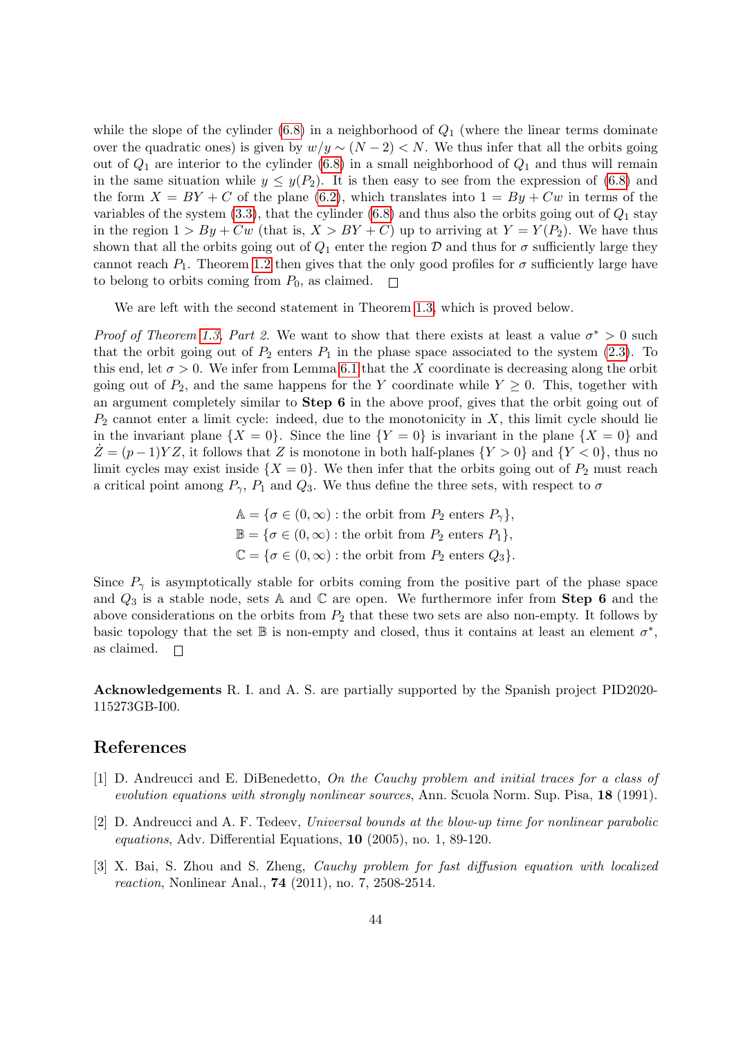while the slope of the cylinder (6.8) in a neighborhood of $Q_1$ (where the linear terms dominate over the quadratic ones) is given by $w/y \sim (N-2) < N$. We thus infer that all the orbits going out of $Q_1$ are interior to the cylinder (6.8) in a small neighborhood of $Q_1$ and thus will remain in the same situation while $y \leq y(P_2)$. It is then easy to see from the expression of (6.8) and the form $X = BY + C$ of the plane (6.2), which translates into $1 = By + Cw$ in terms of the variables of the system (3.3), that the cylinder (6.8) and thus also the orbits going out of $Q_1$ stay in the region $1 > By + Cw$ (that is, $X > BY + C$) up to arriving at $Y = Y(P_2)$. We have thus shown that all the orbits going out of $Q_1$ enter the region $\mathcal{D}$ and thus for $\sigma$ sufficiently large they cannot reach $P_1$. Theorem 1.2 then gives that the only good profiles for $\sigma$ sufficiently large have to belong to orbits coming from $P_0$, as claimed. $\square$

We are left with the second statement in Theorem 1.3, which is proved below.

*Proof of Theorem 1.3, Part 2.* We want to show that there exists at least a value $\sigma^* > 0$ such that the orbit going out of $P_2$ enters $P_1$ in the phase space associated to the system (2.3). To this end, let $\sigma > 0$. We infer from Lemma 6.1 that the $X$ coordinate is decreasing along the orbit going out of $P_2$, and the same happens for the $Y$ coordinate while $Y \geq 0$. This, together with an argument completely similar to **Step 6** in the above proof, gives that the orbit going out of $P_2$ cannot enter a limit cycle: indeed, due to the monotonicity in $X$, this limit cycle should lie in the invariant plane $\{X = 0\}$. Since the line $\{Y = 0\}$ is invariant in the plane $\{X = 0\}$ and $\dot{Z} = (p-1)YZ$, it follows that $Z$ is monotone in both half-planes $\{Y > 0\}$ and $\{Y < 0\}$, thus no limit cycles may exist inside $\{X = 0\}$. We then infer that the orbits going out of $P_2$ must reach a critical point among $P_\gamma$, $P_1$ and $Q_3$. We thus define the three sets, with respect to $\sigma$

$$\mathbb{A} = \{\sigma \in (0,\infty) : \text{the orbit from } P_2 \text{ enters } P_\gamma\},$$
$$\mathbb{B} = \{\sigma \in (0,\infty) : \text{the orbit from } P_2 \text{ enters } P_1\},$$
$$\mathbb{C} = \{\sigma \in (0,\infty) : \text{the orbit from } P_2 \text{ enters } Q_3\}.$$

Since $P_\gamma$ is asymptotically stable for orbits coming from the positive part of the phase space and $Q_3$ is a stable node, sets $\mathbb{A}$ and $\mathbb{C}$ are open. We furthermore infer from **Step 6** and the above considerations on the orbits from $P_2$ that these two sets are also non-empty. It follows by basic topology that the set $\mathbb{B}$ is non-empty and closed, thus it contains at least an element $\sigma^*$, as claimed. $\square$

**Acknowledgements** R. I. and A. S. are partially supported by the Spanish project PID2020-115273GB-I00.

## References

[1] D. Andreucci and E. DiBenedetto, *On the Cauchy problem and initial traces for a class of evolution equations with strongly nonlinear sources*, Ann. Scuola Norm. Sup. Pisa, **18** (1991).

[2] D. Andreucci and A. F. Tedeev, *Universal bounds at the blow-up time for nonlinear parabolic equations*, Adv. Differential Equations, **10** (2005), no. 1, 89-120.

[3] X. Bai, S. Zhou and S. Zheng, *Cauchy problem for fast diffusion equation with localized reaction*, Nonlinear Anal., **74** (2011), no. 7, 2508-2514.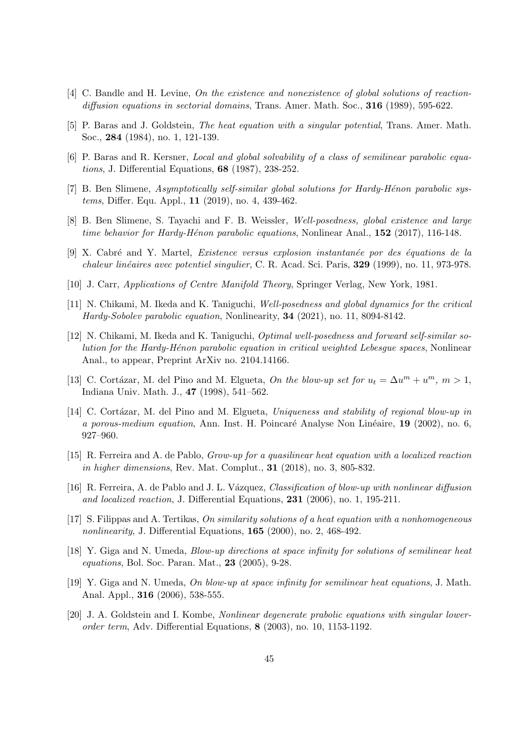[4] C. Bandle and H. Levine, *On the existence and nonexistence of global solutions of reaction-diffusion equations in sectorial domains*, Trans. Amer. Math. Soc., **316** (1989), 595-622.

[5] P. Baras and J. Goldstein, *The heat equation with a singular potential*, Trans. Amer. Math. Soc., **284** (1984), no. 1, 121-139.

[6] P. Baras and R. Kersner, *Local and global solvability of a class of semilinear parabolic equations*, J. Differential Equations, **68** (1987), 238-252.

[7] B. Ben Slimene, *Asymptotically self-similar global solutions for Hardy-Hénon parabolic systems*, Differ. Equ. Appl., **11** (2019), no. 4, 439-462.

[8] B. Ben Slimene, S. Tayachi and F. B. Weissler, *Well-posedness, global existence and large time behavior for Hardy-Hénon parabolic equations*, Nonlinear Anal., **152** (2017), 116-148.

[9] X. Cabré and Y. Martel, *Existence versus explosion instantanée por des équations de la chaleur linéaires avec potentiel singulier*, C. R. Acad. Sci. Paris, **329** (1999), no. 11, 973-978.

[10] J. Carr, *Applications of Centre Manifold Theory*, Springer Verlag, New York, 1981.

[11] N. Chikami, M. Ikeda and K. Taniguchi, *Well-posedness and global dynamics for the critical Hardy-Sobolev parabolic equation*, Nonlinearity, **34** (2021), no. 11, 8094-8142.

[12] N. Chikami, M. Ikeda and K. Taniguchi, *Optimal well-posedness and forward self-similar solution for the Hardy-Hénon parabolic equation in critical weighted Lebesgue spaces*, Nonlinear Anal., to appear, Preprint ArXiv no. 2104.14166.

[13] C. Cortázar, M. del Pino and M. Elgueta, *On the blow-up set for $u_t = \Delta u^m + u^m$, $m > 1$*, Indiana Univ. Math. J., **47** (1998), 541–562.

[14] C. Cortázar, M. del Pino and M. Elgueta, *Uniqueness and stability of regional blow-up in a porous-medium equation*, Ann. Inst. H. Poincaré Analyse Non Linéaire, **19** (2002), no. 6, 927–960.

[15] R. Ferreira and A. de Pablo, *Grow-up for a quasilinear heat equation with a localized reaction in higher dimensions*, Rev. Mat. Complut., **31** (2018), no. 3, 805-832.

[16] R. Ferreira, A. de Pablo and J. L. Vázquez, *Classification of blow-up with nonlinear diffusion and localized reaction*, J. Differential Equations, **231** (2006), no. 1, 195-211.

[17] S. Filippas and A. Tertikas, *On similarity solutions of a heat equation with a nonhomogeneous nonlinearity*, J. Differential Equations, **165** (2000), no. 2, 468-492.

[18] Y. Giga and N. Umeda, *Blow-up directions at space infinity for solutions of semilinear heat equations*, Bol. Soc. Paran. Mat., **23** (2005), 9-28.

[19] Y. Giga and N. Umeda, *On blow-up at space infinity for semilinear heat equations*, J. Math. Anal. Appl., **316** (2006), 538-555.

[20] J. A. Goldstein and I. Kombe, *Nonlinear degenerate prabolic equations with singular lower-order term*, Adv. Differential Equations, **8** (2003), no. 10, 1153-1192.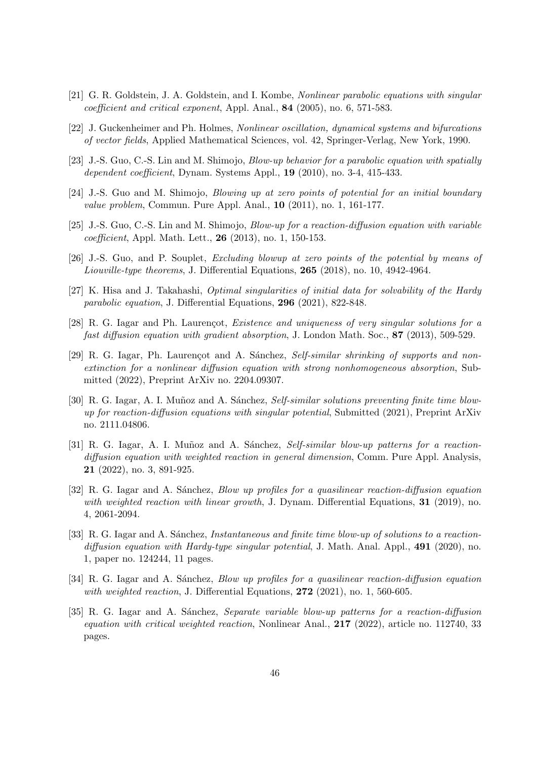[21] G. R. Goldstein, J. A. Goldstein, and I. Kombe, *Nonlinear parabolic equations with singular coefficient and critical exponent*, Appl. Anal., **84** (2005), no. 6, 571-583.

[22] J. Guckenheimer and Ph. Holmes, *Nonlinear oscillation, dynamical systems and bifurcations of vector fields*, Applied Mathematical Sciences, vol. 42, Springer-Verlag, New York, 1990.

[23] J.-S. Guo, C.-S. Lin and M. Shimojo, *Blow-up behavior for a parabolic equation with spatially dependent coefficient*, Dynam. Systems Appl., **19** (2010), no. 3-4, 415-433.

[24] J.-S. Guo and M. Shimojo, *Blowing up at zero points of potential for an initial boundary value problem*, Commun. Pure Appl. Anal., **10** (2011), no. 1, 161-177.

[25] J.-S. Guo, C.-S. Lin and M. Shimojo, *Blow-up for a reaction-diffusion equation with variable coefficient*, Appl. Math. Lett., **26** (2013), no. 1, 150-153.

[26] J.-S. Guo, and P. Souplet, *Excluding blowup at zero points of the potential by means of Liouville-type theorems*, J. Differential Equations, **265** (2018), no. 10, 4942-4964.

[27] K. Hisa and J. Takahashi, *Optimal singularities of initial data for solvability of the Hardy parabolic equation*, J. Differential Equations, **296** (2021), 822-848.

[28] R. G. Iagar and Ph. Laurençot, *Existence and uniqueness of very singular solutions for a fast diffusion equation with gradient absorption*, J. London Math. Soc., **87** (2013), 509-529.

[29] R. G. Iagar, Ph. Laurençot and A. Sánchez, *Self-similar shrinking of supports and non-extinction for a nonlinear diffusion equation with strong nonhomogeneous absorption*, Submitted (2022), Preprint ArXiv no. 2204.09307.

[30] R. G. Iagar, A. I. Muñoz and A. Sánchez, *Self-similar solutions preventing finite time blow-up for reaction-diffusion equations with singular potential*, Submitted (2021), Preprint ArXiv no. 2111.04806.

[31] R. G. Iagar, A. I. Muñoz and A. Sánchez, *Self-similar blow-up patterns for a reaction-diffusion equation with weighted reaction in general dimension*, Comm. Pure Appl. Analysis, **21** (2022), no. 3, 891-925.

[32] R. G. Iagar and A. Sánchez, *Blow up profiles for a quasilinear reaction-diffusion equation with weighted reaction with linear growth*, J. Dynam. Differential Equations, **31** (2019), no. 4, 2061-2094.

[33] R. G. Iagar and A. Sánchez, *Instantaneous and finite time blow-up of solutions to a reaction-diffusion equation with Hardy-type singular potential*, J. Math. Anal. Appl., **491** (2020), no. 1, paper no. 124244, 11 pages.

[34] R. G. Iagar and A. Sánchez, *Blow up profiles for a quasilinear reaction-diffusion equation with weighted reaction*, J. Differential Equations, **272** (2021), no. 1, 560-605.

[35] R. G. Iagar and A. Sánchez, *Separate variable blow-up patterns for a reaction-diffusion equation with critical weighted reaction*, Nonlinear Anal., **217** (2022), article no. 112740, 33 pages.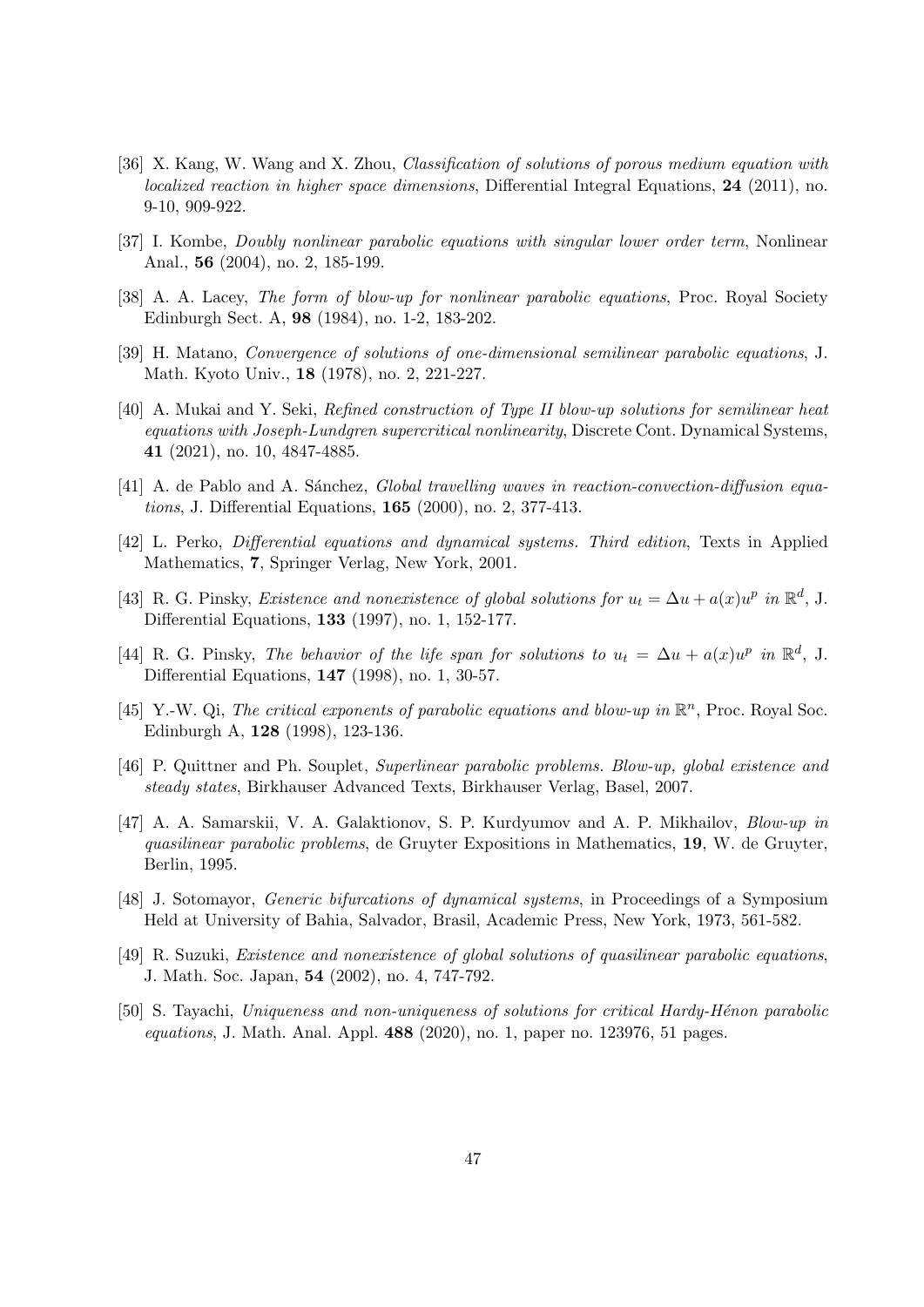[36] X. Kang, W. Wang and X. Zhou, *Classification of solutions of porous medium equation with localized reaction in higher space dimensions*, Differential Integral Equations, **24** (2011), no. 9-10, 909-922.

[37] I. Kombe, *Doubly nonlinear parabolic equations with singular lower order term*, Nonlinear Anal., **56** (2004), no. 2, 185-199.

[38] A. A. Lacey, *The form of blow-up for nonlinear parabolic equations*, Proc. Royal Society Edinburgh Sect. A, **98** (1984), no. 1-2, 183-202.

[39] H. Matano, *Convergence of solutions of one-dimensional semilinear parabolic equations*, J. Math. Kyoto Univ., **18** (1978), no. 2, 221-227.

[40] A. Mukai and Y. Seki, *Refined construction of Type II blow-up solutions for semilinear heat equations with Joseph-Lundgren supercritical nonlinearity*, Discrete Cont. Dynamical Systems, **41** (2021), no. 10, 4847-4885.

[41] A. de Pablo and A. Sánchez, *Global travelling waves in reaction-convection-diffusion equations*, J. Differential Equations, **165** (2000), no. 2, 377-413.

[42] L. Perko, *Differential equations and dynamical systems. Third edition*, Texts in Applied Mathematics, **7**, Springer Verlag, New York, 2001.

[43] R. G. Pinsky, *Existence and nonexistence of global solutions for $u_t = \Delta u + a(x)u^p$ in $\mathbb{R}^d$*, J. Differential Equations, **133** (1997), no. 1, 152-177.

[44] R. G. Pinsky, *The behavior of the life span for solutions to $u_t = \Delta u + a(x)u^p$ in $\mathbb{R}^d$*, J. Differential Equations, **147** (1998), no. 1, 30-57.

[45] Y.-W. Qi, *The critical exponents of parabolic equations and blow-up in $\mathbb{R}^n$*, Proc. Royal Soc. Edinburgh A, **128** (1998), 123-136.

[46] P. Quittner and Ph. Souplet, *Superlinear parabolic problems. Blow-up, global existence and steady states*, Birkhauser Advanced Texts, Birkhauser Verlag, Basel, 2007.

[47] A. A. Samarskii, V. A. Galaktionov, S. P. Kurdyumov and A. P. Mikhailov, *Blow-up in quasilinear parabolic problems*, de Gruyter Expositions in Mathematics, **19**, W. de Gruyter, Berlin, 1995.

[48] J. Sotomayor, *Generic bifurcations of dynamical systems*, in Proceedings of a Symposium Held at University of Bahia, Salvador, Brasil, Academic Press, New York, 1973, 561-582.

[49] R. Suzuki, *Existence and nonexistence of global solutions of quasilinear parabolic equations*, J. Math. Soc. Japan, **54** (2002), no. 4, 747-792.

[50] S. Tayachi, *Uniqueness and non-uniqueness of solutions for critical Hardy-Hénon parabolic equations*, J. Math. Anal. Appl. **488** (2020), no. 1, paper no. 123976, 51 pages.